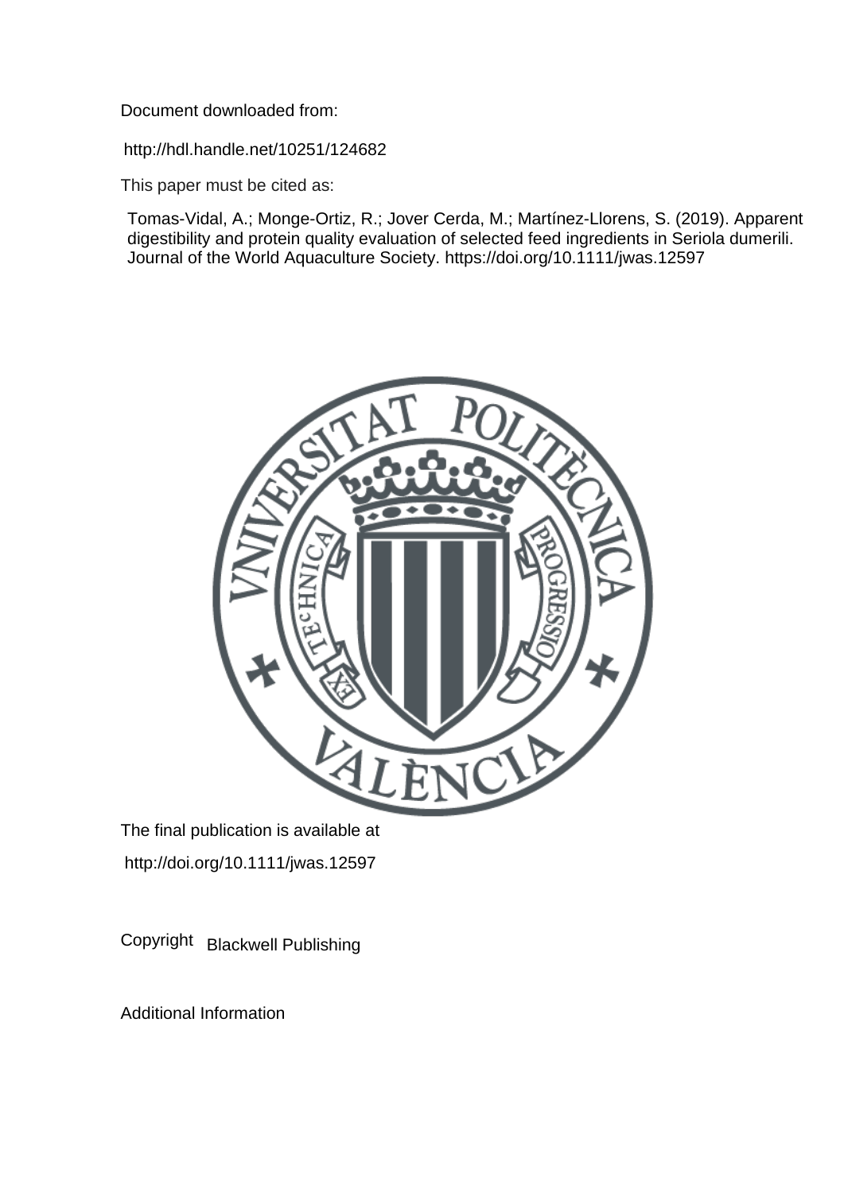Document downloaded from:

http://hdl.handle.net/10251/124682

This paper must be cited as:

Tomas-Vidal, A.; Monge-Ortiz, R.; Jover Cerda, M.; Martínez-Llorens, S. (2019). Apparent digestibility and protein quality evaluation of selected feed ingredients in Seriola dumerili. Journal of the World Aquaculture Society. https://doi.org/10.1111/jwas.12597

The final publication is available at

http://doi.org/10.1111/jwas.12597

Copyright Blackwell Publishing

Additional Information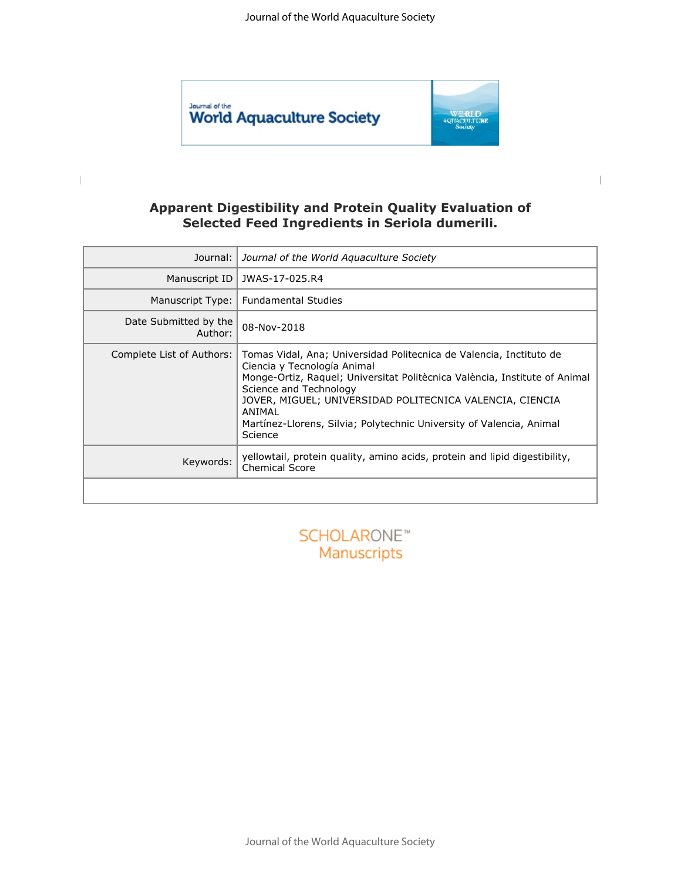# Apparent Digestibility and Protein Quality Evaluation of Selected Feed Ingredients in Seriola dumerili.

| | |
|---|---|
| Journal: | *Journal of the World Aquaculture Society* |
| Manuscript ID | JWAS-17-025.R4 |
| Manuscript Type: | Fundamental Studies |
| Date Submitted by the Author: | 08-Nov-2018 |
| Complete List of Authors: | Tomas Vidal, Ana; Universidad Politecnica de Valencia, Inctituto de Ciencia y Tecnología Animal<br>Monge-Ortiz, Raquel; Universitat Politècnica València, Institute of Animal Science and Technology<br>JOVER, MIGUEL; UNIVERSIDAD POLITECNICA VALENCIA, CIENCIA ANIMAL<br>Martínez-Llorens, Silvia; Polytechnic University of Valencia, Animal Science |
| Keywords: | yellowtail, protein quality, amino acids, protein and lipid digestibility, Chemical Score |

SCHOLARONE™ Manuscripts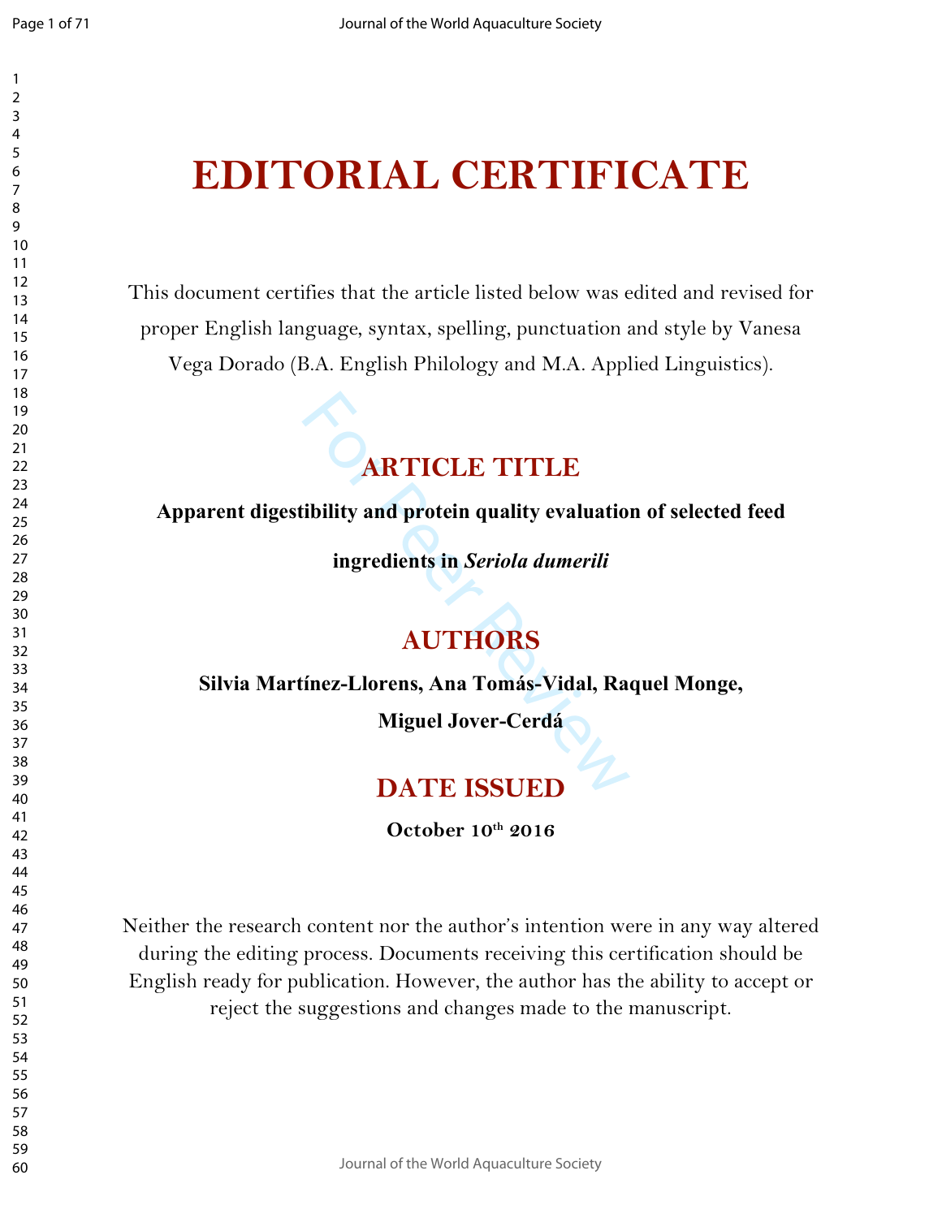# EDITORIAL CERTIFICATE

This document certifies that the article listed below was edited and revised for proper English language, syntax, spelling, punctuation and style by Vanesa Vega Dorado (B.A. English Philology and M.A. Applied Linguistics).

## ARTICLE TITLE

**Apparent digestibility and protein quality evaluation of selected feed ingredients in *Seriola dumerili***

## AUTHORS

**Silvia Martínez-Llorens, Ana Tomás-Vidal, Raquel Monge, Miguel Jover-Cerdá**

## DATE ISSUED

**October 10th 2016**

Neither the research content nor the author's intention were in any way altered during the editing process. Documents receiving this certification should be English ready for publication. However, the author has the ability to accept or reject the suggestions and changes made to the manuscript.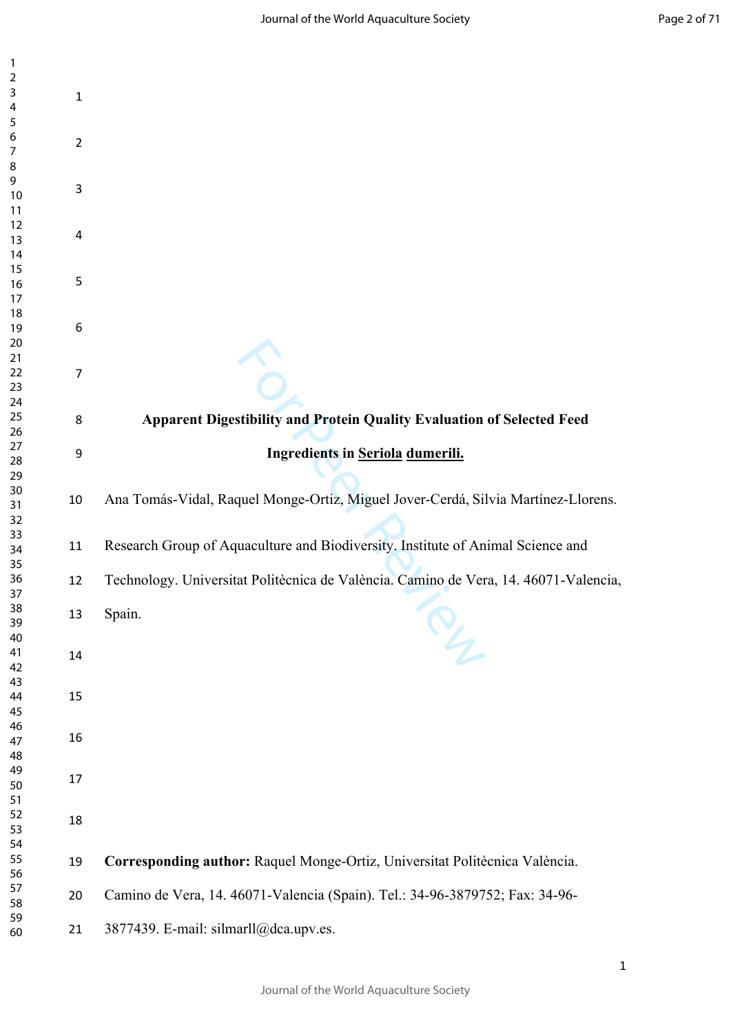# Apparent Digestibility and Protein Quality Evaluation of Selected Feed Ingredients in Seriola dumerili.

Ana Tomás-Vidal, Raquel Monge-Ortiz, Miguel Jover-Cerdá, Silvia Martínez-Llorens.

Research Group of Aquaculture and Biodiversity. Institute of Animal Science and Technology. Universitat Politècnica de València. Camino de Vera, 14. 46071-Valencia, Spain.

**Corresponding author:** Raquel Monge-Ortiz, Universitat Politècnica València. Camino de Vera, 14. 46071-Valencia (Spain). Tel.: 34-96-3879752; Fax: 34-96-3877439. E-mail: silmarll@dca.upv.es.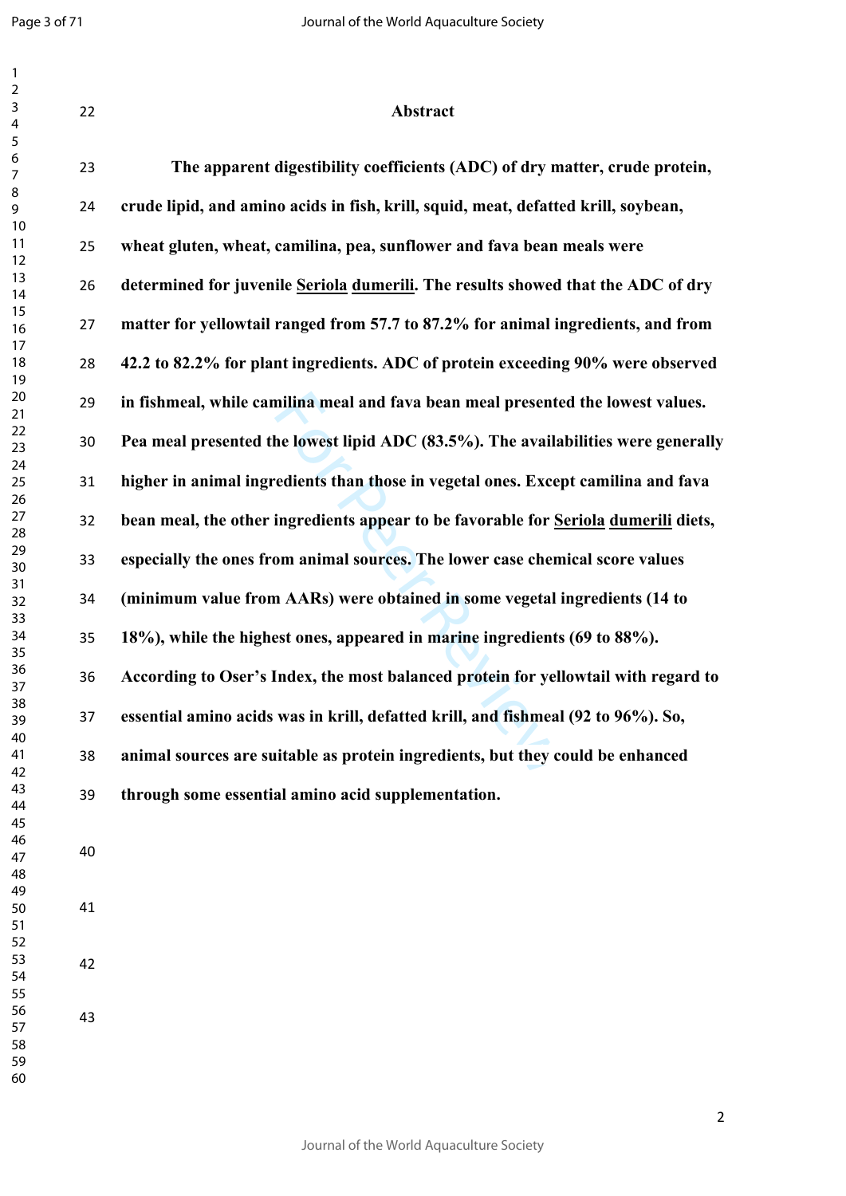## Abstract

**The apparent digestibility coefficients (ADC) of dry matter, crude protein, crude lipid, and amino acids in fish, krill, squid, meat, defatted krill, soybean, wheat gluten, wheat, camilina, pea, sunflower and fava bean meals were determined for juvenile Seriola dumerili. The results showed that the ADC of dry matter for yellowtail ranged from 57.7 to 87.2% for animal ingredients, and from 42.2 to 82.2% for plant ingredients. ADC of protein exceeding 90% were observed in fishmeal, while camilina meal and fava bean meal presented the lowest values. Pea meal presented the lowest lipid ADC (83.5%). The availabilities were generally higher in animal ingredients than those in vegetal ones. Except camilina and fava bean meal, the other ingredients appear to be favorable for Seriola dumerili diets, especially the ones from animal sources. The lower case chemical score values (minimum value from AARs) were obtained in some vegetal ingredients (14 to 18%), while the highest ones, appeared in marine ingredients (69 to 88%). According to Oser's Index, the most balanced protein for yellowtail with regard to essential amino acids was in krill, defatted krill, and fishmeal (92 to 96%). So, animal sources are suitable as protein ingredients, but they could be enhanced through some essential amino acid supplementation.**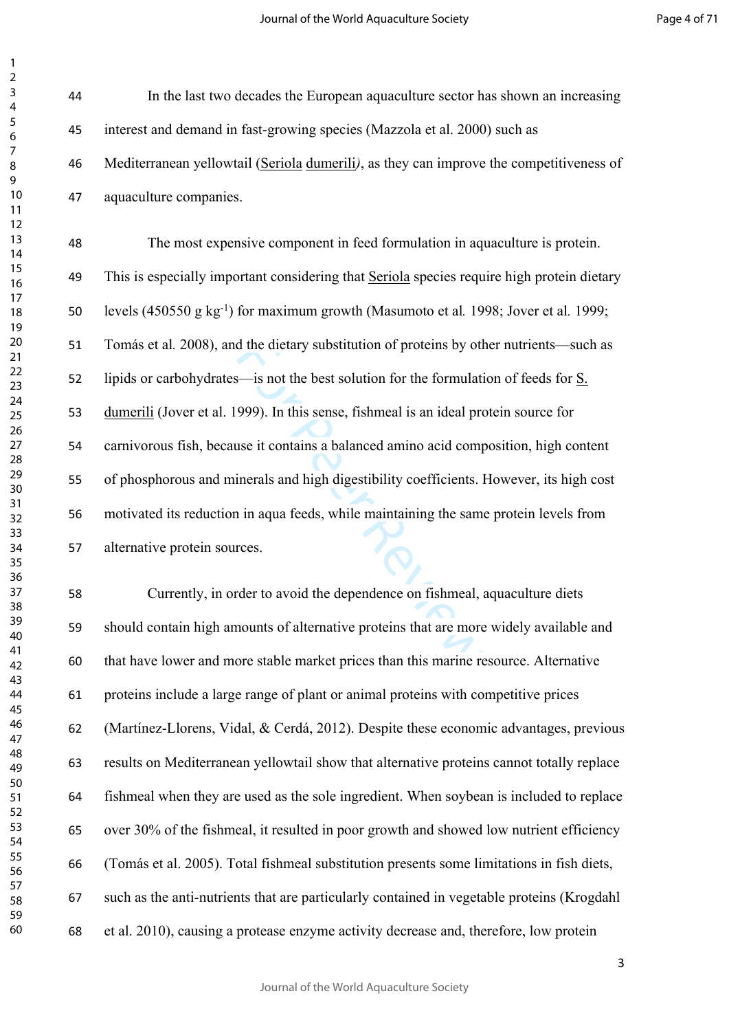In the last two decades the European aquaculture sector has shown an increasing interest and demand in fast-growing species (Mazzola et al. 2000) such as Mediterranean yellowtail (*Seriola dumerili*), as they can improve the competitiveness of aquaculture companies.

The most expensive component in feed formulation in aquaculture is protein. This is especially important considering that *Seriola* species require high protein dietary levels (450550 g $kg^{-1}$) for maximum growth (Masumoto et al. 1998; Jover et al. 1999; Tomás et al. 2008), and the dietary substitution of proteins by other nutrients—such as lipids or carbohydrates—is not the best solution for the formulation of feeds for *S. dumerili* (Jover et al. 1999). In this sense, fishmeal is an ideal protein source for carnivorous fish, because it contains a balanced amino acid composition, high content of phosphorous and minerals and high digestibility coefficients. However, its high cost motivated its reduction in aqua feeds, while maintaining the same protein levels from alternative protein sources.

Currently, in order to avoid the dependence on fishmeal, aquaculture diets should contain high amounts of alternative proteins that are more widely available and that have lower and more stable market prices than this marine resource. Alternative proteins include a large range of plant or animal proteins with competitive prices (Martínez-Llorens, Vidal, & Cerdá, 2012). Despite these economic advantages, previous results on Mediterranean yellowtail show that alternative proteins cannot totally replace fishmeal when they are used as the sole ingredient. When soybean is included to replace over 30% of the fishmeal, it resulted in poor growth and showed low nutrient efficiency (Tomás et al. 2005). Total fishmeal substitution presents some limitations in fish diets, such as the anti-nutrients that are particularly contained in vegetable proteins (Krogdahl et al. 2010), causing a protease enzyme activity decrease and, therefore, low protein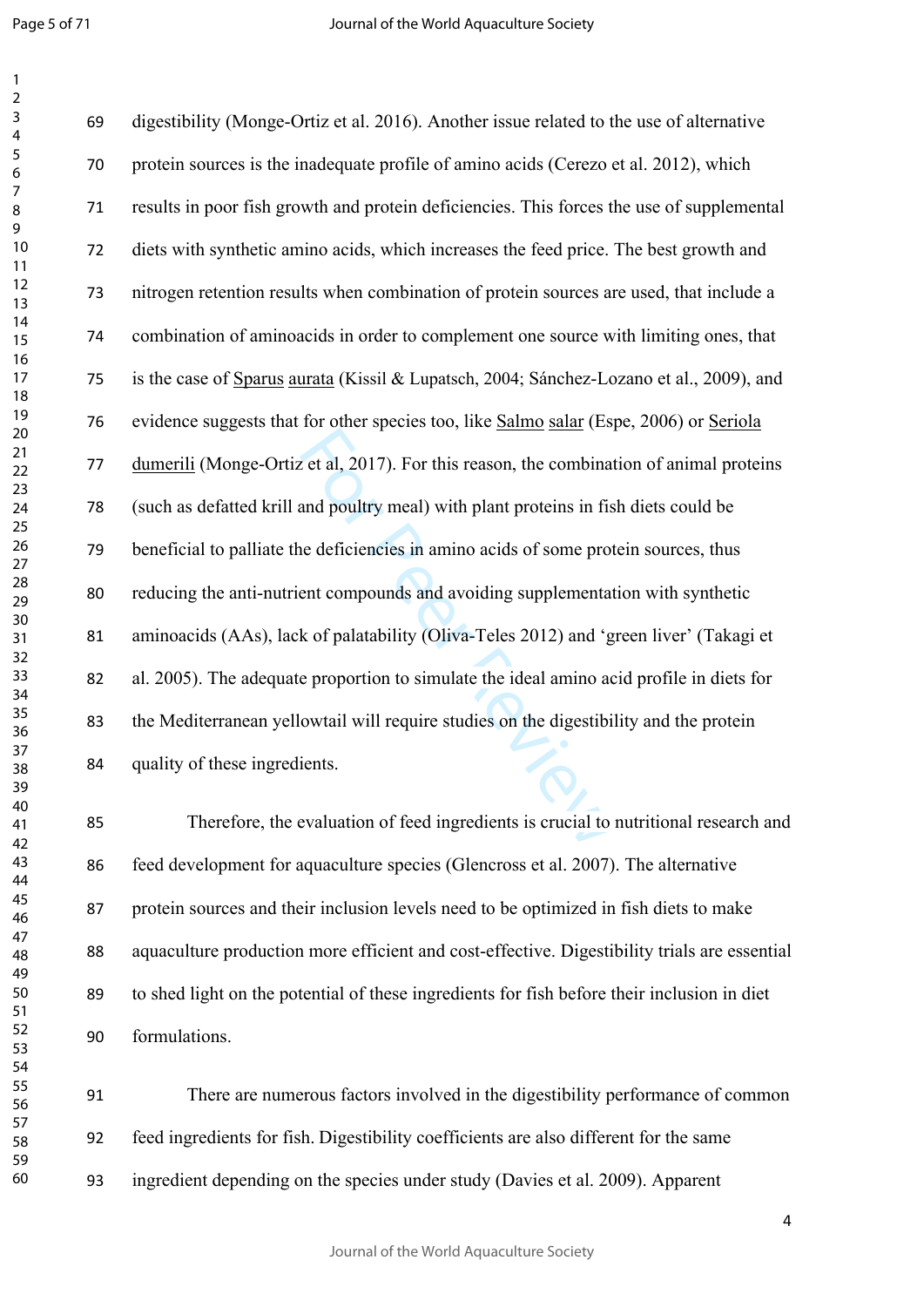digestibility (Monge-Ortiz et al. 2016). Another issue related to the use of alternative protein sources is the inadequate profile of amino acids (Cerezo et al. 2012), which results in poor fish growth and protein deficiencies. This forces the use of supplemental diets with synthetic amino acids, which increases the feed price. The best growth and nitrogen retention results when combination of protein sources are used, that include a combination of aminoacids in order to complement one source with limiting ones, that is the case of *Sparus aurata* (Kissil & Lupatsch, 2004; Sánchez-Lozano et al., 2009), and evidence suggests that for other species too, like *Salmo salar* (Espe, 2006) or *Seriola dumerili* (Monge-Ortiz et al, 2017). For this reason, the combination of animal proteins (such as defatted krill and poultry meal) with plant proteins in fish diets could be beneficial to palliate the deficiencies in amino acids of some protein sources, thus reducing the anti-nutrient compounds and avoiding supplementation with synthetic aminoacids (AAs), lack of palatability (Oliva-Teles 2012) and 'green liver' (Takagi et al. 2005). The adequate proportion to simulate the ideal amino acid profile in diets for the Mediterranean yellowtail will require studies on the digestibility and the protein quality of these ingredients.

Therefore, the evaluation of feed ingredients is crucial to nutritional research and feed development for aquaculture species (Glencross et al. 2007). The alternative protein sources and their inclusion levels need to be optimized in fish diets to make aquaculture production more efficient and cost-effective. Digestibility trials are essential to shed light on the potential of these ingredients for fish before their inclusion in diet formulations.

There are numerous factors involved in the digestibility performance of common feed ingredients for fish. Digestibility coefficients are also different for the same ingredient depending on the species under study (Davies et al. 2009). Apparent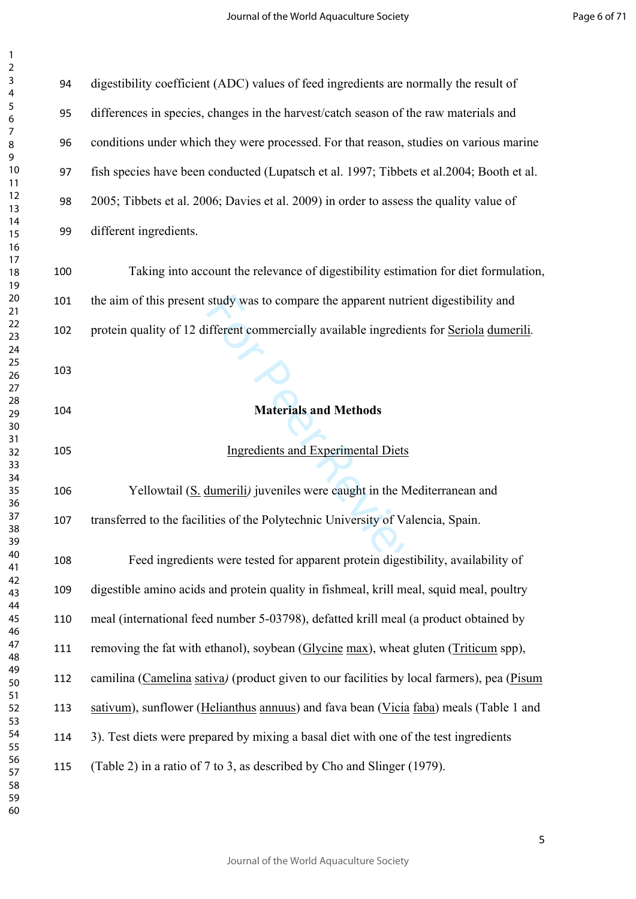digestibility coefficient (ADC) values of feed ingredients are normally the result of differences in species, changes in the harvest/catch season of the raw materials and conditions under which they were processed. For that reason, studies on various marine fish species have been conducted (Lupatsch et al. 1997; Tibbets et al.2004; Booth et al. 2005; Tibbets et al. 2006; Davies et al. 2009) in order to assess the quality value of different ingredients.

Taking into account the relevance of digestibility estimation for diet formulation, the aim of this present study was to compare the apparent nutrient digestibility and protein quality of 12 different commercially available ingredients for Seriola dumerili.

## Materials and Methods

### Ingredients and Experimental Diets

Yellowtail (S. dumerili) juveniles were caught in the Mediterranean and transferred to the facilities of the Polytechnic University of Valencia, Spain.

Feed ingredients were tested for apparent protein digestibility, availability of digestible amino acids and protein quality in fishmeal, krill meal, squid meal, poultry meal (international feed number 5-03798), defatted krill meal (a product obtained by removing the fat with ethanol), soybean (Glycine max), wheat gluten (Triticum spp), camilina (Camelina sativa) (product given to our facilities by local farmers), pea (Pisum sativum), sunflower (Helianthus annuus) and fava bean (Vicia faba) meals (Table 1 and 3). Test diets were prepared by mixing a basal diet with one of the test ingredients (Table 2) in a ratio of 7 to 3, as described by Cho and Slinger (1979).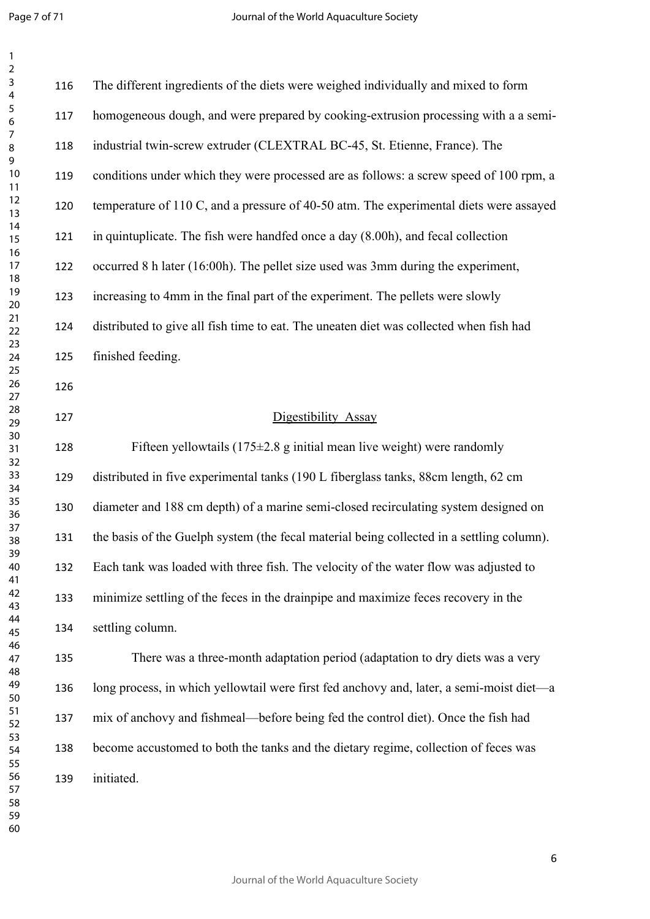The different ingredients of the diets were weighed individually and mixed to form homogeneous dough, and were prepared by cooking-extrusion processing with a a semi-industrial twin-screw extruder (CLEXTRAL BC-45, St. Etienne, France). The conditions under which they were processed are as follows: a screw speed of 100 rpm, a temperature of 110 C, and a pressure of 40-50 atm. The experimental diets were assayed in quintuplicate. The fish were handfed once a day (8.00h), and fecal collection occurred 8 h later (16:00h). The pellet size used was 3mm during the experiment, increasing to 4mm in the final part of the experiment. The pellets were slowly distributed to give all fish time to eat. The uneaten diet was collected when fish had finished feeding.

## Digestibility Assay

Fifteen yellowtails (175±2.8 g initial mean live weight) were randomly distributed in five experimental tanks (190 L fiberglass tanks, 88cm length, 62 cm diameter and 188 cm depth) of a marine semi-closed recirculating system designed on the basis of the Guelph system (the fecal material being collected in a settling column). Each tank was loaded with three fish. The velocity of the water flow was adjusted to minimize settling of the feces in the drainpipe and maximize feces recovery in the settling column.

There was a three-month adaptation period (adaptation to dry diets was a very long process, in which yellowtail were first fed anchovy and, later, a semi-moist diet—a mix of anchovy and fishmeal—before being fed the control diet). Once the fish had become accustomed to both the tanks and the dietary regime, collection of feces was initiated.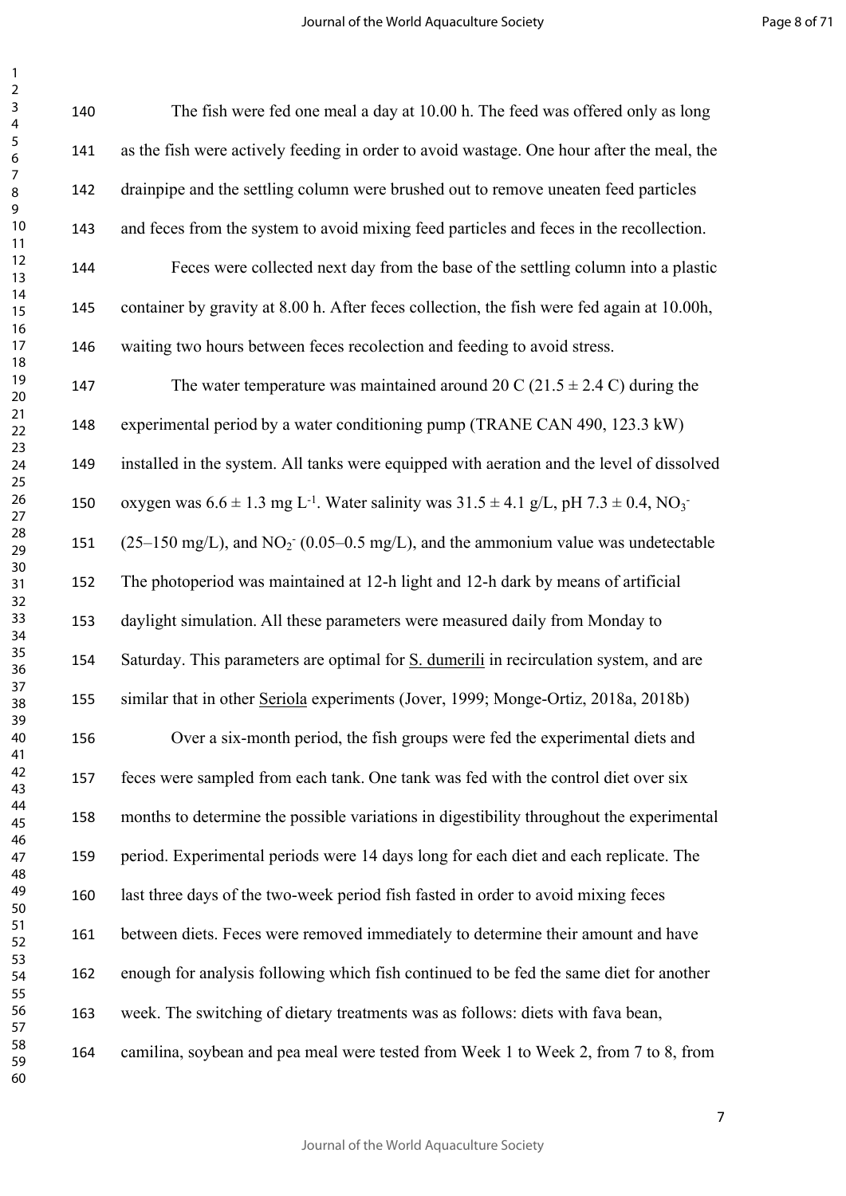The fish were fed one meal a day at 10.00 h. The feed was offered only as long as the fish were actively feeding in order to avoid wastage. One hour after the meal, the drainpipe and the settling column were brushed out to remove uneaten feed particles and feces from the system to avoid mixing feed particles and feces in the recollection.

Feces were collected next day from the base of the settling column into a plastic container by gravity at 8.00 h. After feces collection, the fish were fed again at 10.00h, waiting two hours between feces recolection and feeding to avoid stress.

The water temperature was maintained around 20 C (21.5 ± 2.4 C) during the experimental period by a water conditioning pump (TRANE CAN 490, 123.3 kW) installed in the system. All tanks were equipped with aeration and the level of dissolved oxygen was 6.6 ± 1.3 mg $L^{-1}$. Water salinity was 31.5 ± 4.1 g/L, pH 7.3 ± 0.4, $NO_3^-$ (25–150 mg/L), and $NO_2^-$ (0.05–0.5 mg/L), and the ammonium value was undetectable The photoperiod was maintained at 12-h light and 12-h dark by means of artificial daylight simulation. All these parameters were measured daily from Monday to Saturday. This parameters are optimal for S. dumerili in recirculation system, and are similar that in other Seriola experiments (Jover, 1999; Monge-Ortiz, 2018a, 2018b)

Over a six-month period, the fish groups were fed the experimental diets and feces were sampled from each tank. One tank was fed with the control diet over six months to determine the possible variations in digestibility throughout the experimental period. Experimental periods were 14 days long for each diet and each replicate. The last three days of the two-week period fish fasted in order to avoid mixing feces between diets. Feces were removed immediately to determine their amount and have enough for analysis following which fish continued to be fed the same diet for another week. The switching of dietary treatments was as follows: diets with fava bean, camilina, soybean and pea meal were tested from Week 1 to Week 2, from 7 to 8, from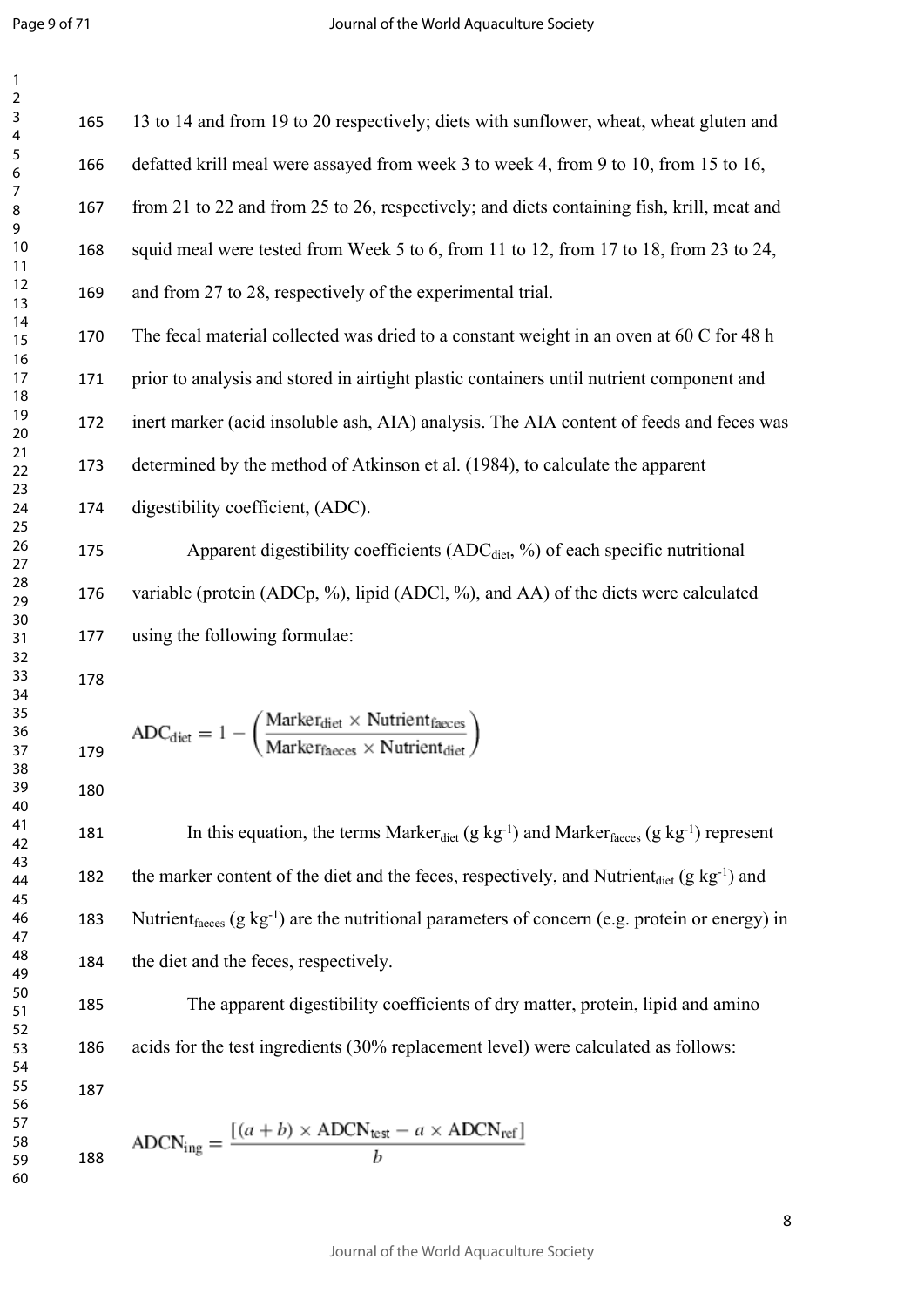13 to 14 and from 19 to 20 respectively; diets with sunflower, wheat, wheat gluten and defatted krill meal were assayed from week 3 to week 4, from 9 to 10, from 15 to 16, from 21 to 22 and from 25 to 26, respectively; and diets containing fish, krill, meat and squid meal were tested from Week 5 to 6, from 11 to 12, from 17 to 18, from 23 to 24, and from 27 to 28, respectively of the experimental trial.

The fecal material collected was dried to a constant weight in an oven at 60 C for 48 h prior to analysis and stored in airtight plastic containers until nutrient component and inert marker (acid insoluble ash, AIA) analysis. The AIA content of feeds and feces was determined by the method of Atkinson et al. (1984), to calculate the apparent digestibility coefficient, (ADC).

Apparent digestibility coefficients ($ADC_{diet}$, %) of each specific nutritional variable (protein (ADCp, %), lipid (ADCl, %), and AA) of the diets were calculated using the following formulae:

$$ADC_{diet} = 1 - \left(\frac{Marker_{diet} \times Nutrient_{faeces}}{Marker_{faeces} \times Nutrient_{diet}}\right)$$

In this equation, the terms $Marker_{diet}$ (g $kg^{-1}$) and $Marker_{faeces}$ (g $kg^{-1}$) represent the marker content of the diet and the feces, respectively, and $Nutrient_{diet}$ (g $kg^{-1}$) and $Nutrient_{faeces}$ (g $kg^{-1}$) are the nutritional parameters of concern (e.g. protein or energy) in the diet and the feces, respectively.

The apparent digestibility coefficients of dry matter, protein, lipid and amino acids for the test ingredients (30% replacement level) were calculated as follows:

$$ADCN_{ing} = \frac{[(a+b) \times ADCN_{test} - a \times ADCN_{ref}]}{b}$$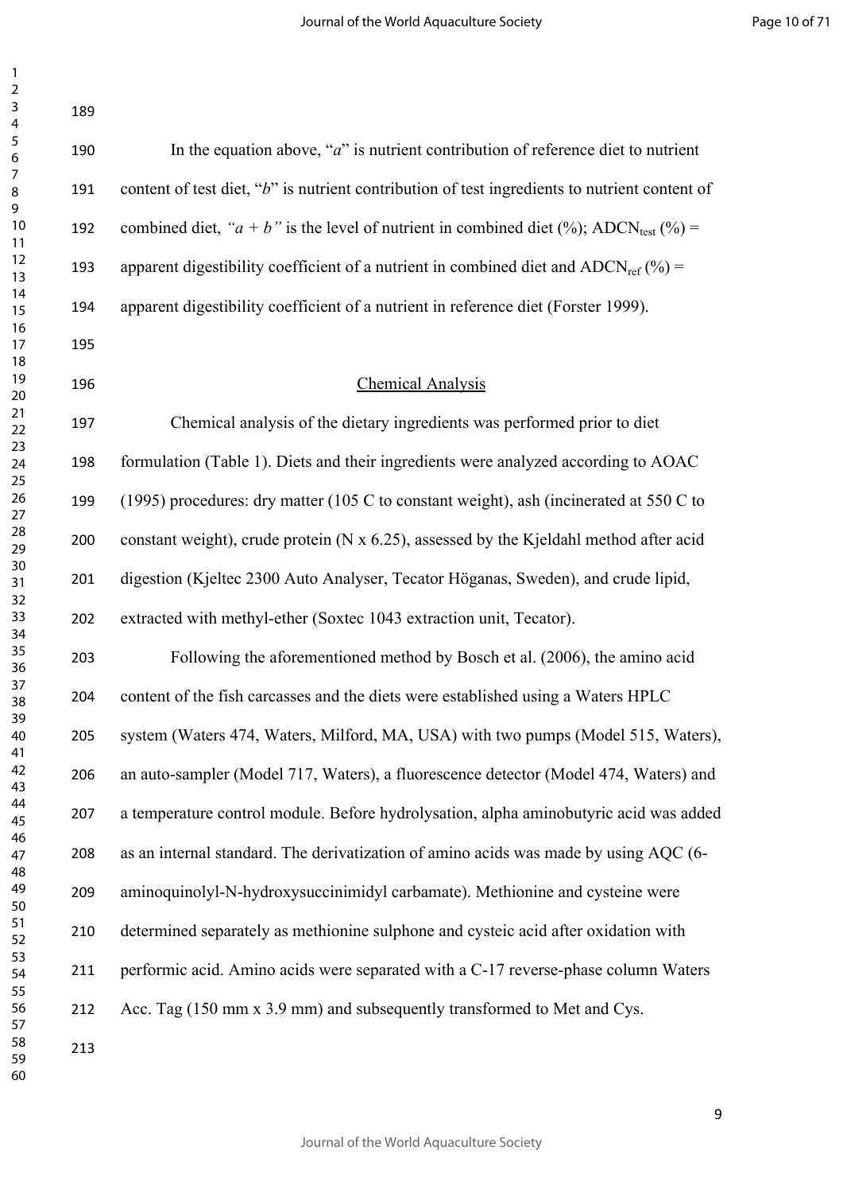In the equation above, "*a*" is nutrient contribution of reference diet to nutrient content of test diet, "*b*" is nutrient contribution of test ingredients to nutrient content of combined diet, *"a + b"* is the level of nutrient in combined diet (%); $ADCN_{test}$ (%) = apparent digestibility coefficient of a nutrient in combined diet and $ADCN_{ref}$ (%) = apparent digestibility coefficient of a nutrient in reference diet (Forster 1999).

## Chemical Analysis

Chemical analysis of the dietary ingredients was performed prior to diet formulation (Table 1). Diets and their ingredients were analyzed according to AOAC (1995) procedures: dry matter (105 C to constant weight), ash (incinerated at 550 C to constant weight), crude protein (N x 6.25), assessed by the Kjeldahl method after acid digestion (Kjeltec 2300 Auto Analyser, Tecator Höganas, Sweden), and crude lipid, extracted with methyl-ether (Soxtec 1043 extraction unit, Tecator).

Following the aforementioned method by Bosch et al. (2006), the amino acid content of the fish carcasses and the diets were established using a Waters HPLC system (Waters 474, Waters, Milford, MA, USA) with two pumps (Model 515, Waters), an auto-sampler (Model 717, Waters), a fluorescence detector (Model 474, Waters) and a temperature control module. Before hydrolysation, alpha aminobutyric acid was added as an internal standard. The derivatization of amino acids was made by using AQC (6-aminoquinolyl-N-hydroxysuccinimidyl carbamate). Methionine and cysteine were determined separately as methionine sulphone and cysteic acid after oxidation with performic acid. Amino acids were separated with a C-17 reverse-phase column Waters Acc. Tag (150 mm x 3.9 mm) and subsequently transformed to Met and Cys.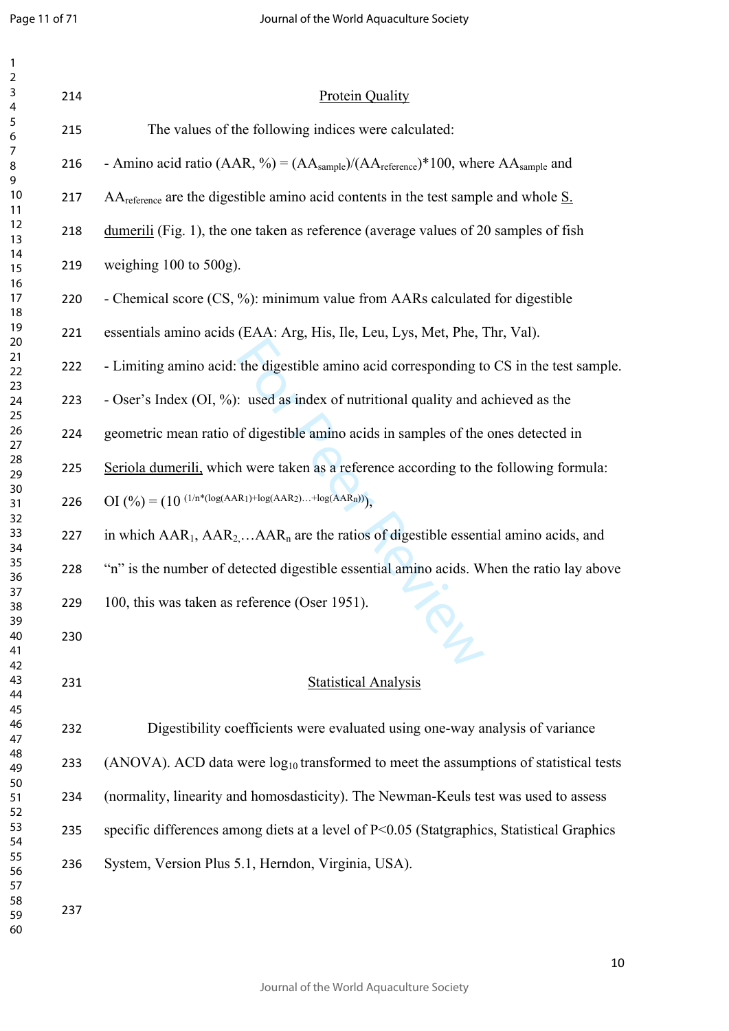## Protein Quality

The values of the following indices were calculated:

- Amino acid ratio (AAR, %) = $(AA_{sample})/(AA_{reference})*100$, where $AA_{sample}$ and $AA_{reference}$ are the digestible amino acid contents in the test sample and whole S. dumerili (Fig. 1), the one taken as reference (average values of 20 samples of fish weighing 100 to 500g).
- Chemical score (CS, %): minimum value from AARs calculated for digestible essentials amino acids (EAA: Arg, His, Ile, Leu, Lys, Met, Phe, Thr, Val).
- Limiting amino acid: the digestible amino acid corresponding to CS in the test sample.
- Oser's Index (OI, %): used as index of nutritional quality and achieved as the geometric mean ratio of digestible amino acids in samples of the ones detected in Seriola dumerili, which were taken as a reference according to the following formula:

$$OI\ (\%) = (10^{\,(1/n*(\log(AAR_1)+\log(AAR_2)\ldots+\log(AAR_n)))}),$$

in which $AAR_1$, $AAR_2$,…$AAR_n$ are the ratios of digestible essential amino acids, and "n" is the number of detected digestible essential amino acids. When the ratio lay above 100, this was taken as reference (Oser 1951).

## Statistical Analysis

Digestibility coefficients were evaluated using one-way analysis of variance (ANOVA). ACD data were $\log_{10}$ transformed to meet the assumptions of statistical tests (normality, linearity and homosdasticity). The Newman-Keuls test was used to assess specific differences among diets at a level of $P<0.05$ (Statgraphics, Statistical Graphics System, Version Plus 5.1, Herndon, Virginia, USA).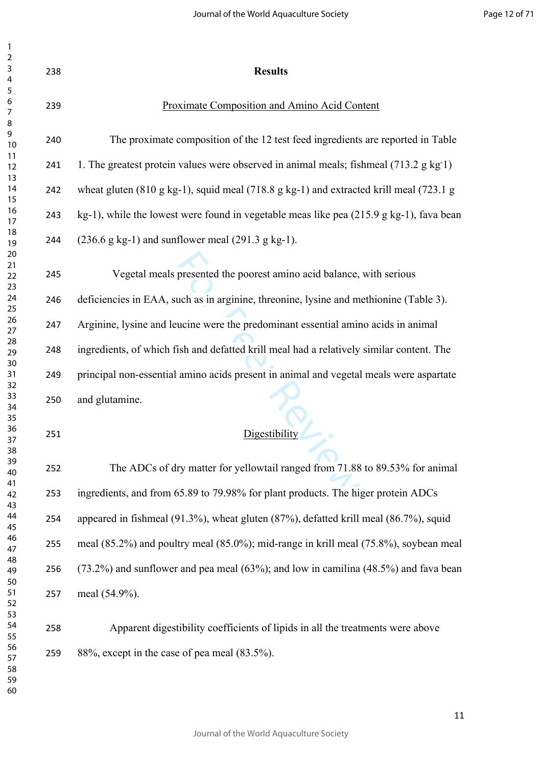## Results

### Proximate Composition and Amino Acid Content

The proximate composition of the 12 test feed ingredients are reported in Table 1. The greatest protein values were observed in animal meals; fishmeal (713.2 g kg$^{-}$1) wheat gluten (810 g kg-1), squid meal (718.8 g kg-1) and extracted krill meal (723.1 g kg-1), while the lowest were found in vegetable meas like pea (215.9 g kg-1), fava bean (236.6 g kg-1) and sunflower meal (291.3 g kg-1).

Vegetal meals presented the poorest amino acid balance, with serious deficiencies in EAA, such as in arginine, threonine, lysine and methionine (Table 3). Arginine, lysine and leucine were the predominant essential amino acids in animal ingredients, of which fish and defatted krill meal had a relatively similar content. The principal non-essential amino acids present in animal and vegetal meals were aspartate and glutamine.

### Digestibility

The ADCs of dry matter for yellowtail ranged from 71.88 to 89.53% for animal ingredients, and from 65.89 to 79.98% for plant products. The higer protein ADCs appeared in fishmeal (91.3%), wheat gluten (87%), defatted krill meal (86.7%), squid meal (85.2%) and poultry meal (85.0%); mid-range in krill meal (75.8%), soybean meal (73.2%) and sunflower and pea meal (63%); and low in camilina (48.5%) and fava bean meal (54.9%).

Apparent digestibility coefficients of lipids in all the treatments were above 88%, except in the case of pea meal (83.5%).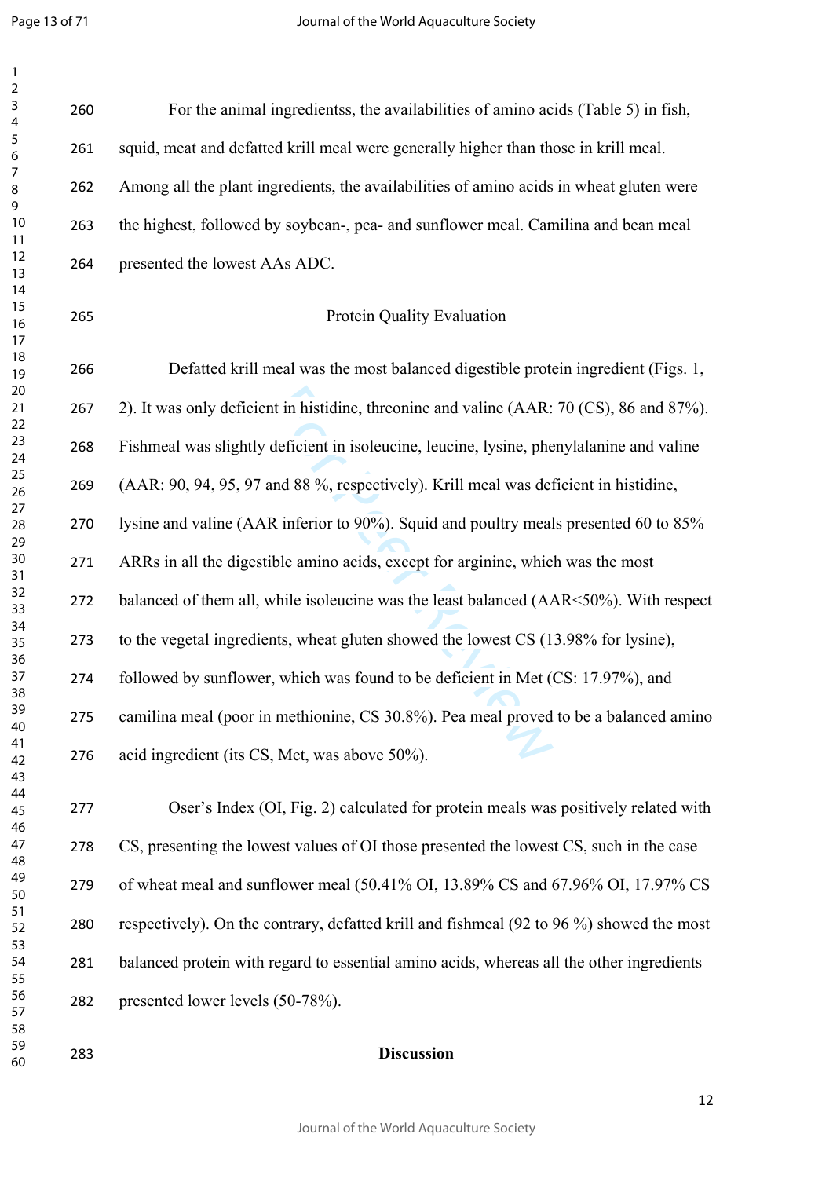For the animal ingredientss, the availabilities of amino acids (Table 5) in fish, squid, meat and defatted krill meal were generally higher than those in krill meal. Among all the plant ingredients, the availabilities of amino acids in wheat gluten were the highest, followed by soybean-, pea- and sunflower meal. Camilina and bean meal presented the lowest AAs ADC.

## Protein Quality Evaluation

Defatted krill meal was the most balanced digestible protein ingredient (Figs. 1, 2). It was only deficient in histidine, threonine and valine (AAR: 70 (CS), 86 and 87%). Fishmeal was slightly deficient in isoleucine, leucine, lysine, phenylalanine and valine (AAR: 90, 94, 95, 97 and 88 %, respectively). Krill meal was deficient in histidine, lysine and valine (AAR inferior to 90%). Squid and poultry meals presented 60 to 85% ARRs in all the digestible amino acids, except for arginine, which was the most balanced of them all, while isoleucine was the least balanced (AAR<50%). With respect to the vegetal ingredients, wheat gluten showed the lowest CS (13.98% for lysine), followed by sunflower, which was found to be deficient in Met (CS: 17.97%), and camilina meal (poor in methionine, CS 30.8%). Pea meal proved to be a balanced amino acid ingredient (its CS, Met, was above 50%).

Oser's Index (OI, Fig. 2) calculated for protein meals was positively related with CS, presenting the lowest values of OI those presented the lowest CS, such in the case of wheat meal and sunflower meal (50.41% OI, 13.89% CS and 67.96% OI, 17.97% CS respectively). On the contrary, defatted krill and fishmeal (92 to 96 %) showed the most balanced protein with regard to essential amino acids, whereas all the other ingredients presented lower levels (50-78%).

# Discussion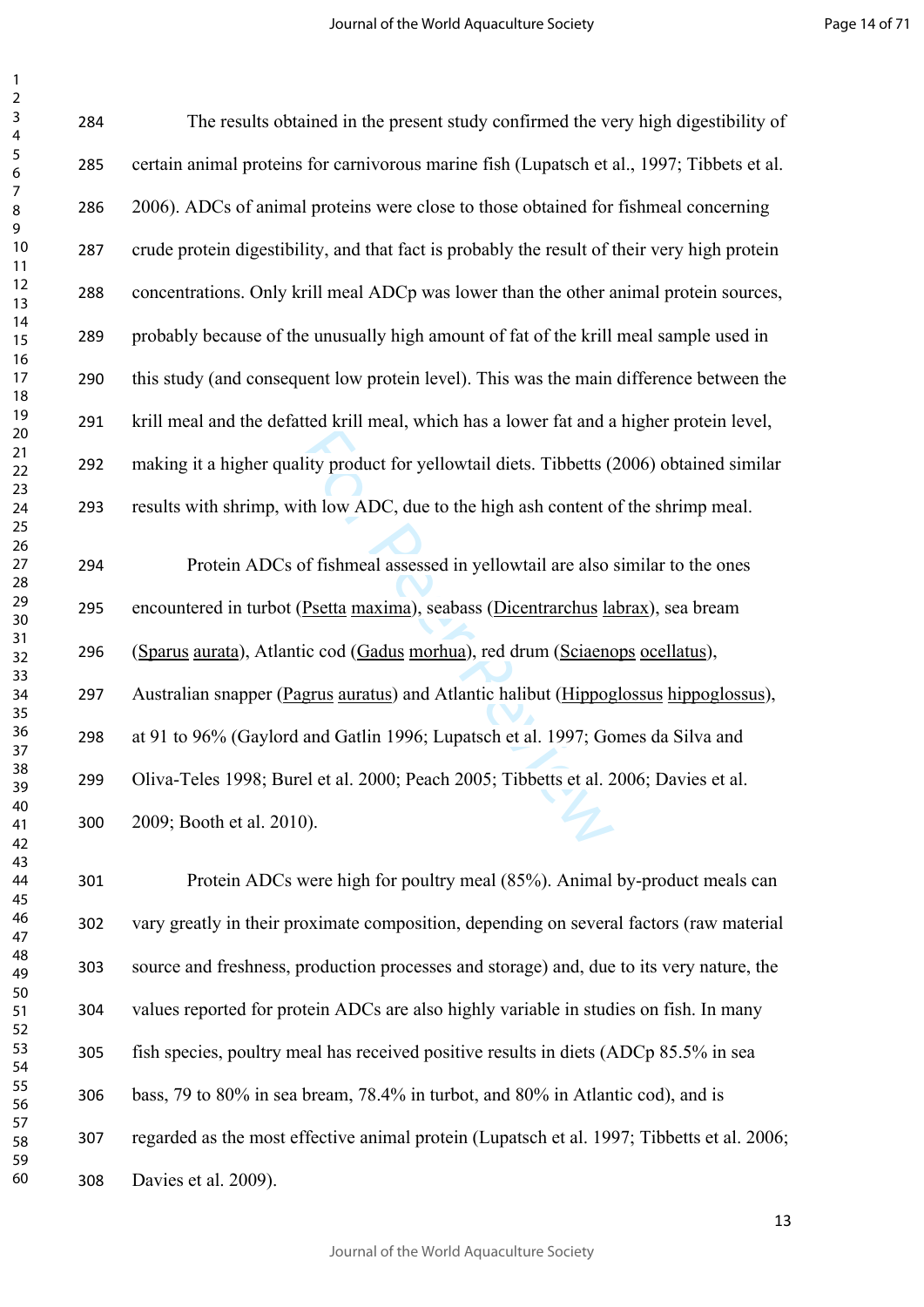The results obtained in the present study confirmed the very high digestibility of certain animal proteins for carnivorous marine fish (Lupatsch et al., 1997; Tibbets et al. 2006). ADCs of animal proteins were close to those obtained for fishmeal concerning crude protein digestibility, and that fact is probably the result of their very high protein concentrations. Only krill meal ADCp was lower than the other animal protein sources, probably because of the unusually high amount of fat of the krill meal sample used in this study (and consequent low protein level). This was the main difference between the krill meal and the defatted krill meal, which has a lower fat and a higher protein level, making it a higher quality product for yellowtail diets. Tibbetts (2006) obtained similar results with shrimp, with low ADC, due to the high ash content of the shrimp meal.

Protein ADCs of fishmeal assessed in yellowtail are also similar to the ones encountered in turbot (Psetta maxima), seabass (Dicentrarchus labrax), sea bream (Sparus aurata), Atlantic cod (Gadus morhua), red drum (Sciaenops ocellatus), Australian snapper (Pagrus auratus) and Atlantic halibut (Hippoglossus hippoglossus), at 91 to 96% (Gaylord and Gatlin 1996; Lupatsch et al. 1997; Gomes da Silva and Oliva-Teles 1998; Burel et al. 2000; Peach 2005; Tibbetts et al. 2006; Davies et al. 2009; Booth et al. 2010).

Protein ADCs were high for poultry meal (85%). Animal by-product meals can vary greatly in their proximate composition, depending on several factors (raw material source and freshness, production processes and storage) and, due to its very nature, the values reported for protein ADCs are also highly variable in studies on fish. In many fish species, poultry meal has received positive results in diets (ADCp 85.5% in sea bass, 79 to 80% in sea bream, 78.4% in turbot, and 80% in Atlantic cod), and is regarded as the most effective animal protein (Lupatsch et al. 1997; Tibbetts et al. 2006; Davies et al. 2009).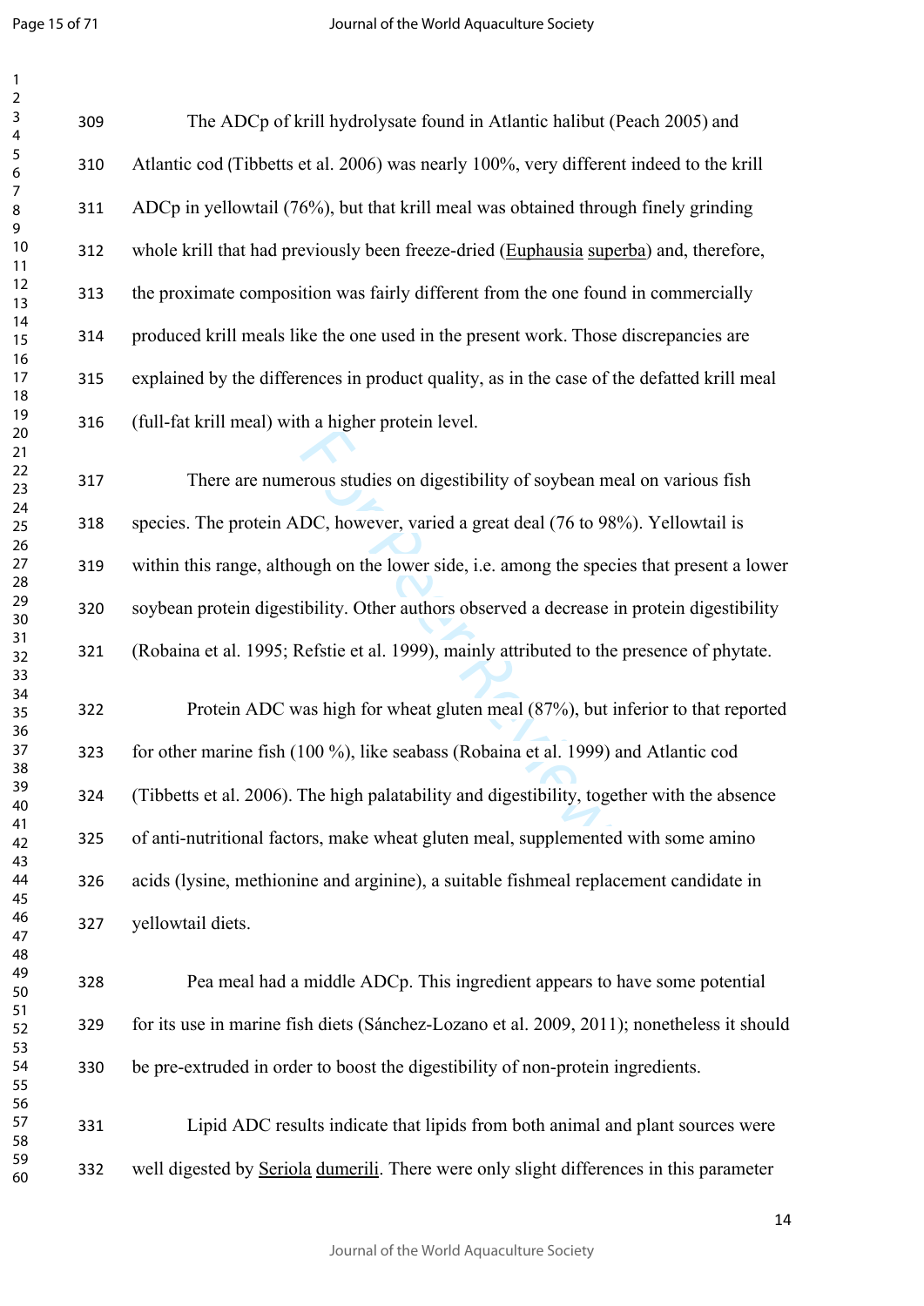The ADCp of krill hydrolysate found in Atlantic halibut (Peach 2005) and Atlantic cod (Tibbetts et al. 2006) was nearly 100%, very different indeed to the krill ADCp in yellowtail (76%), but that krill meal was obtained through finely grinding whole krill that had previously been freeze-dried (Euphausia superba) and, therefore, the proximate composition was fairly different from the one found in commercially produced krill meals like the one used in the present work. Those discrepancies are explained by the differences in product quality, as in the case of the defatted krill meal (full-fat krill meal) with a higher protein level.

There are numerous studies on digestibility of soybean meal on various fish species. The protein ADC, however, varied a great deal (76 to 98%). Yellowtail is within this range, although on the lower side, i.e. among the species that present a lower soybean protein digestibility. Other authors observed a decrease in protein digestibility (Robaina et al. 1995; Refstie et al. 1999), mainly attributed to the presence of phytate.

Protein ADC was high for wheat gluten meal (87%), but inferior to that reported for other marine fish (100 %), like seabass (Robaina et al. 1999) and Atlantic cod (Tibbetts et al. 2006). The high palatability and digestibility, together with the absence of anti-nutritional factors, make wheat gluten meal, supplemented with some amino acids (lysine, methionine and arginine), a suitable fishmeal replacement candidate in yellowtail diets.

Pea meal had a middle ADCp. This ingredient appears to have some potential for its use in marine fish diets (Sánchez-Lozano et al. 2009, 2011); nonetheless it should be pre-extruded in order to boost the digestibility of non-protein ingredients.

Lipid ADC results indicate that lipids from both animal and plant sources were well digested by Seriola dumerili. There were only slight differences in this parameter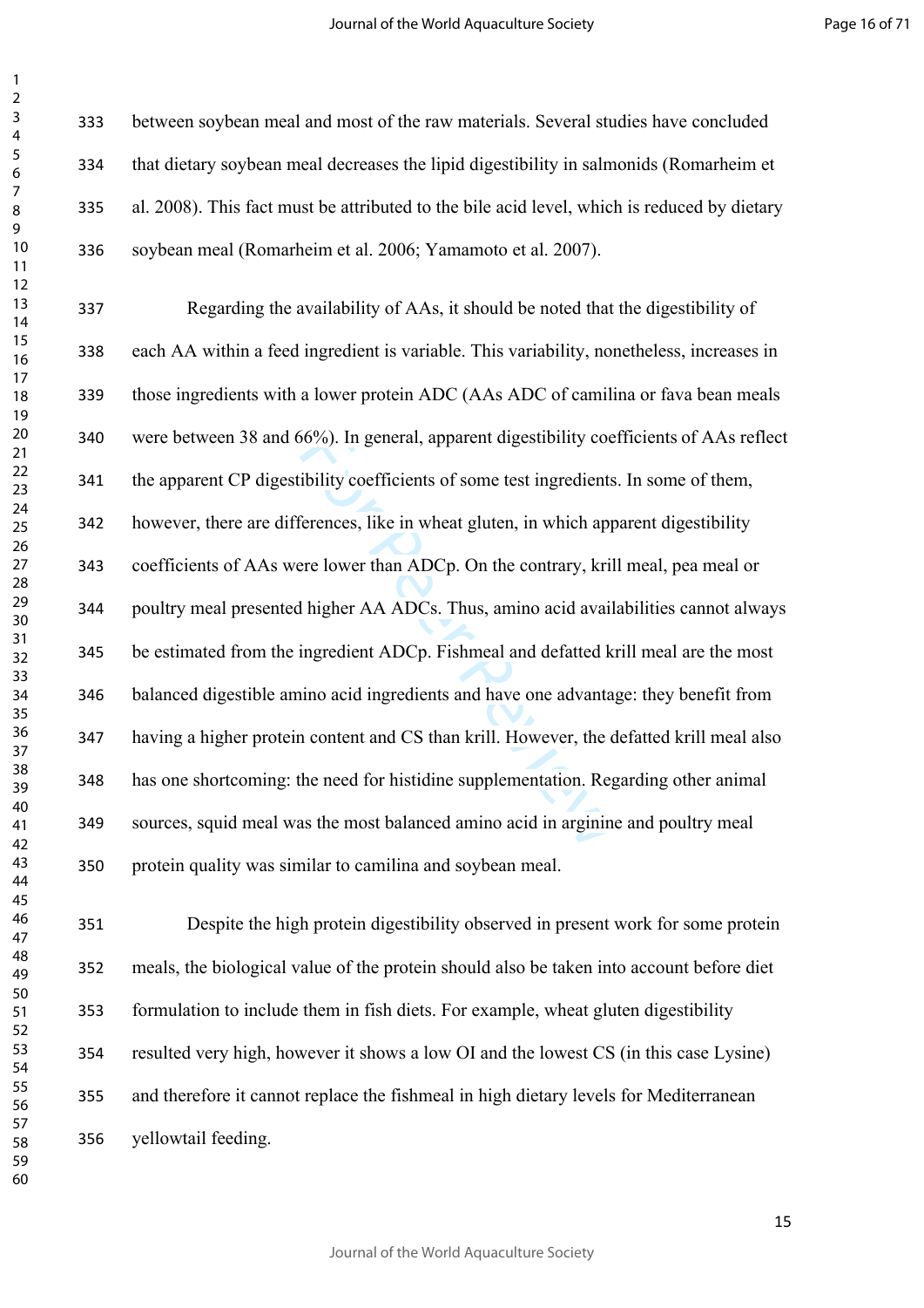between soybean meal and most of the raw materials. Several studies have concluded that dietary soybean meal decreases the lipid digestibility in salmonids (Romarheim et al. 2008). This fact must be attributed to the bile acid level, which is reduced by dietary soybean meal (Romarheim et al. 2006; Yamamoto et al. 2007).

Regarding the availability of AAs, it should be noted that the digestibility of each AA within a feed ingredient is variable. This variability, nonetheless, increases in those ingredients with a lower protein ADC (AAs ADC of camilina or fava bean meals were between 38 and 66%). In general, apparent digestibility coefficients of AAs reflect the apparent CP digestibility coefficients of some test ingredients. In some of them, however, there are differences, like in wheat gluten, in which apparent digestibility coefficients of AAs were lower than ADCp. On the contrary, krill meal, pea meal or poultry meal presented higher AA ADCs. Thus, amino acid availabilities cannot always be estimated from the ingredient ADCp. Fishmeal and defatted krill meal are the most balanced digestible amino acid ingredients and have one advantage: they benefit from having a higher protein content and CS than krill. However, the defatted krill meal also has one shortcoming: the need for histidine supplementation. Regarding other animal sources, squid meal was the most balanced amino acid in arginine and poultry meal protein quality was similar to camilina and soybean meal.

Despite the high protein digestibility observed in present work for some protein meals, the biological value of the protein should also be taken into account before diet formulation to include them in fish diets. For example, wheat gluten digestibility resulted very high, however it shows a low OI and the lowest CS (in this case Lysine) and therefore it cannot replace the fishmeal in high dietary levels for Mediterranean yellowtail feeding.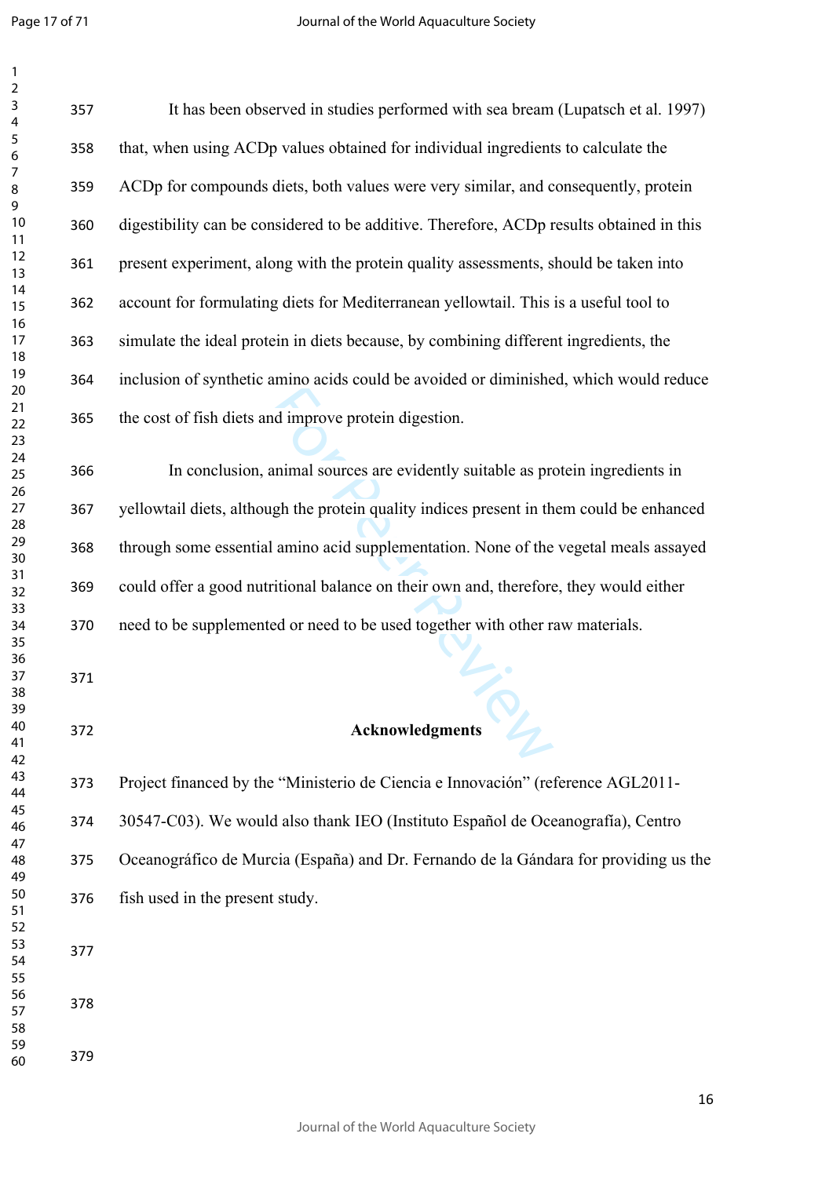It has been observed in studies performed with sea bream (Lupatsch et al. 1997) that, when using ACDp values obtained for individual ingredients to calculate the ACDp for compounds diets, both values were very similar, and consequently, protein digestibility can be considered to be additive. Therefore, ACDp results obtained in this present experiment, along with the protein quality assessments, should be taken into account for formulating diets for Mediterranean yellowtail. This is a useful tool to simulate the ideal protein in diets because, by combining different ingredients, the inclusion of synthetic amino acids could be avoided or diminished, which would reduce the cost of fish diets and improve protein digestion.

In conclusion, animal sources are evidently suitable as protein ingredients in yellowtail diets, although the protein quality indices present in them could be enhanced through some essential amino acid supplementation. None of the vegetal meals assayed could offer a good nutritional balance on their own and, therefore, they would either need to be supplemented or need to be used together with other raw materials.

## Acknowledgments

Project financed by the “Ministerio de Ciencia e Innovación” (reference AGL2011-30547-C03). We would also thank IEO (Instituto Español de Oceanografía), Centro Oceanográfico de Murcia (España) and Dr. Fernando de la Gándara for providing us the fish used in the present study.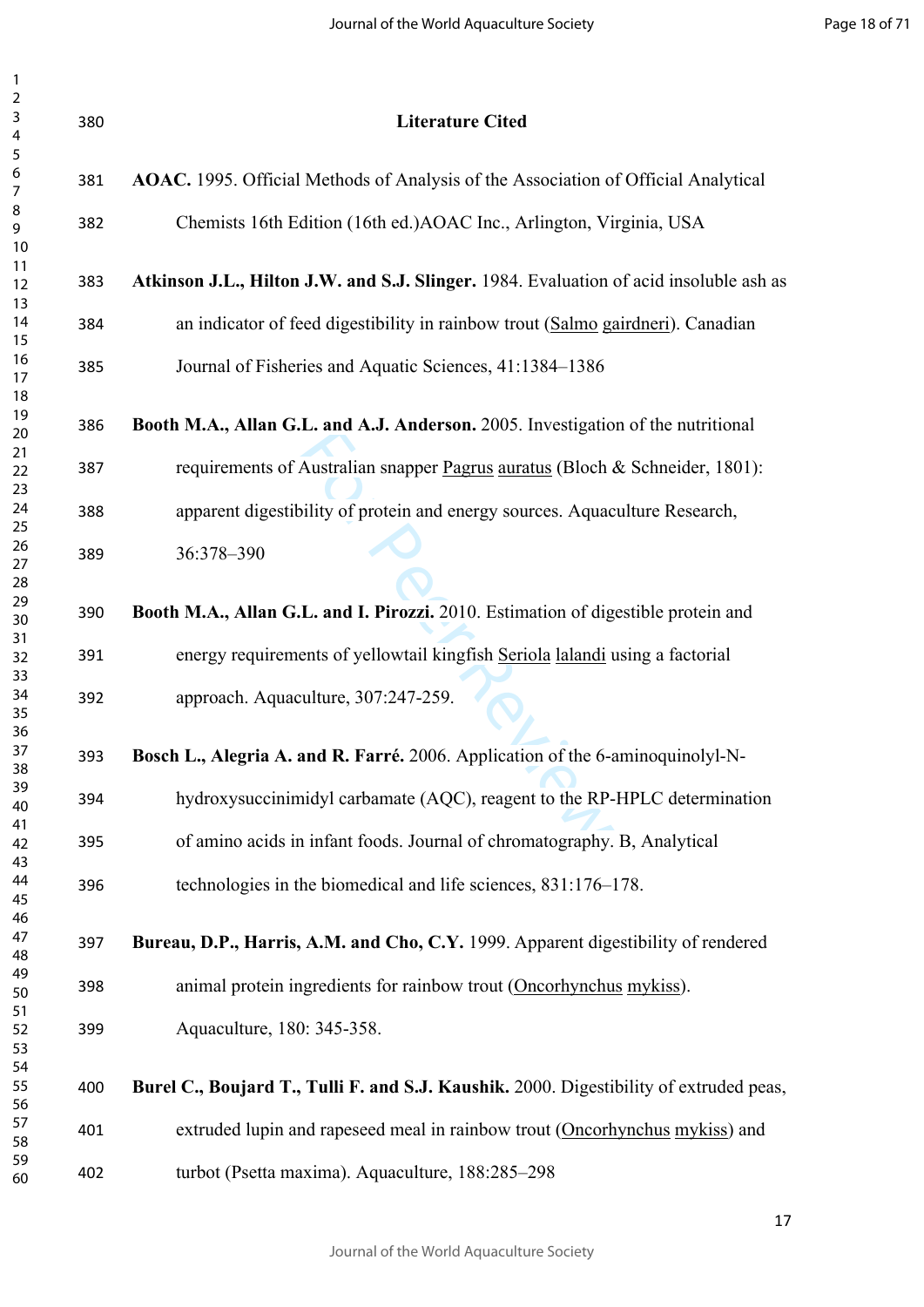## Literature Cited

**AOAC.** 1995. Official Methods of Analysis of the Association of Official Analytical Chemists 16th Edition (16th ed.)AOAC Inc., Arlington, Virginia, USA

**Atkinson J.L., Hilton J.W. and S.J. Slinger.** 1984. Evaluation of acid insoluble ash as an indicator of feed digestibility in rainbow trout (Salmo gairdneri). Canadian Journal of Fisheries and Aquatic Sciences, 41:1384–1386

**Booth M.A., Allan G.L. and A.J. Anderson.** 2005. Investigation of the nutritional requirements of Australian snapper Pagrus auratus (Bloch & Schneider, 1801): apparent digestibility of protein and energy sources. Aquaculture Research, 36:378–390

**Booth M.A., Allan G.L. and I. Pirozzi.** 2010. Estimation of digestible protein and energy requirements of yellowtail kingfish Seriola lalandi using a factorial approach. Aquaculture, 307:247-259.

**Bosch L., Alegria A. and R. Farré.** 2006. Application of the 6-aminoquinolyl-N-hydroxysuccinimidyl carbamate (AQC), reagent to the RP-HPLC determination of amino acids in infant foods. Journal of chromatography. B, Analytical technologies in the biomedical and life sciences, 831:176–178.

**Bureau, D.P., Harris, A.M. and Cho, C.Y.** 1999. Apparent digestibility of rendered animal protein ingredients for rainbow trout (Oncorhynchus mykiss). Aquaculture, 180: 345-358.

**Burel C., Boujard T., Tulli F. and S.J. Kaushik.** 2000. Digestibility of extruded peas, extruded lupin and rapeseed meal in rainbow trout (Oncorhynchus mykiss) and turbot (Psetta maxima). Aquaculture, 188:285–298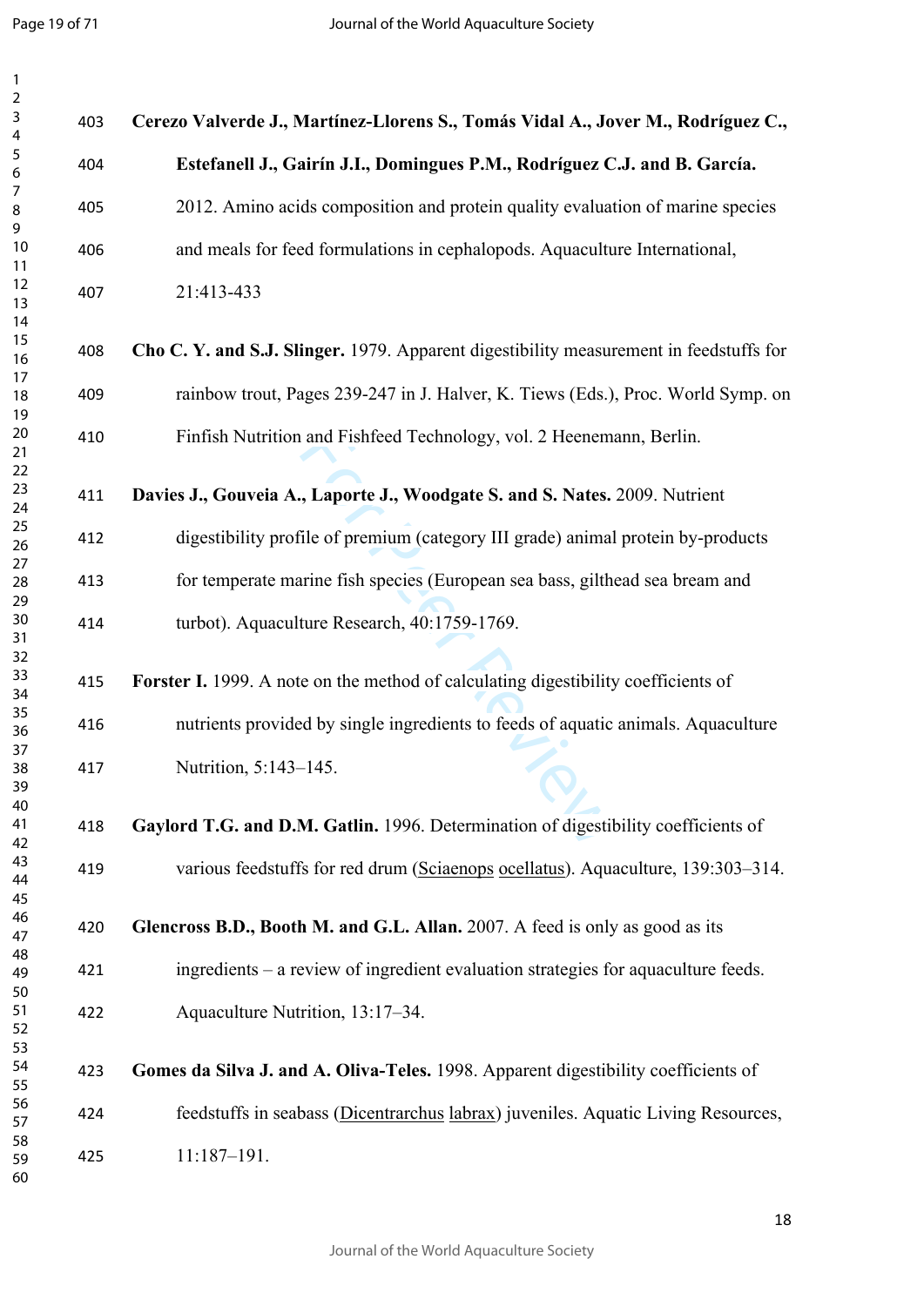**Cerezo Valverde J., Martínez-Llorens S., Tomás Vidal A., Jover M., Rodríguez C., Estefanell J., Gairín J.I., Domingues P.M., Rodríguez C.J. and B. García.** 2012. Amino acids composition and protein quality evaluation of marine species and meals for feed formulations in cephalopods. Aquaculture International, 21:413-433

**Cho C. Y. and S.J. Slinger.** 1979. Apparent digestibility measurement in feedstuffs for rainbow trout, Pages 239-247 in J. Halver, K. Tiews (Eds.), Proc. World Symp. on Finfish Nutrition and Fishfeed Technology, vol. 2 Heenemann, Berlin.

**Davies J., Gouveia A., Laporte J., Woodgate S. and S. Nates.** 2009. Nutrient digestibility profile of premium (category III grade) animal protein by-products for temperate marine fish species (European sea bass, gilthead sea bream and turbot). Aquaculture Research, 40:1759-1769.

**Forster I.** 1999. A note on the method of calculating digestibility coefficients of nutrients provided by single ingredients to feeds of aquatic animals. Aquaculture Nutrition, 5:143–145.

**Gaylord T.G. and D.M. Gatlin.** 1996. Determination of digestibility coefficients of various feedstuffs for red drum (Sciaenops ocellatus). Aquaculture, 139:303–314.

**Glencross B.D., Booth M. and G.L. Allan.** 2007. A feed is only as good as its ingredients – a review of ingredient evaluation strategies for aquaculture feeds. Aquaculture Nutrition, 13:17–34.

**Gomes da Silva J. and A. Oliva-Teles.** 1998. Apparent digestibility coefficients of feedstuffs in seabass (Dicentrarchus labrax) juveniles. Aquatic Living Resources, 11:187–191.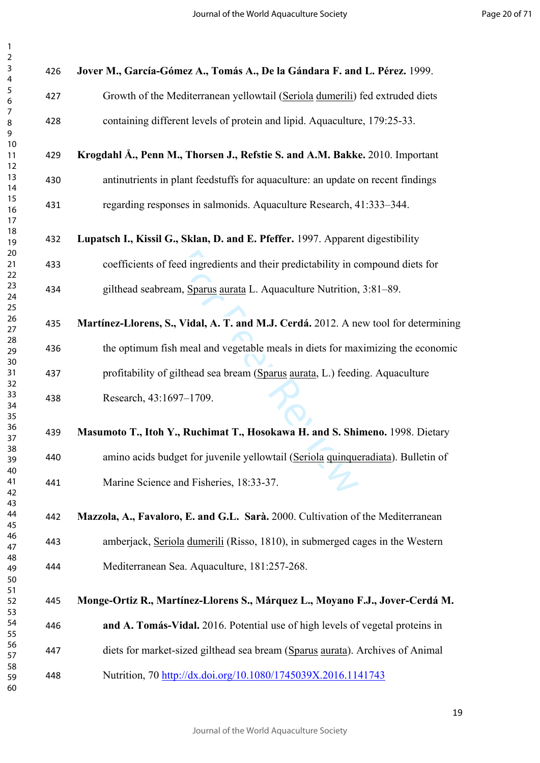**Jover M., García-Gómez A., Tomás A., De la Gándara F. and L. Pérez.** 1999. Growth of the Mediterranean yellowtail (Seriola dumerili) fed extruded diets containing different levels of protein and lipid. Aquaculture, 179:25-33.

**Krogdahl Å., Penn M., Thorsen J., Refstie S. and A.M. Bakke.** 2010. Important antinutrients in plant feedstuffs for aquaculture: an update on recent findings regarding responses in salmonids. Aquaculture Research, 41:333–344.

**Lupatsch I., Kissil G., Sklan, D. and E. Pfeffer.** 1997. Apparent digestibility coefficients of feed ingredients and their predictability in compound diets for gilthead seabream, Sparus aurata L. Aquaculture Nutrition, 3:81–89.

**Martínez-Llorens, S., Vidal, A. T. and M.J. Cerdá.** 2012. A new tool for determining the optimum fish meal and vegetable meals in diets for maximizing the economic profitability of gilthead sea bream (Sparus aurata, L.) feeding. Aquaculture Research, 43:1697–1709.

**Masumoto T., Itoh Y., Ruchimat T., Hosokawa H. and S. Shimeno.** 1998. Dietary amino acids budget for juvenile yellowtail (Seriola quinqueradiata). Bulletin of Marine Science and Fisheries, 18:33-37.

**Mazzola, A., Favaloro, E. and G.L. Sarà.** 2000. Cultivation of the Mediterranean amberjack, Seriola dumerili (Risso, 1810), in submerged cages in the Western Mediterranean Sea. Aquaculture, 181:257-268.

**Monge-Ortiz R., Martínez-Llorens S., Márquez L., Moyano F.J., Jover-Cerdá M. and A. Tomás-Vidal.** 2016. Potential use of high levels of vegetal proteins in diets for market-sized gilthead sea bream (Sparus aurata). Archives of Animal Nutrition, 70 http://dx.doi.org/10.1080/1745039X.2016.1141743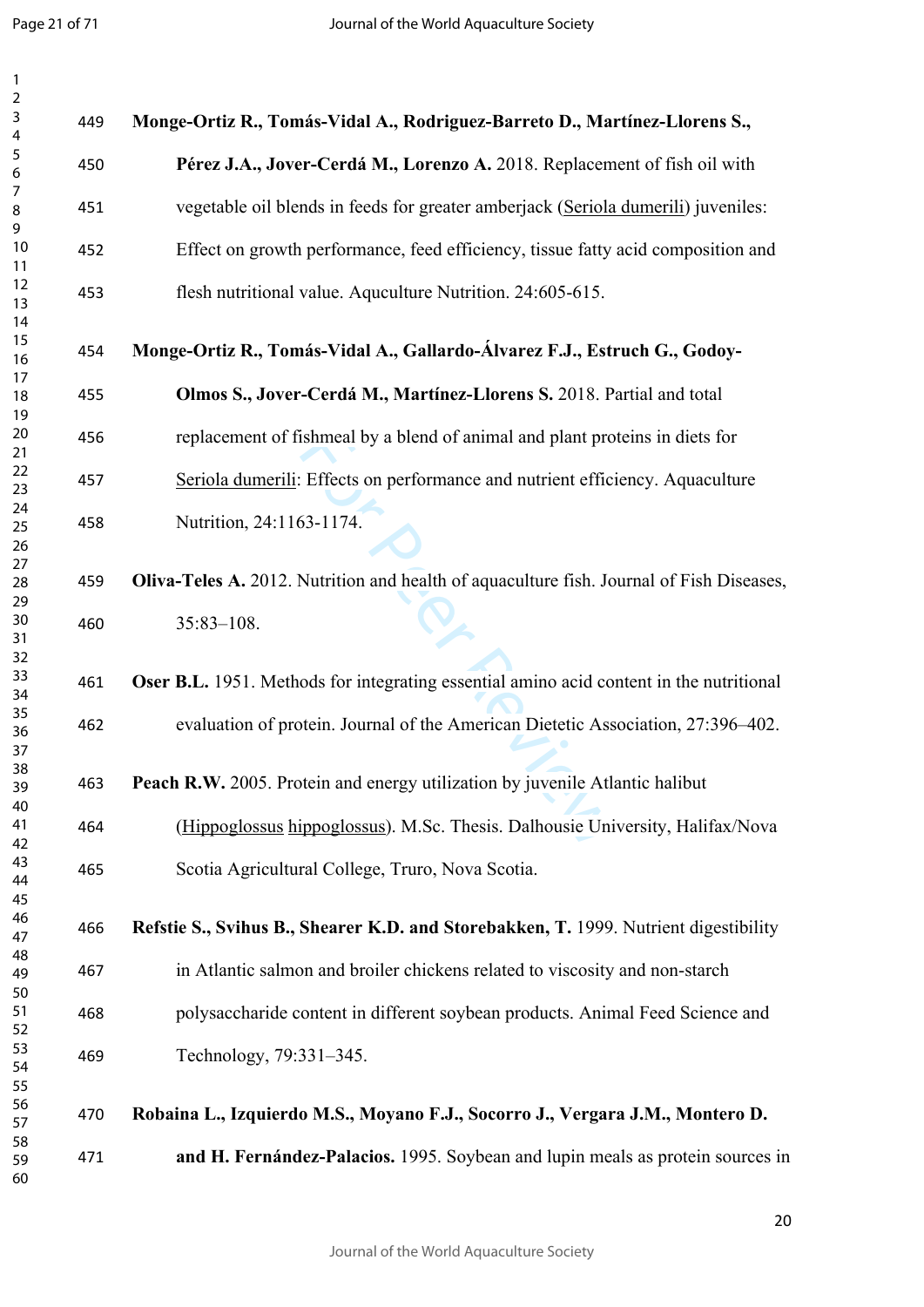**Monge-Ortiz R., Tomás-Vidal A., Rodriguez-Barreto D., Martínez-Llorens S., Pérez J.A., Jover-Cerdá M., Lorenzo A.** 2018. Replacement of fish oil with vegetable oil blends in feeds for greater amberjack (Seriola dumerili) juveniles: Effect on growth performance, feed efficiency, tissue fatty acid composition and flesh nutritional value. Aquculture Nutrition. 24:605-615.

**Monge-Ortiz R., Tomás-Vidal A., Gallardo-Álvarez F.J., Estruch G., Godoy-Olmos S., Jover-Cerdá M., Martínez-Llorens S.** 2018. Partial and total replacement of fishmeal by a blend of animal and plant proteins in diets for Seriola dumerili: Effects on performance and nutrient efficiency. Aquaculture Nutrition, 24:1163-1174.

**Oliva-Teles A.** 2012. Nutrition and health of aquaculture fish. Journal of Fish Diseases, 35:83–108.

**Oser B.L.** 1951. Methods for integrating essential amino acid content in the nutritional evaluation of protein. Journal of the American Dietetic Association, 27:396–402.

**Peach R.W.** 2005. Protein and energy utilization by juvenile Atlantic halibut (Hippoglossus hippoglossus). M.Sc. Thesis. Dalhousie University, Halifax/Nova Scotia Agricultural College, Truro, Nova Scotia.

**Refstie S., Svihus B., Shearer K.D. and Storebakken, T.** 1999. Nutrient digestibility in Atlantic salmon and broiler chickens related to viscosity and non-starch polysaccharide content in different soybean products. Animal Feed Science and Technology, 79:331–345.

**Robaina L., Izquierdo M.S., Moyano F.J., Socorro J., Vergara J.M., Montero D. and H. Fernández-Palacios.** 1995. Soybean and lupin meals as protein sources in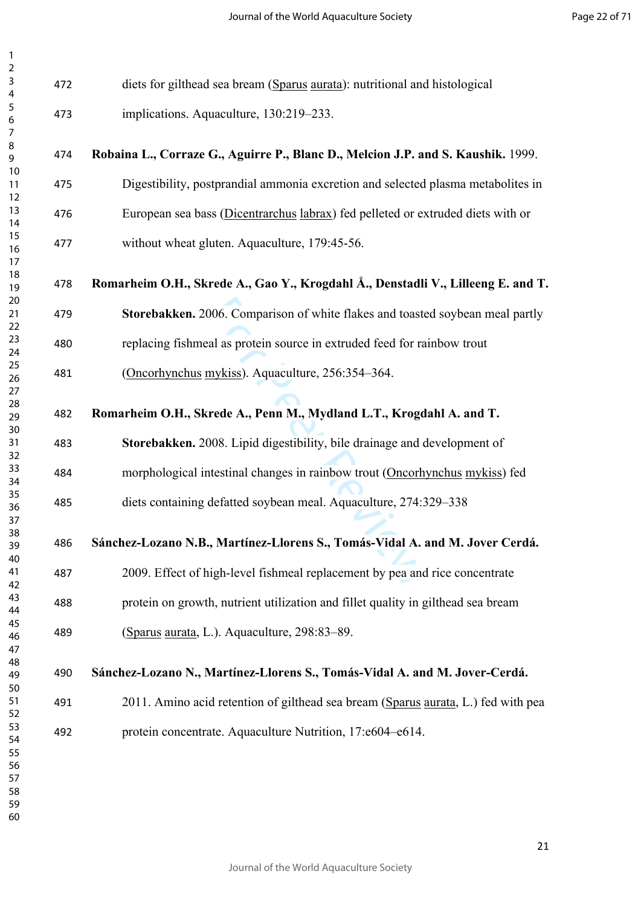diets for gilthead sea bream (Sparus aurata): nutritional and histological implications. Aquaculture, 130:219–233.

**Robaina L., Corraze G., Aguirre P., Blanc D., Melcion J.P. and S. Kaushik.** 1999. Digestibility, postprandial ammonia excretion and selected plasma metabolites in European sea bass (Dicentrarchus labrax) fed pelleted or extruded diets with or without wheat gluten. Aquaculture, 179:45-56.

**Romarheim O.H., Skrede A., Gao Y., Krogdahl Å., Denstadli V., Lilleeng E. and T. Storebakken.** 2006. Comparison of white flakes and toasted soybean meal partly replacing fishmeal as protein source in extruded feed for rainbow trout (Oncorhynchus mykiss). Aquaculture, 256:354–364.

**Romarheim O.H., Skrede A., Penn M., Mydland L.T., Krogdahl A. and T. Storebakken.** 2008. Lipid digestibility, bile drainage and development of morphological intestinal changes in rainbow trout (Oncorhynchus mykiss) fed diets containing defatted soybean meal. Aquaculture, 274:329–338

**Sánchez-Lozano N.B., Martínez-Llorens S., Tomás-Vidal A. and M. Jover Cerdá.** 2009. Effect of high-level fishmeal replacement by pea and rice concentrate protein on growth, nutrient utilization and fillet quality in gilthead sea bream (Sparus aurata, L.). Aquaculture, 298:83–89.

**Sánchez-Lozano N., Martínez-Llorens S., Tomás-Vidal A. and M. Jover-Cerdá.** 2011. Amino acid retention of gilthead sea bream (Sparus aurata, L.) fed with pea protein concentrate. Aquaculture Nutrition, 17:e604–e614.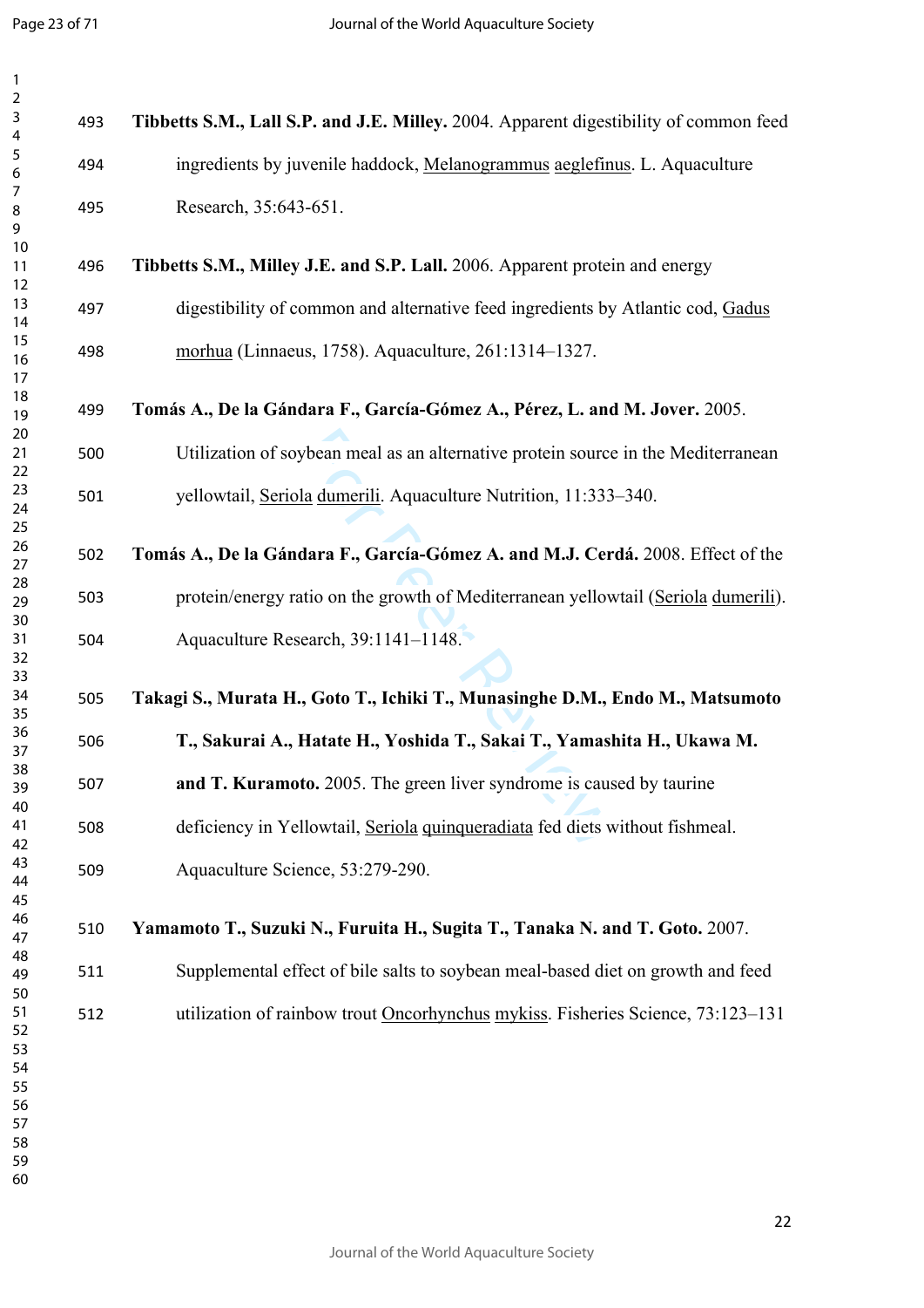**Tibbetts S.M., Lall S.P. and J.E. Milley.** 2004. Apparent digestibility of common feed ingredients by juvenile haddock, Melanogrammus aeglefinus. L. Aquaculture Research, 35:643-651.

**Tibbetts S.M., Milley J.E. and S.P. Lall.** 2006. Apparent protein and energy digestibility of common and alternative feed ingredients by Atlantic cod, Gadus morhua (Linnaeus, 1758). Aquaculture, 261:1314–1327.

**Tomás A., De la Gándara F., García-Gómez A., Pérez, L. and M. Jover.** 2005. Utilization of soybean meal as an alternative protein source in the Mediterranean yellowtail, Seriola dumerili. Aquaculture Nutrition, 11:333–340.

**Tomás A., De la Gándara F., García-Gómez A. and M.J. Cerdá.** 2008. Effect of the protein/energy ratio on the growth of Mediterranean yellowtail (Seriola dumerili). Aquaculture Research, 39:1141–1148.

**Takagi S., Murata H., Goto T., Ichiki T., Munasinghe D.M., Endo M., Matsumoto T., Sakurai A., Hatate H., Yoshida T., Sakai T., Yamashita H., Ukawa M. and T. Kuramoto.** 2005. The green liver syndrome is caused by taurine deficiency in Yellowtail, Seriola quinqueradiata fed diets without fishmeal. Aquaculture Science, 53:279-290.

**Yamamoto T., Suzuki N., Furuita H., Sugita T., Tanaka N. and T. Goto.** 2007. Supplemental effect of bile salts to soybean meal-based diet on growth and feed utilization of rainbow trout Oncorhynchus mykiss. Fisheries Science, 73:123–131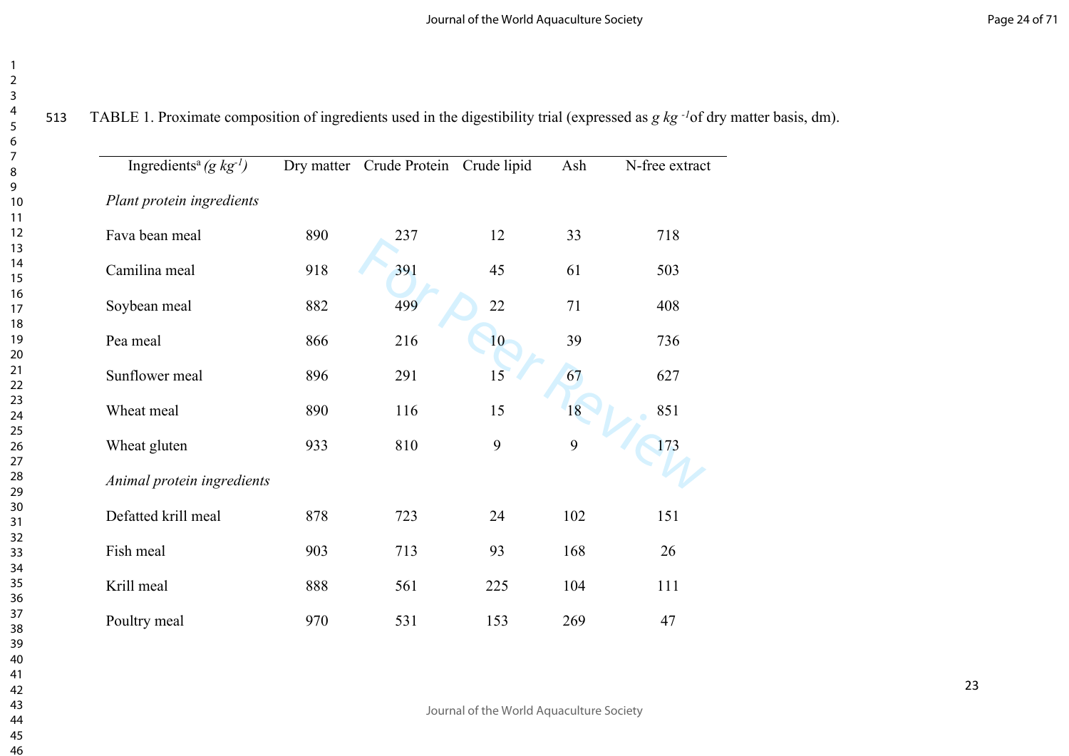TABLE 1. Proximate composition of ingredients used in the digestibility trial (expressed as *g kg $^{-1}$* of dry matter basis, dm).

| Ingredients[a] *(g kg$^{-1}$)* | Dry matter | Crude Protein | Crude lipid | Ash | N-free extract |
|---|---|---|---|---|---|
| *Plant protein ingredients* | | | | | |
| Fava bean meal | 890 | 237 | 12 | 33 | 718 |
| Camilina meal | 918 | 391 | 45 | 61 | 503 |
| Soybean meal | 882 | 499 | 22 | 71 | 408 |
| Pea meal | 866 | 216 | 10 | 39 | 736 |
| Sunflower meal | 896 | 291 | 15 | 67 | 627 |
| Wheat meal | 890 | 116 | 15 | 18 | 851 |
| Wheat gluten | 933 | 810 | 9 | 9 | 173 |
| *Animal protein ingredients* | | | | | |
| Defatted krill meal | 878 | 723 | 24 | 102 | 151 |
| Fish meal | 903 | 713 | 93 | 168 | 26 |
| Krill meal | 888 | 561 | 225 | 104 | 111 |
| Poultry meal | 970 | 531 | 153 | 269 | 47 |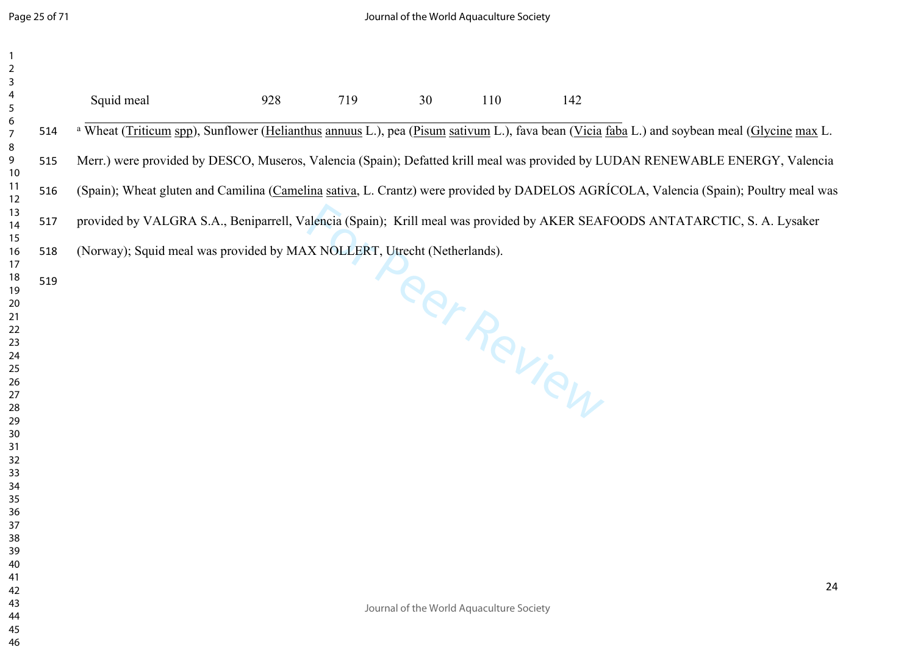| Squid meal | 928 | 719 | 30 | 110 | 142 |
|---|---|---|---|---|---|

[a] Wheat (Triticum spp), Sunflower (Helianthus annuus L.), pea (Pisum sativum L.), fava bean (Vicia faba L.) and soybean meal (Glycine max L. Merr.) were provided by DESCO, Museros, Valencia (Spain); Defatted krill meal was provided by LUDAN RENEWABLE ENERGY, Valencia (Spain); Wheat gluten and Camilina (Camelina sativa, L. Crantz) were provided by DADELOS AGRÍCOLA, Valencia (Spain); Poultry meal was provided by VALGRA S.A., Beniparrell, Valencia (Spain); Krill meal was provided by AKER SEAFOODS ANTATARCTIC, S. A. Lysaker (Norway); Squid meal was provided by MAX NOLLERT, Utrecht (Netherlands).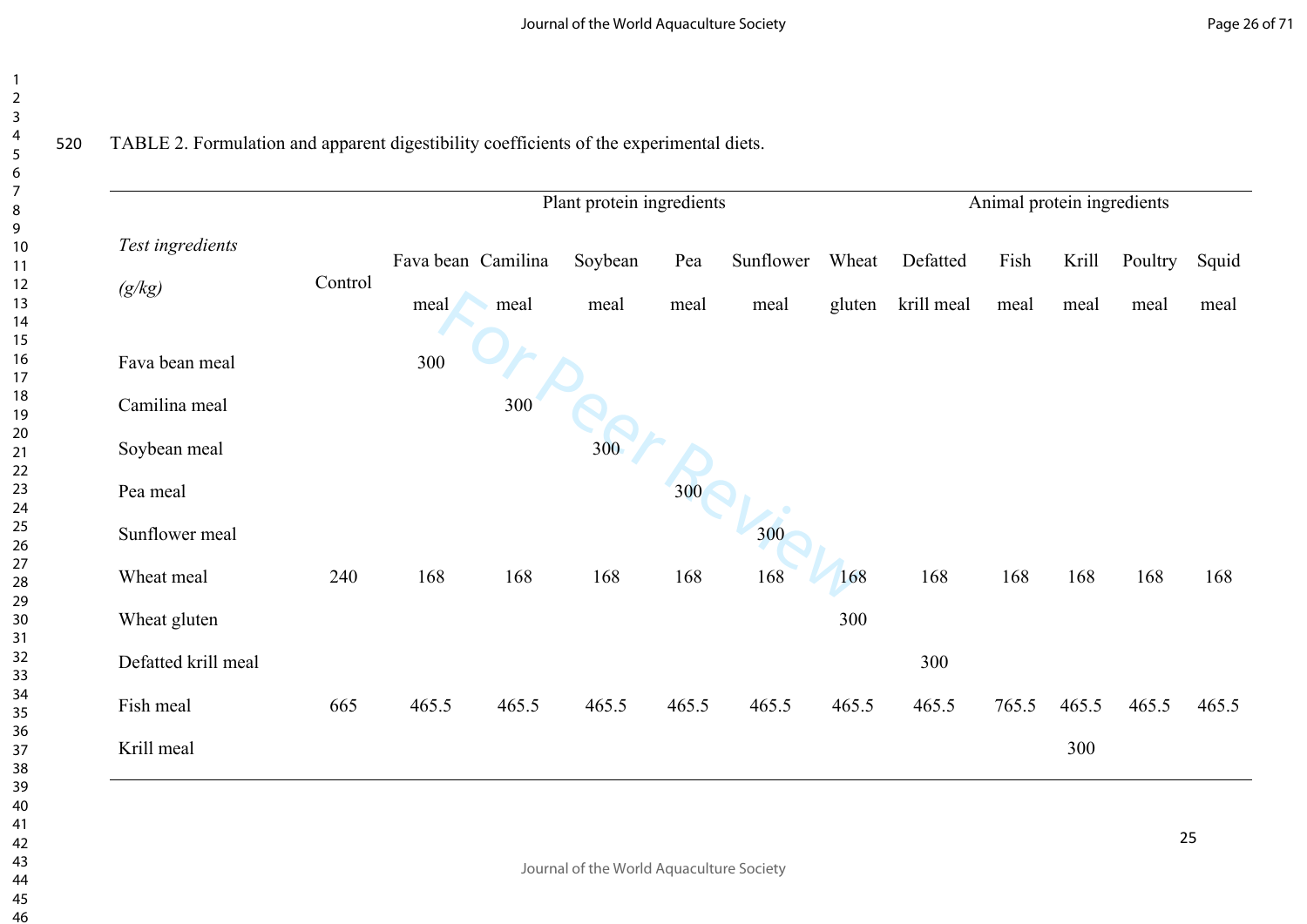TABLE 2. Formulation and apparent digestibility coefficients of the experimental diets.

| *Test ingredients (g/kg)* | Control | Plant protein ingredients | | | | | | Animal protein ingredients | | | | | |
|---|---|---|---|---|---|---|---|---|---|---|---|---|---|
| | | Fava bean meal | Camilina meal | Soybean meal | Pea meal | Sunflower meal | Wheat gluten | Defatted krill meal | Fish meal | Krill meal | Poultry meal | Squid meal |
| Fava bean meal | | 300 | | | | | | | | | | |
| Camilina meal | | | 300 | | | | | | | | | |
| Soybean meal | | | | 300 | | | | | | | | |
| Pea meal | | | | | 300 | | | | | | | |
| Sunflower meal | | | | | | 300 | | | | | | |
| Wheat meal | 240 | 168 | 168 | 168 | 168 | 168 | 168 | 168 | 168 | 168 | 168 | 168 |
| Wheat gluten | | | | | | | 300 | | | | | |
| Defatted krill meal | | | | | | | | 300 | | | | |
| Fish meal | 665 | 465.5 | 465.5 | 465.5 | 465.5 | 465.5 | 465.5 | 465.5 | 765.5 | 465.5 | 465.5 | 465.5 |
| Krill meal | | | | | | | | | | 300 | | |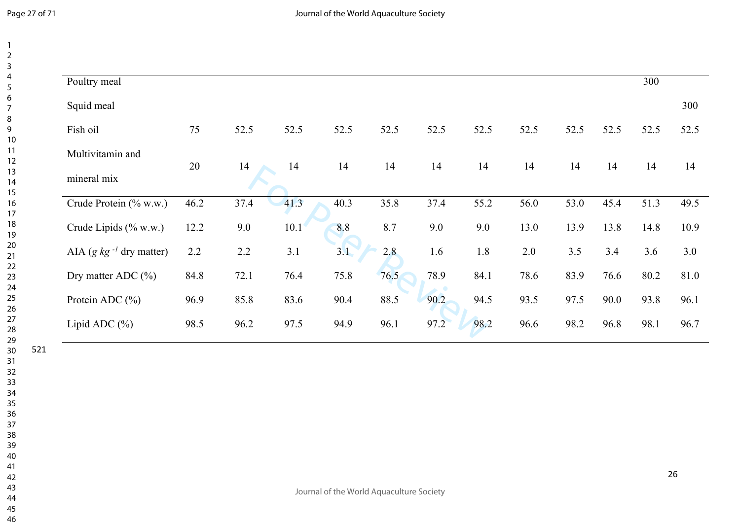| | | | | | | | | | | | | |
|---|---|---|---|---|---|---|---|---|---|---|---|---|
| Poultry meal | | | | | | | | | | | 300 | |
| Squid meal | | | | | | | | | | | | 300 |
| Fish oil | 75 | 52.5 | 52.5 | 52.5 | 52.5 | 52.5 | 52.5 | 52.5 | 52.5 | 52.5 | 52.5 | 52.5 |
| Multivitamin and mineral mix | 20 | 14 | 14 | 14 | 14 | 14 | 14 | 14 | 14 | 14 | 14 | 14 |
| Crude Protein (% w.w.) | 46.2 | 37.4 | 41.3 | 40.3 | 35.8 | 37.4 | 55.2 | 56.0 | 53.0 | 45.4 | 51.3 | 49.5 |
| Crude Lipids (% w.w.) | 12.2 | 9.0 | 10.1 | 8.8 | 8.7 | 9.0 | 9.0 | 13.0 | 13.9 | 13.8 | 14.8 | 10.9 |
| AIA (*g kg $^{-1}$* dry matter) | 2.2 | 2.2 | 3.1 | 3.1 | 2.8 | 1.6 | 1.8 | 2.0 | 3.5 | 3.4 | 3.6 | 3.0 |
| Dry matter ADC (%) | 84.8 | 72.1 | 76.4 | 75.8 | 76.5 | 78.9 | 84.1 | 78.6 | 83.9 | 76.6 | 80.2 | 81.0 |
| Protein ADC (%) | 96.9 | 85.8 | 83.6 | 90.4 | 88.5 | 90.2 | 94.5 | 93.5 | 97.5 | 90.0 | 93.8 | 96.1 |
| Lipid ADC (%) | 98.5 | 96.2 | 97.5 | 94.9 | 96.1 | 97.2 | 98.2 | 96.6 | 98.2 | 96.8 | 98.1 | 96.7 |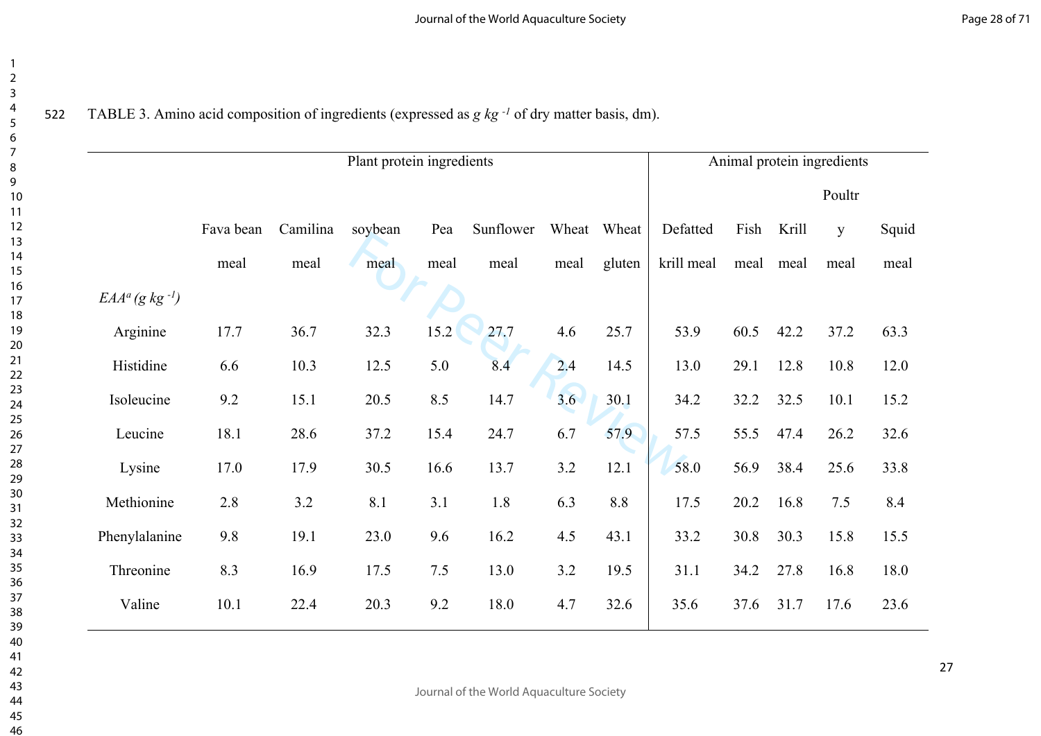TABLE 3. Amino acid composition of ingredients (expressed as *g kg* $^{-1}$ of dry matter basis, dm).

| | Plant protein ingredients | | | | | | | Animal protein ingredients | | | | |
|---|---|---|---|---|---|---|---|---|---|---|---|---|
| | Fava bean meal | Camilina meal | soybean meal | Pea meal | Sunflower meal | Wheat meal | Wheat gluten | Defatted krill meal | Fish meal | Krill meal | Poultry meal | Squid meal |
| *EAA*[a] *(g kg* $^{-1}$*)* | | | | | | | | | | | | |
| Arginine | 17.7 | 36.7 | 32.3 | 15.2 | 27.7 | 4.6 | 25.7 | 53.9 | 60.5 | 42.2 | 37.2 | 63.3 |
| Histidine | 6.6 | 10.3 | 12.5 | 5.0 | 8.4 | 2.4 | 14.5 | 13.0 | 29.1 | 12.8 | 10.8 | 12.0 |
| Isoleucine | 9.2 | 15.1 | 20.5 | 8.5 | 14.7 | 3.6 | 30.1 | 34.2 | 32.2 | 32.5 | 10.1 | 15.2 |
| Leucine | 18.1 | 28.6 | 37.2 | 15.4 | 24.7 | 6.7 | 57.9 | 57.5 | 55.5 | 47.4 | 26.2 | 32.6 |
| Lysine | 17.0 | 17.9 | 30.5 | 16.6 | 13.7 | 3.2 | 12.1 | 58.0 | 56.9 | 38.4 | 25.6 | 33.8 |
| Methionine | 2.8 | 3.2 | 8.1 | 3.1 | 1.8 | 6.3 | 8.8 | 17.5 | 20.2 | 16.8 | 7.5 | 8.4 |
| Phenylalanine | 9.8 | 19.1 | 23.0 | 9.6 | 16.2 | 4.5 | 43.1 | 33.2 | 30.8 | 30.3 | 15.8 | 15.5 |
| Threonine | 8.3 | 16.9 | 17.5 | 7.5 | 13.0 | 3.2 | 19.5 | 31.1 | 34.2 | 27.8 | 16.8 | 18.0 |
| Valine | 10.1 | 22.4 | 20.3 | 9.2 | 18.0 | 4.7 | 32.6 | 35.6 | 37.6 | 31.7 | 17.6 | 23.6 |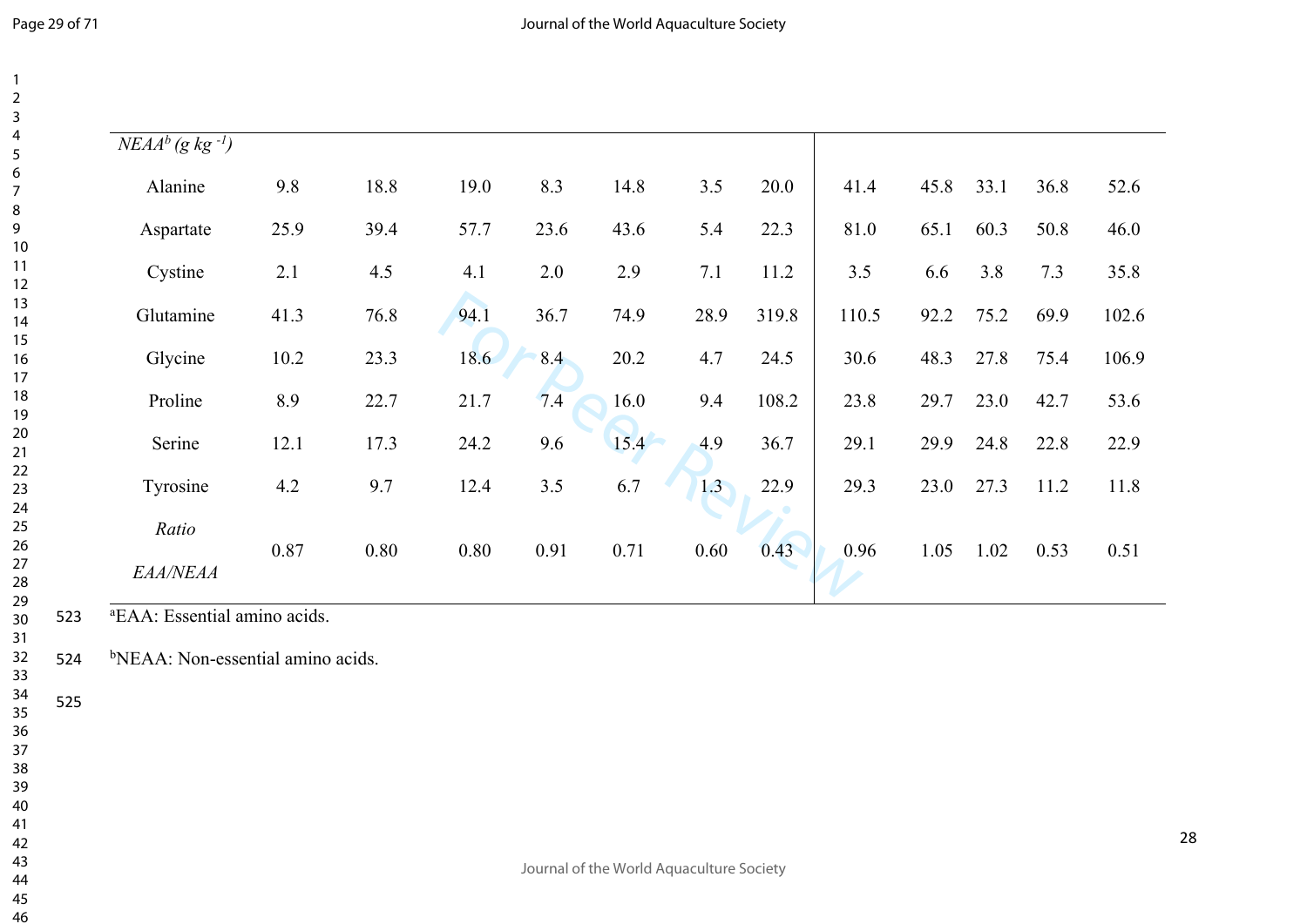| *NEAA[b] (g kg $^{-1}$)* | | | | | | | | | | | | |
|---|---|---|---|---|---|---|---|---|---|---|---|---|
| Alanine | 9.8 | 18.8 | 19.0 | 8.3 | 14.8 | 3.5 | 20.0 | 41.4 | 45.8 | 33.1 | 36.8 | 52.6 |
| Aspartate | 25.9 | 39.4 | 57.7 | 23.6 | 43.6 | 5.4 | 22.3 | 81.0 | 65.1 | 60.3 | 50.8 | 46.0 |
| Cystine | 2.1 | 4.5 | 4.1 | 2.0 | 2.9 | 7.1 | 11.2 | 3.5 | 6.6 | 3.8 | 7.3 | 35.8 |
| Glutamine | 41.3 | 76.8 | 94.1 | 36.7 | 74.9 | 28.9 | 319.8 | 110.5 | 92.2 | 75.2 | 69.9 | 102.6 |
| Glycine | 10.2 | 23.3 | 18.6 | 8.4 | 20.2 | 4.7 | 24.5 | 30.6 | 48.3 | 27.8 | 75.4 | 106.9 |
| Proline | 8.9 | 22.7 | 21.7 | 7.4 | 16.0 | 9.4 | 108.2 | 23.8 | 29.7 | 23.0 | 42.7 | 53.6 |
| Serine | 12.1 | 17.3 | 24.2 | 9.6 | 15.4 | 4.9 | 36.7 | 29.1 | 29.9 | 24.8 | 22.8 | 22.9 |
| Tyrosine | 4.2 | 9.7 | 12.4 | 3.5 | 6.7 | 1.3 | 22.9 | 29.3 | 23.0 | 27.3 | 11.2 | 11.8 |
| *Ratio EAA/NEAA* | 0.87 | 0.80 | 0.80 | 0.91 | 0.71 | 0.60 | 0.43 | 0.96 | 1.05 | 1.02 | 0.53 | 0.51 |

[a]EAA: Essential amino acids.

[b]NEAA: Non-essential amino acids.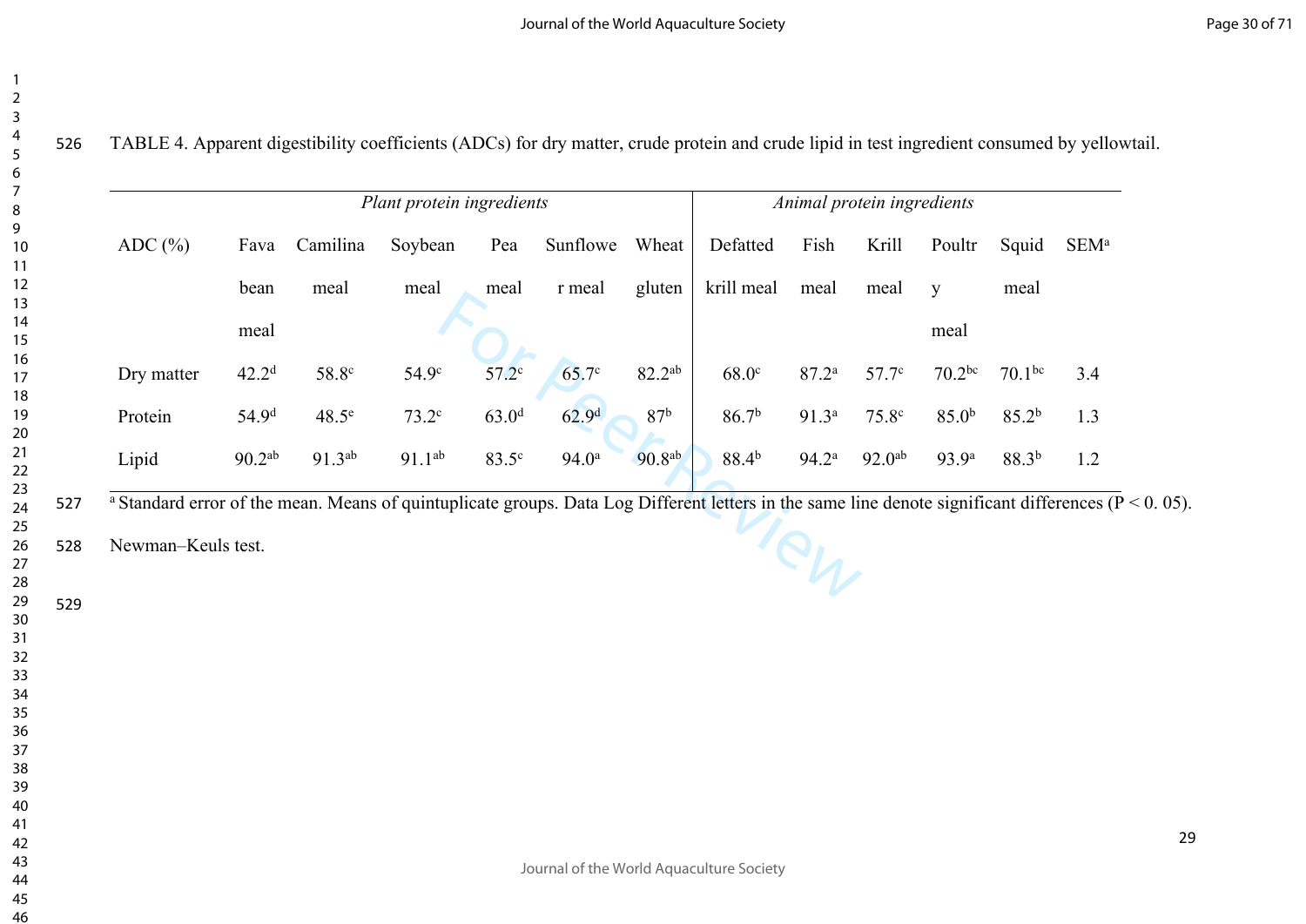TABLE 4. Apparent digestibility coefficients (ADCs) for dry matter, crude protein and crude lipid in test ingredient consumed by yellowtail.

| | *Plant protein ingredients* | | | | | | *Animal protein ingredients* | | | | | |
|---|---|---|---|---|---|---|---|---|---|---|---|---|
| ADC (%) | Fava bean meal | Camilina meal | Soybean meal | Pea meal | Sunflower meal | Wheat gluten | Defatted krill meal | Fish meal | Krill meal | Poultry meal | Squid meal | SEM[a] |
| Dry matter | 42.2[d] | 58.8[c] | 54.9[c] | 57.2[c] | 65.7[c] | 82.2[ab] | 68.0[c] | 87.2[a] | 57.7[c] | 70.2[bc] | 70.1[bc] | 3.4 |
| Protein | 54.9[d] | 48.5[e] | 73.2[c] | 63.0[d] | 62.9[d] | 87[b] | 86.7[b] | 91.3[a] | 75.8[c] | 85.0[b] | 85.2[b] | 1.3 |
| Lipid | 90.2[ab] | 91.3[ab] | 91.1[ab] | 83.5[c] | 94.0[a] | 90.8[ab] | 88.4[b] | 94.2[a] | 92.0[ab] | 93.9[a] | 88.3[b] | 1.2 |

[a] Standard error of the mean. Means of quintuplicate groups. Data Log Different letters in the same line denote significant differences ($P < 0.05$). Newman–Keuls test.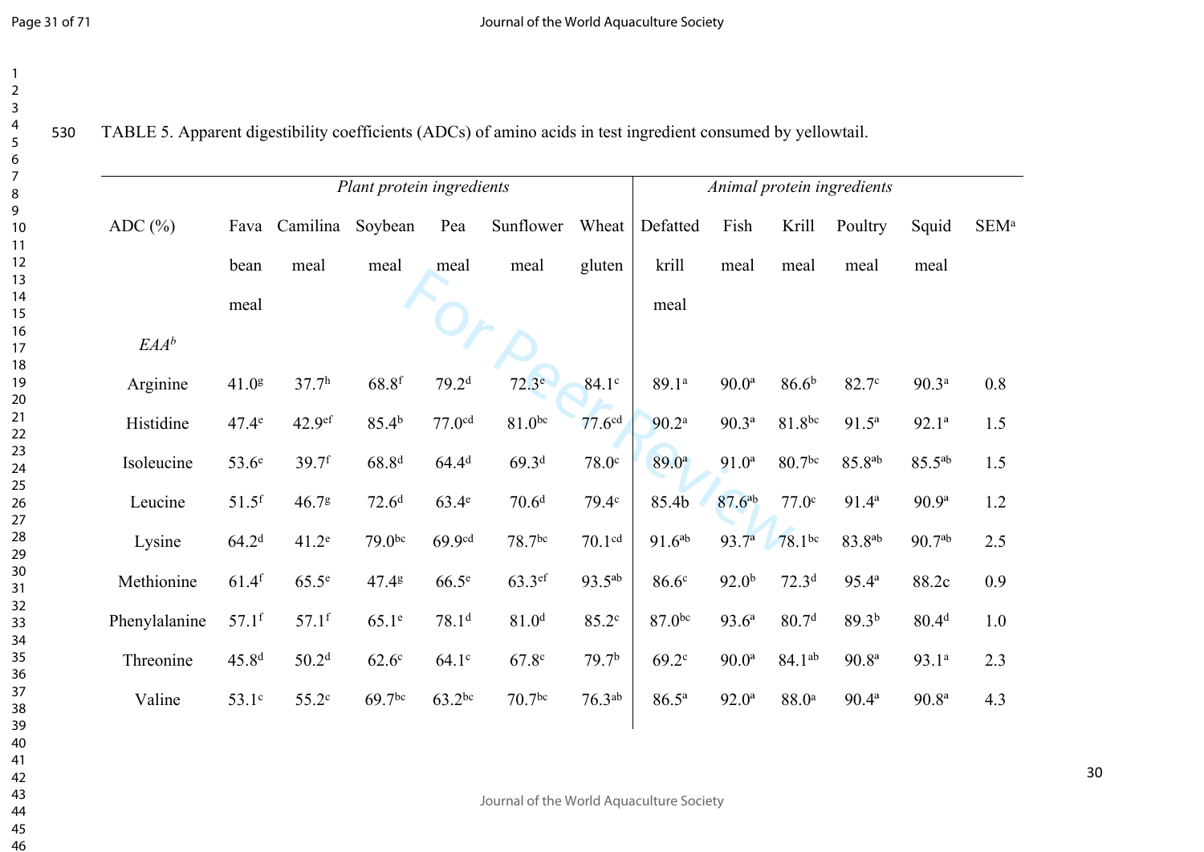TABLE 5. Apparent digestibility coefficients (ADCs) of amino acids in test ingredient consumed by yellowtail.

| | *Plant protein ingredients* | | | | | | *Animal protein ingredients* | | | | | |
|---|---|---|---|---|---|---|---|---|---|---|---|---|
| ADC (%) | Fava bean meal | Camilina meal | Soybean meal | Pea meal | Sunflower meal | Wheat gluten | Defatted krill meal | Fish meal | Krill meal | Poultry meal | Squid meal | SEM[a] |
| *EAA[b]* | | | | | | | | | | | | |
| Arginine | 41.0[g] | 37.7[h] | 68.8[f] | 79.2[d] | 72.3[e] | 84.1[c] | 89.1[a] | 90.0[a] | 86.6[b] | 82.7[c] | 90.3[a] | 0.8 |
| Histidine | 47.4[e] | 42.9[ef] | 85.4[b] | 77.0[cd] | 81.0[bc] | 77.6[cd] | 90.2[a] | 90.3[a] | 81.8[bc] | 91.5[a] | 92.1[a] | 1.5 |
| Isoleucine | 53.6[e] | 39.7[f] | 68.8[d] | 64.4[d] | 69.3[d] | 78.0[c] | 89.0[a] | 91.0[a] | 80.7[bc] | 85.8[ab] | 85.5[ab] | 1.5 |
| Leucine | 51.5[f] | 46.7[g] | 72.6[d] | 63.4[e] | 70.6[d] | 79.4[c] | 85.4b | 87.6[ab] | 77.0[c] | 91.4[a] | 90.9[a] | 1.2 |
| Lysine | 64.2[d] | 41.2[e] | 79.0[bc] | 69.9[cd] | 78.7[bc] | 70.1[cd] | 91.6[ab] | 93.7[a] | 78.1[bc] | 83.8[ab] | 90.7[ab] | 2.5 |
| Methionine | 61.4[f] | 65.5[e] | 47.4[g] | 66.5[e] | 63.3[ef] | 93.5[ab] | 86.6[c] | 92.0[b] | 72.3[d] | 95.4[a] | 88.2c | 0.9 |
| Phenylalanine | 57.1[f] | 57.1[f] | 65.1[e] | 78.1[d] | 81.0[d] | 85.2[c] | 87.0[bc] | 93.6[a] | 80.7[d] | 89.3[b] | 80.4[d] | 1.0 |
| Threonine | 45.8[d] | 50.2[d] | 62.6[c] | 64.1[c] | 67.8[c] | 79.7[b] | 69.2[c] | 90.0[a] | 84.1[ab] | 90.8[a] | 93.1[a] | 2.3 |
| Valine | 53.1[c] | 55.2[c] | 69.7[bc] | 63.2[bc] | 70.7[bc] | 76.3[ab] | 86.5[a] | 92.0[a] | 88.0[a] | 90.4[a] | 90.8[a] | 4.3 |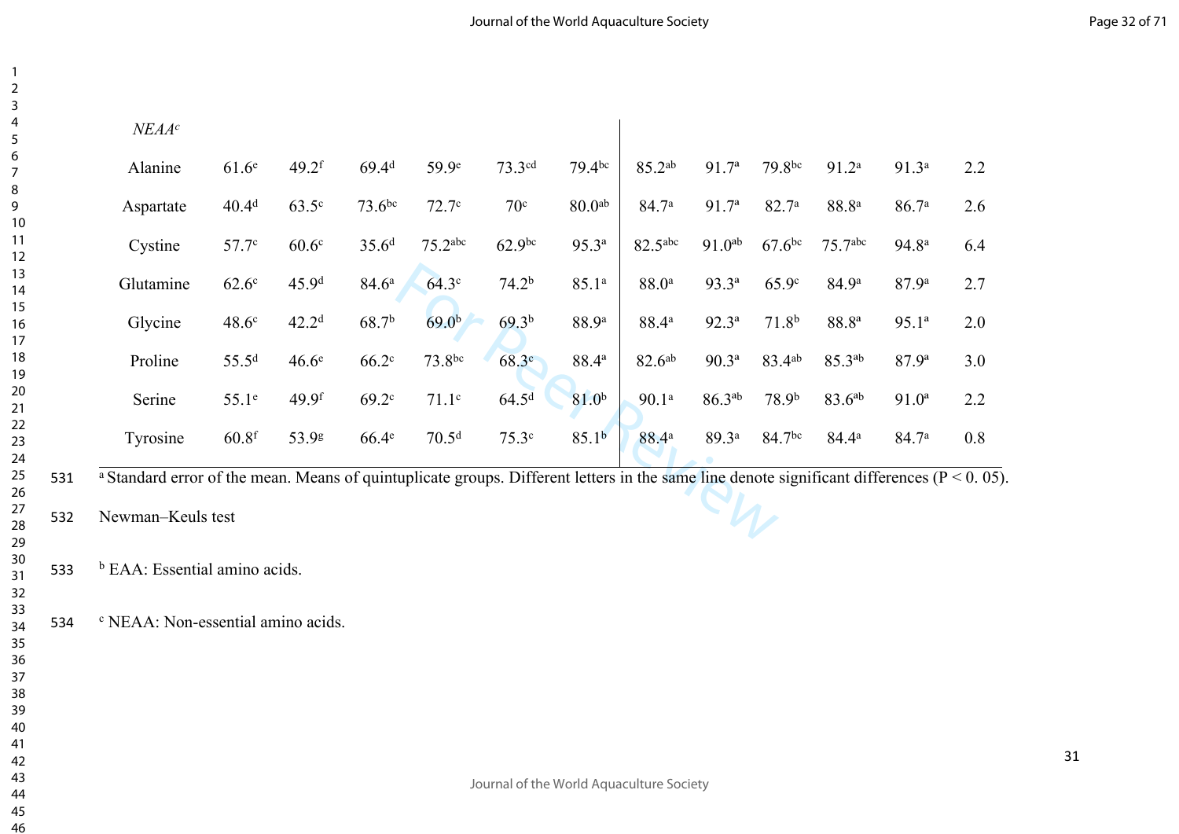| | | | | | | | | | | | | |
|---|---|---|---|---|---|---|---|---|---|---|---|---|
| *NEAA*[c] | | | | | | | | | | | | |
| Alanine | 61.6[e] | 49.2[f] | 69.4[d] | 59.9[e] | 73.3[cd] | 79.4[bc] | 85.2[ab] | 91.7[a] | 79.8[bc] | 91.2[a] | 91.3[a] | 2.2 |
| Aspartate | 40.4[d] | 63.5[c] | 73.6[bc] | 72.7[c] | 70[c] | 80.0[ab] | 84.7[a] | 91.7[a] | 82.7[a] | 88.8[a] | 86.7[a] | 2.6 |
| Cystine | 57.7[c] | 60.6[c] | 35.6[d] | 75.2[abc] | 62.9[bc] | 95.3[a] | 82.5[abc] | 91.0[ab] | 67.6[bc] | 75.7[abc] | 94.8[a] | 6.4 |
| Glutamine | 62.6[c] | 45.9[d] | 84.6[a] | 64.3[c] | 74.2[b] | 85.1[a] | 88.0[a] | 93.3[a] | 65.9[c] | 84.9[a] | 87.9[a] | 2.7 |
| Glycine | 48.6[c] | 42.2[d] | 68.7[b] | 69.0[b] | 69.3[b] | 88.9[a] | 88.4[a] | 92.3[a] | 71.8[b] | 88.8[a] | 95.1[a] | 2.0 |
| Proline | 55.5[d] | 46.6[e] | 66.2[c] | 73.8[bc] | 68.3[c] | 88.4[a] | 82.6[ab] | 90.3[a] | 83.4[ab] | 85.3[ab] | 87.9[a] | 3.0 |
| Serine | 55.1[e] | 49.9[f] | 69.2[c] | 71.1[c] | 64.5[d] | 81.0[b] | 90.1[a] | 86.3[ab] | 78.9[b] | 83.6[ab] | 91.0[a] | 2.2 |
| Tyrosine | 60.8[f] | 53.9[g] | 66.4[e] | 70.5[d] | 75.3[c] | 85.1[b] | 88.4[a] | 89.3[a] | 84.7[bc] | 84.4[a] | 84.7[a] | 0.8 |

[a] Standard error of the mean. Means of quintuplicate groups. Different letters in the same line denote significant differences ($P < 0.05$).

Newman–Keuls test

[b] EAA: Essential amino acids.

[c] NEAA: Non-essential amino acids.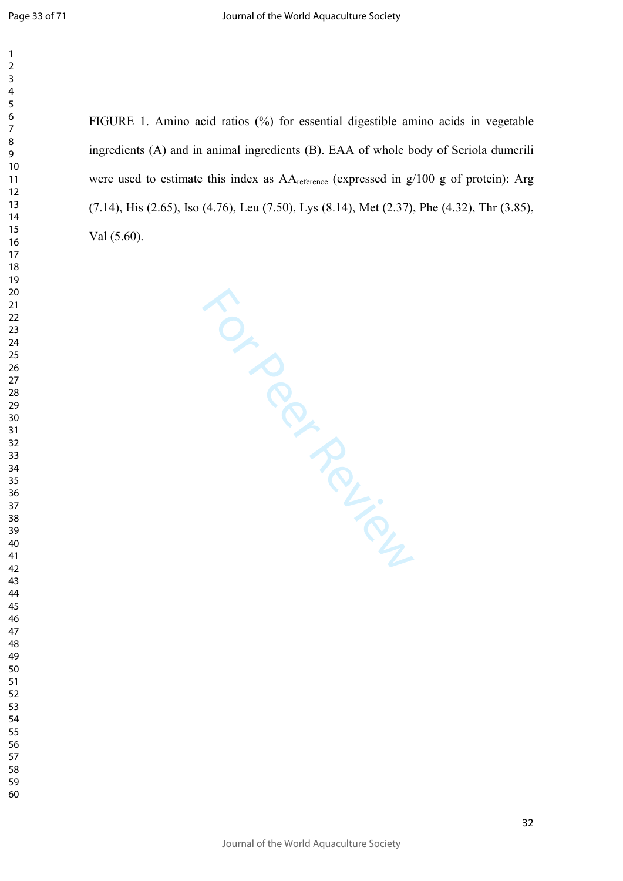FIGURE 1. Amino acid ratios (%) for essential digestible amino acids in vegetable ingredients (A) and in animal ingredients (B). EAA of whole body of Seriola dumerili were used to estimate this index as $AA_{reference}$ (expressed in g/100 g of protein): Arg (7.14), His (2.65), Iso (4.76), Leu (7.50), Lys (8.14), Met (2.37), Phe (4.32), Thr (3.85), Val (5.60).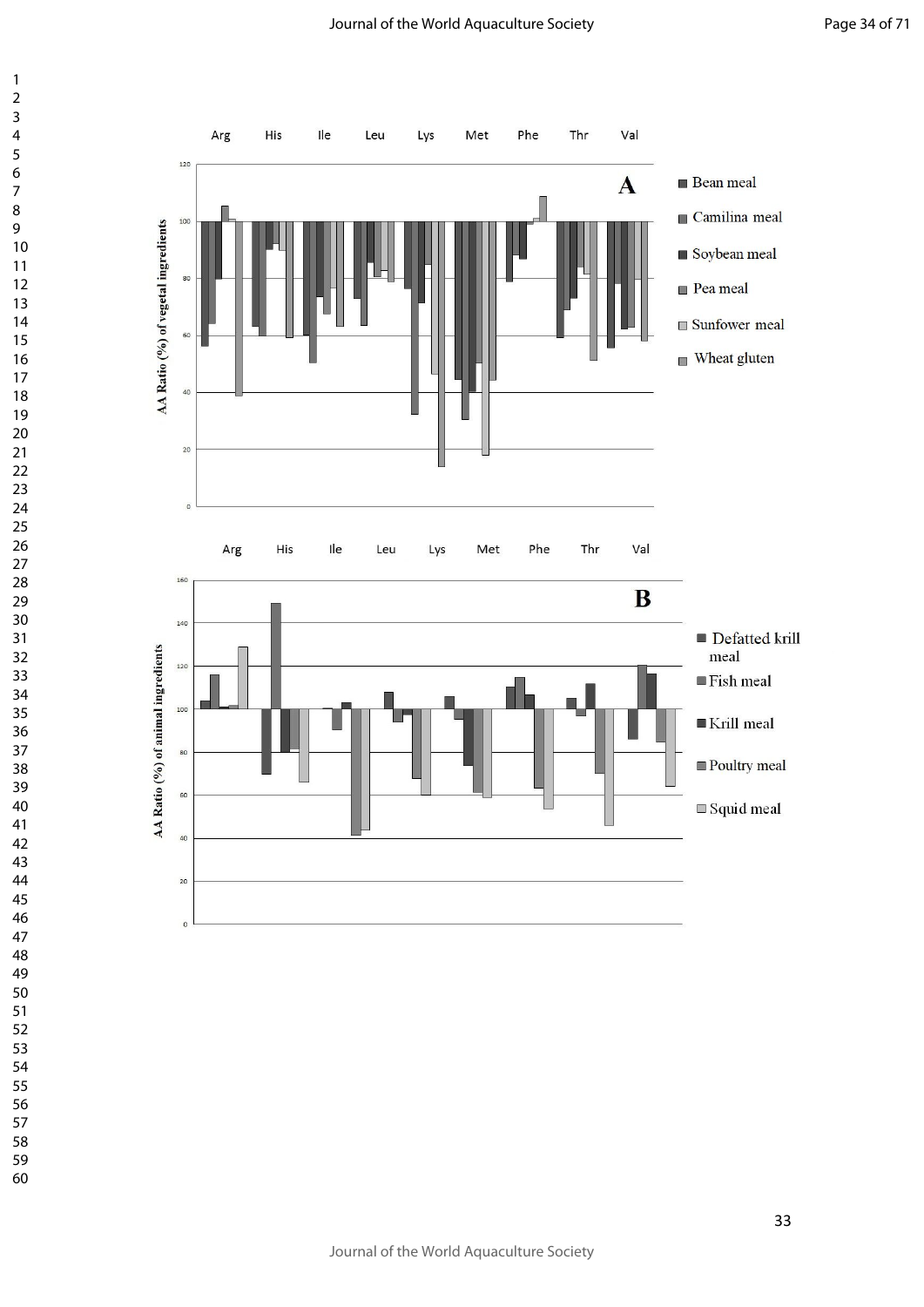Arg His Ile Leu Lys Met Phe Thr Val

**A**

AA Ratio (%) of vegetal ingredients

- Bean meal
- Camilina meal
- Soybean meal
- Pea meal
- Sunfower meal
- Wheat gluten

Arg His Ile Leu Lys Met Phe Thr Val

**B**

AA Ratio (%) of animal ingredients

- Defatted krill meal
- Fish meal
- Krill meal
- Poultry meal
- Squid meal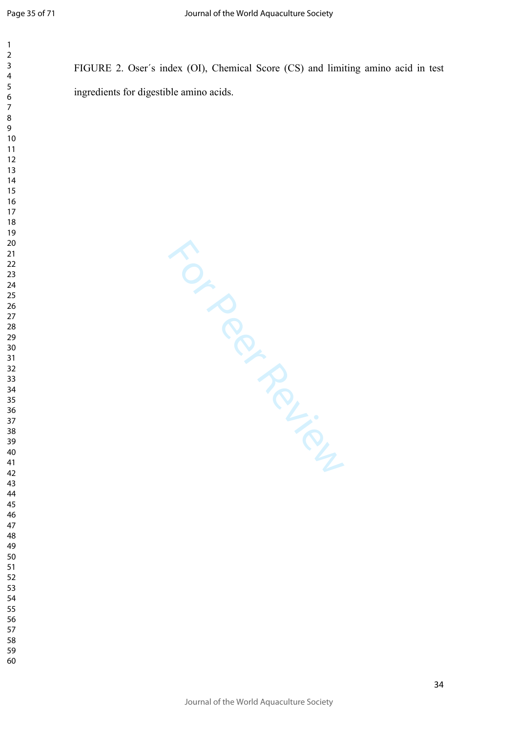FIGURE 2. Oser´s index (OI), Chemical Score (CS) and limiting amino acid in test ingredients for digestible amino acids.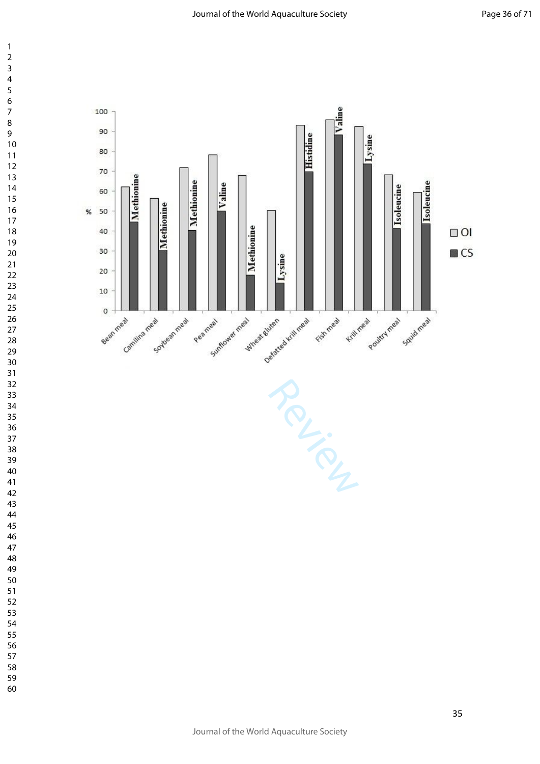| Ingredient | Amino acid |
|---|---|
| Bean meal | Methionine |
| Camilina meal | Methionine |
| Soybean meal | Methionine |
| Pea meal | Valine |
| Sunflower meal | Methionine |
| Wheat gluten | Lysine |
| Defatted krill meal | Histidine |
| Fish meal | Valine |
| Krill meal | Lysine |
| Poultry meal | Isoleucine |
| Squid meal | Isoleucine |

%

0 10 20 30 40 50 60 70 80 90 100

OI

CS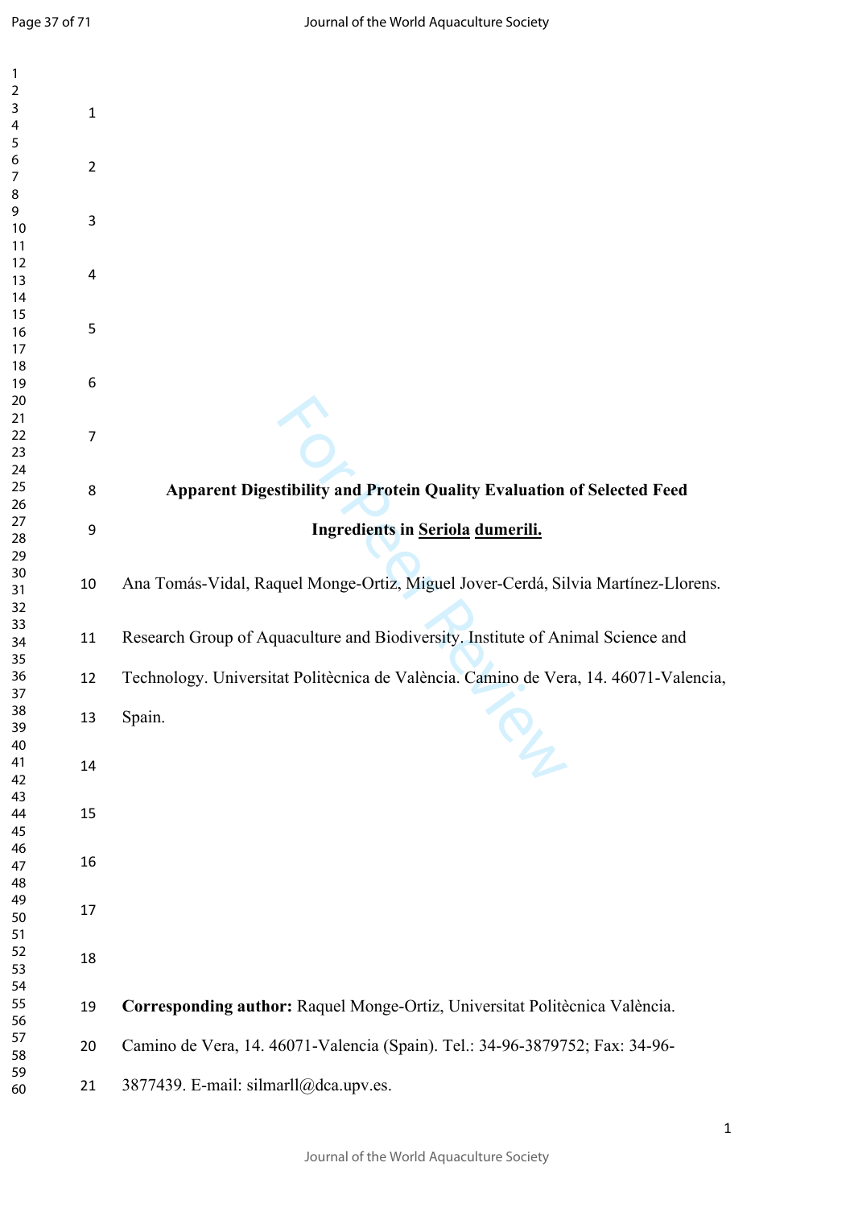# Apparent Digestibility and Protein Quality Evaluation of Selected Feed Ingredients in Seriola dumerili.

Ana Tomás-Vidal, Raquel Monge-Ortiz, Miguel Jover-Cerdá, Silvia Martínez-Llorens.

Research Group of Aquaculture and Biodiversity. Institute of Animal Science and Technology. Universitat Politècnica de València. Camino de Vera, 14. 46071-Valencia, Spain.

**Corresponding author:** Raquel Monge-Ortiz, Universitat Politècnica València. Camino de Vera, 14. 46071-Valencia (Spain). Tel.: 34-96-3879752; Fax: 34-96-3877439. E-mail: silmarll@dca.upv.es.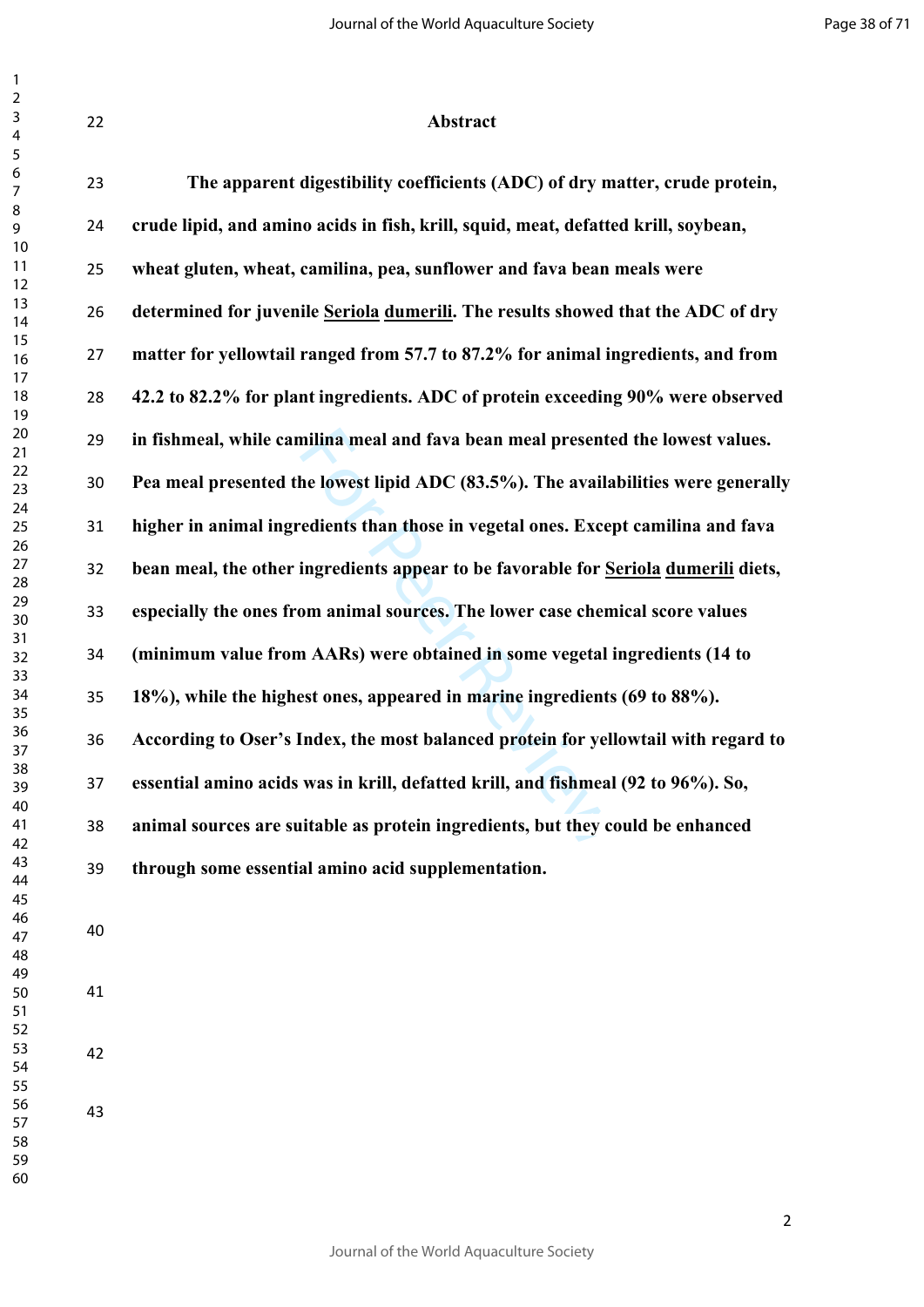# Abstract

**The apparent digestibility coefficients (ADC) of dry matter, crude protein, crude lipid, and amino acids in fish, krill, squid, meat, defatted krill, soybean, wheat gluten, wheat, camilina, pea, sunflower and fava bean meals were determined for juvenile Seriola dumerili. The results showed that the ADC of dry matter for yellowtail ranged from 57.7 to 87.2% for animal ingredients, and from 42.2 to 82.2% for plant ingredients. ADC of protein exceeding 90% were observed in fishmeal, while camilina meal and fava bean meal presented the lowest values. Pea meal presented the lowest lipid ADC (83.5%). The availabilities were generally higher in animal ingredients than those in vegetal ones. Except camilina and fava bean meal, the other ingredients appear to be favorable for Seriola dumerili diets, especially the ones from animal sources. The lower case chemical score values (minimum value from AARs) were obtained in some vegetal ingredients (14 to 18%), while the highest ones, appeared in marine ingredients (69 to 88%). According to Oser's Index, the most balanced protein for yellowtail with regard to essential amino acids was in krill, defatted krill, and fishmeal (92 to 96%). So, animal sources are suitable as protein ingredients, but they could be enhanced through some essential amino acid supplementation.**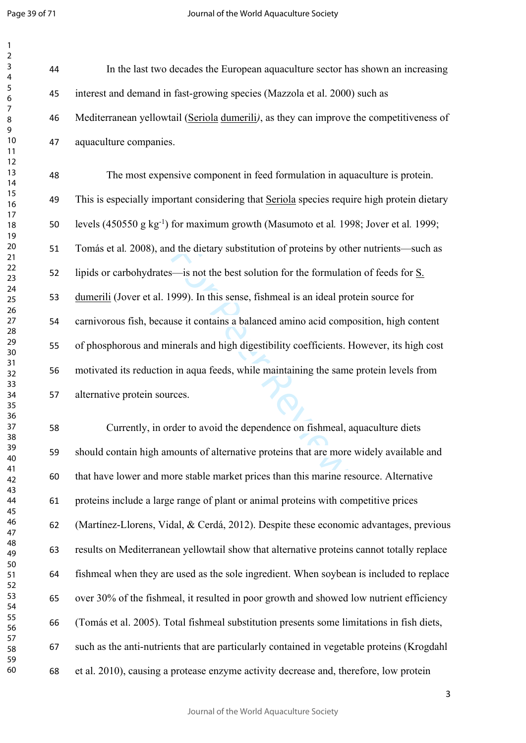In the last two decades the European aquaculture sector has shown an increasing interest and demand in fast-growing species (Mazzola et al. 2000) such as Mediterranean yellowtail (*Seriola dumerili*), as they can improve the competitiveness of aquaculture companies.

The most expensive component in feed formulation in aquaculture is protein. This is especially important considering that *Seriola* species require high protein dietary levels (450550 g $kg^{-1}$) for maximum growth (Masumoto et al. 1998; Jover et al. 1999; Tomás et al. 2008), and the dietary substitution of proteins by other nutrients—such as lipids or carbohydrates—is not the best solution for the formulation of feeds for *S. dumerili* (Jover et al. 1999). In this sense, fishmeal is an ideal protein source for carnivorous fish, because it contains a balanced amino acid composition, high content of phosphorous and minerals and high digestibility coefficients. However, its high cost motivated its reduction in aqua feeds, while maintaining the same protein levels from alternative protein sources.

Currently, in order to avoid the dependence on fishmeal, aquaculture diets should contain high amounts of alternative proteins that are more widely available and that have lower and more stable market prices than this marine resource. Alternative proteins include a large range of plant or animal proteins with competitive prices (Martínez-Llorens, Vidal, & Cerdá, 2012). Despite these economic advantages, previous results on Mediterranean yellowtail show that alternative proteins cannot totally replace fishmeal when they are used as the sole ingredient. When soybean is included to replace over 30% of the fishmeal, it resulted in poor growth and showed low nutrient efficiency (Tomás et al. 2005). Total fishmeal substitution presents some limitations in fish diets, such as the anti-nutrients that are particularly contained in vegetable proteins (Krogdahl et al. 2010), causing a protease enzyme activity decrease and, therefore, low protein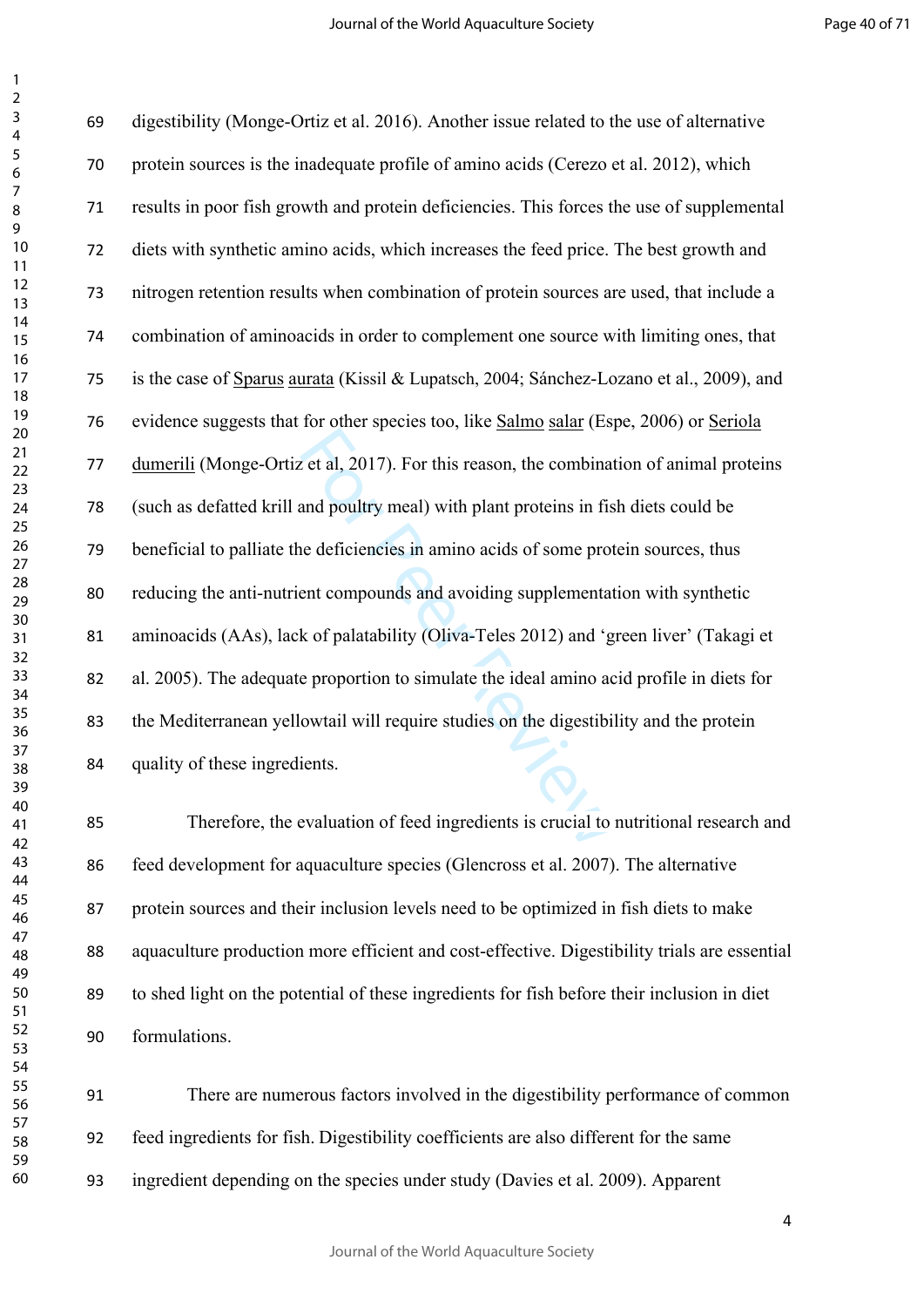digestibility (Monge-Ortiz et al. 2016). Another issue related to the use of alternative protein sources is the inadequate profile of amino acids (Cerezo et al. 2012), which results in poor fish growth and protein deficiencies. This forces the use of supplemental diets with synthetic amino acids, which increases the feed price. The best growth and nitrogen retention results when combination of protein sources are used, that include a combination of aminoacids in order to complement one source with limiting ones, that is the case of *Sparus aurata* (Kissil & Lupatsch, 2004; Sánchez-Lozano et al., 2009), and evidence suggests that for other species too, like *Salmo salar* (Espe, 2006) or *Seriola dumerili* (Monge-Ortiz et al, 2017). For this reason, the combination of animal proteins (such as defatted krill and poultry meal) with plant proteins in fish diets could be beneficial to palliate the deficiencies in amino acids of some protein sources, thus reducing the anti-nutrient compounds and avoiding supplementation with synthetic aminoacids (AAs), lack of palatability (Oliva-Teles 2012) and 'green liver' (Takagi et al. 2005). The adequate proportion to simulate the ideal amino acid profile in diets for the Mediterranean yellowtail will require studies on the digestibility and the protein quality of these ingredients.

Therefore, the evaluation of feed ingredients is crucial to nutritional research and feed development for aquaculture species (Glencross et al. 2007). The alternative protein sources and their inclusion levels need to be optimized in fish diets to make aquaculture production more efficient and cost-effective. Digestibility trials are essential to shed light on the potential of these ingredients for fish before their inclusion in diet formulations.

There are numerous factors involved in the digestibility performance of common feed ingredients for fish. Digestibility coefficients are also different for the same ingredient depending on the species under study (Davies et al. 2009). Apparent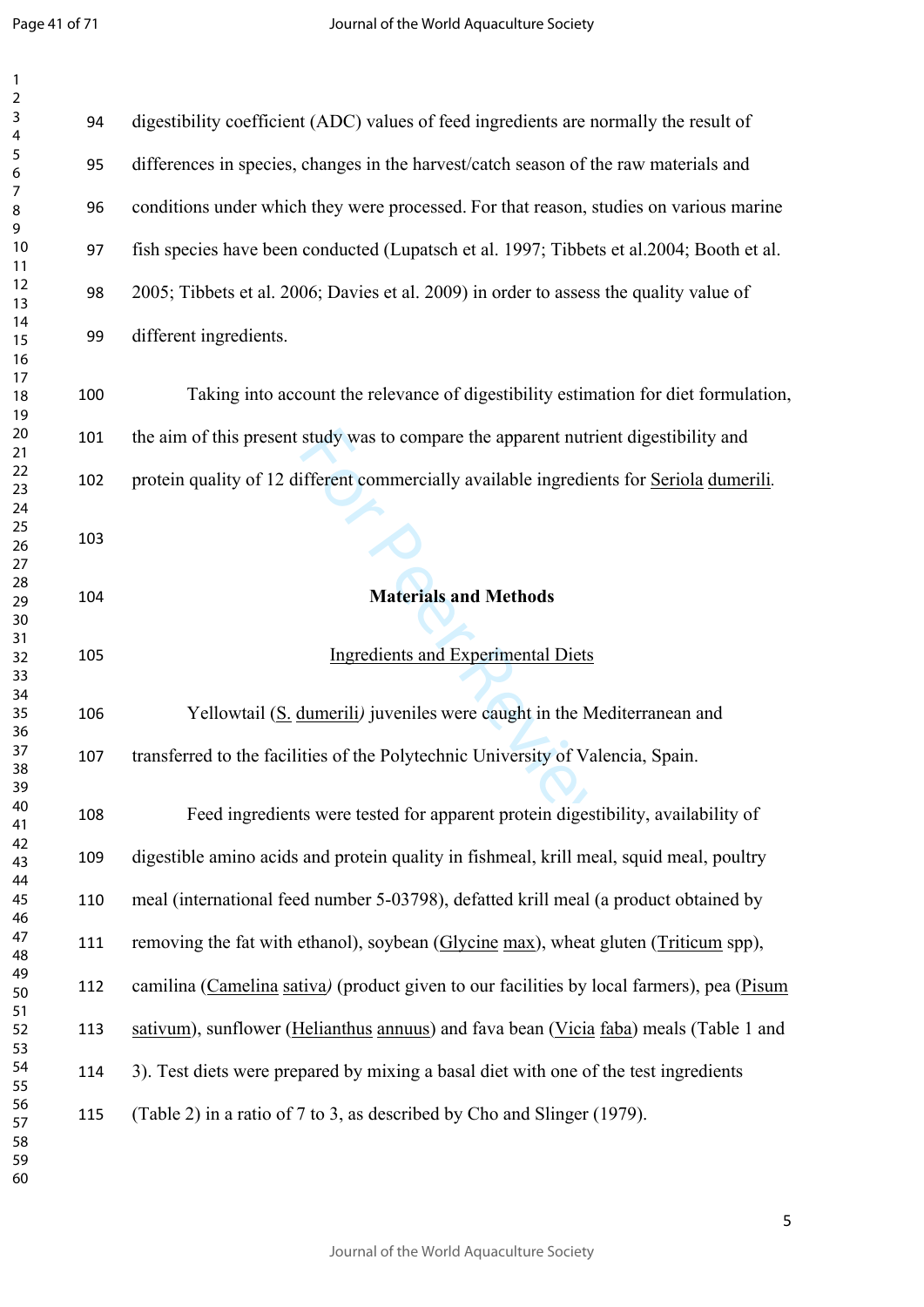digestibility coefficient (ADC) values of feed ingredients are normally the result of differences in species, changes in the harvest/catch season of the raw materials and conditions under which they were processed. For that reason, studies on various marine fish species have been conducted (Lupatsch et al. 1997; Tibbets et al.2004; Booth et al. 2005; Tibbets et al. 2006; Davies et al. 2009) in order to assess the quality value of different ingredients.

Taking into account the relevance of digestibility estimation for diet formulation, the aim of this present study was to compare the apparent nutrient digestibility and protein quality of 12 different commercially available ingredients for Seriola dumerili.

## Materials and Methods

### Ingredients and Experimental Diets

Yellowtail (S. dumerili) juveniles were caught in the Mediterranean and transferred to the facilities of the Polytechnic University of Valencia, Spain.

Feed ingredients were tested for apparent protein digestibility, availability of digestible amino acids and protein quality in fishmeal, krill meal, squid meal, poultry meal (international feed number 5-03798), defatted krill meal (a product obtained by removing the fat with ethanol), soybean (Glycine max), wheat gluten (Triticum spp), camilina (Camelina sativa) (product given to our facilities by local farmers), pea (Pisum sativum), sunflower (Helianthus annuus) and fava bean (Vicia faba) meals (Table 1 and 3). Test diets were prepared by mixing a basal diet with one of the test ingredients (Table 2) in a ratio of 7 to 3, as described by Cho and Slinger (1979).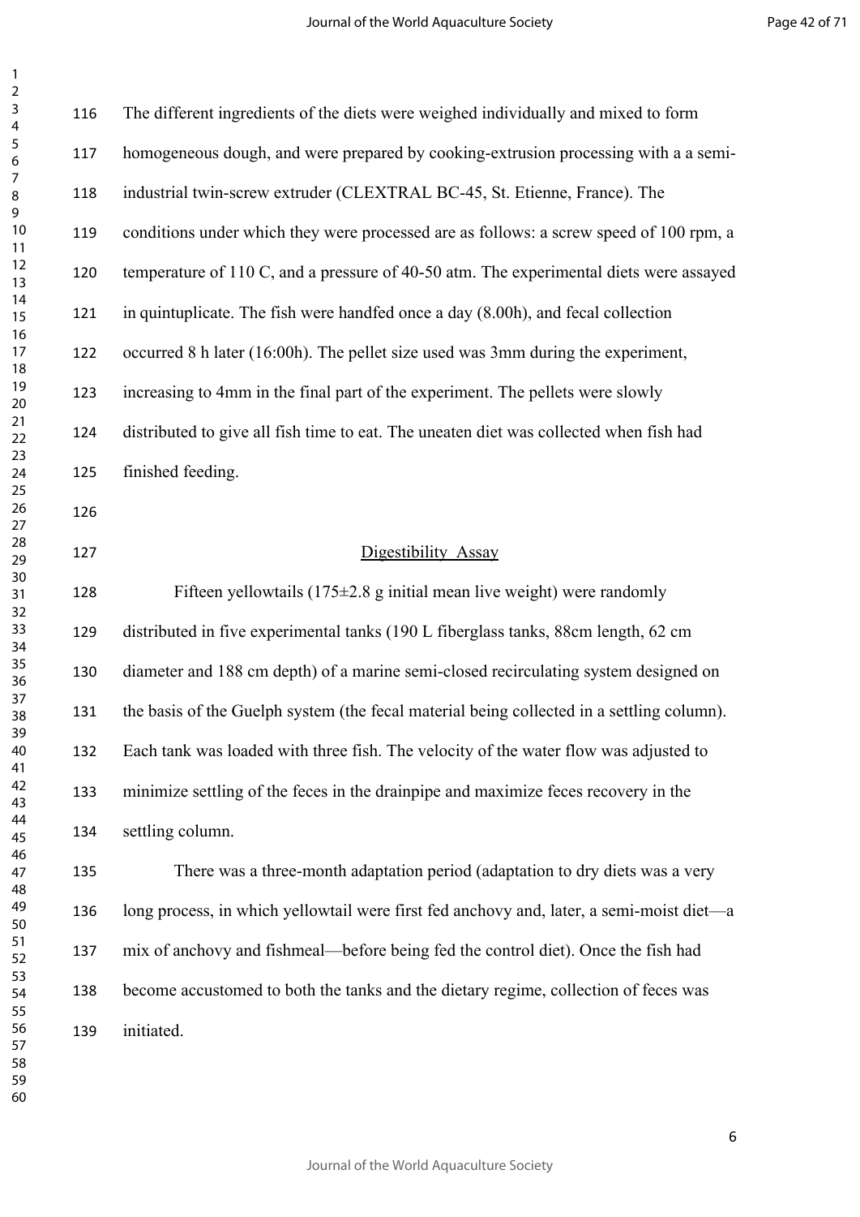The different ingredients of the diets were weighed individually and mixed to form homogeneous dough, and were prepared by cooking-extrusion processing with a a semi-industrial twin-screw extruder (CLEXTRAL BC-45, St. Etienne, France). The conditions under which they were processed are as follows: a screw speed of 100 rpm, a temperature of 110 C, and a pressure of 40-50 atm. The experimental diets were assayed in quintuplicate. The fish were handfed once a day (8.00h), and fecal collection occurred 8 h later (16:00h). The pellet size used was 3mm during the experiment, increasing to 4mm in the final part of the experiment. The pellets were slowly distributed to give all fish time to eat. The uneaten diet was collected when fish had finished feeding.

## Digestibility Assay

Fifteen yellowtails (175±2.8 g initial mean live weight) were randomly distributed in five experimental tanks (190 L fiberglass tanks, 88cm length, 62 cm diameter and 188 cm depth) of a marine semi-closed recirculating system designed on the basis of the Guelph system (the fecal material being collected in a settling column). Each tank was loaded with three fish. The velocity of the water flow was adjusted to minimize settling of the feces in the drainpipe and maximize feces recovery in the settling column.

There was a three-month adaptation period (adaptation to dry diets was a very long process, in which yellowtail were first fed anchovy and, later, a semi-moist diet—a mix of anchovy and fishmeal—before being fed the control diet). Once the fish had become accustomed to both the tanks and the dietary regime, collection of feces was initiated.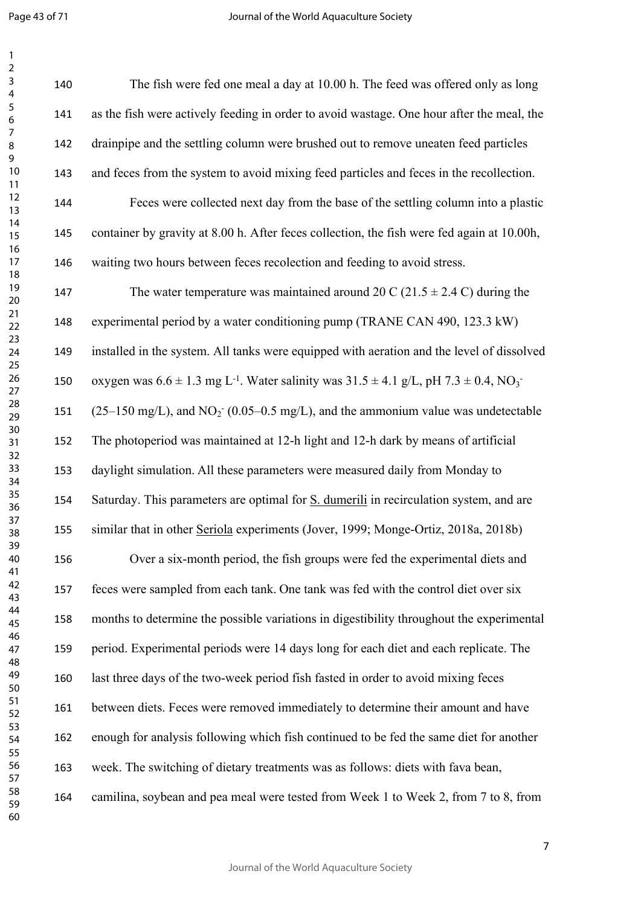The fish were fed one meal a day at 10.00 h. The feed was offered only as long as the fish were actively feeding in order to avoid wastage. One hour after the meal, the drainpipe and the settling column were brushed out to remove uneaten feed particles and feces from the system to avoid mixing feed particles and feces in the recollection.

Feces were collected next day from the base of the settling column into a plastic container by gravity at 8.00 h. After feces collection, the fish were fed again at 10.00h, waiting two hours between feces recolection and feeding to avoid stress.

The water temperature was maintained around 20 C (21.5 ± 2.4 C) during the experimental period by a water conditioning pump (TRANE CAN 490, 123.3 kW) installed in the system. All tanks were equipped with aeration and the level of dissolved oxygen was 6.6 ± 1.3 mg $L^{-1}$. Water salinity was 31.5 ± 4.1 g/L, pH 7.3 ± 0.4, $NO_3^-$ (25–150 mg/L), and $NO_2^-$ (0.05–0.5 mg/L), and the ammonium value was undetectable The photoperiod was maintained at 12-h light and 12-h dark by means of artificial daylight simulation. All these parameters were measured daily from Monday to Saturday. This parameters are optimal for S. dumerili in recirculation system, and are similar that in other Seriola experiments (Jover, 1999; Monge-Ortiz, 2018a, 2018b)

Over a six-month period, the fish groups were fed the experimental diets and feces were sampled from each tank. One tank was fed with the control diet over six months to determine the possible variations in digestibility throughout the experimental period. Experimental periods were 14 days long for each diet and each replicate. The last three days of the two-week period fish fasted in order to avoid mixing feces between diets. Feces were removed immediately to determine their amount and have enough for analysis following which fish continued to be fed the same diet for another week. The switching of dietary treatments was as follows: diets with fava bean, camilina, soybean and pea meal were tested from Week 1 to Week 2, from 7 to 8, from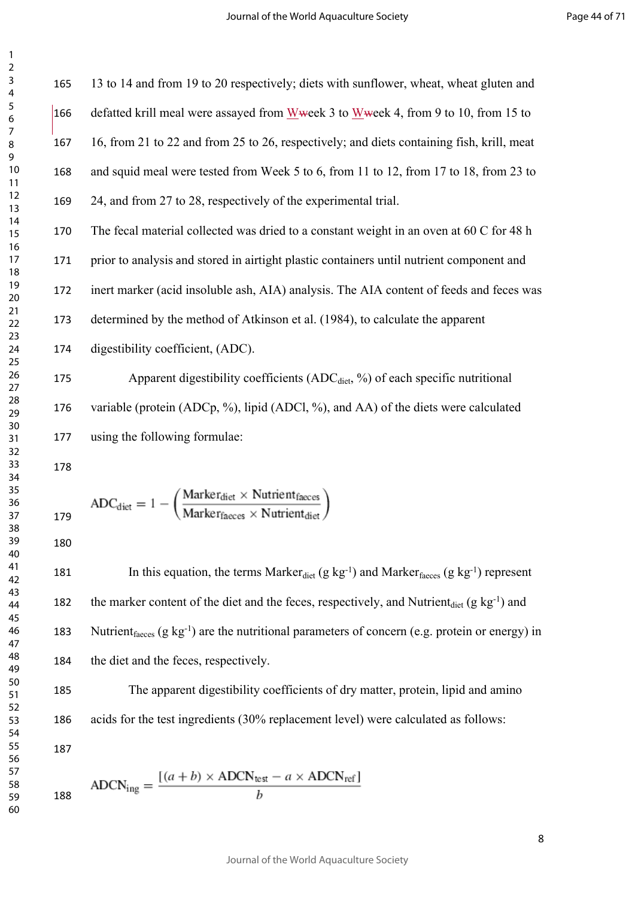13 to 14 and from 19 to 20 respectively; diets with sunflower, wheat, wheat gluten and defatted krill meal were assayed from Week 3 to Week 4, from 9 to 10, from 15 to 16, from 21 to 22 and from 25 to 26, respectively; and diets containing fish, krill, meat and squid meal were tested from Week 5 to 6, from 11 to 12, from 17 to 18, from 23 to 24, and from 27 to 28, respectively of the experimental trial.

The fecal material collected was dried to a constant weight in an oven at 60 C for 48 h prior to analysis and stored in airtight plastic containers until nutrient component and inert marker (acid insoluble ash, AIA) analysis. The AIA content of feeds and feces was determined by the method of Atkinson et al. (1984), to calculate the apparent digestibility coefficient, (ADC).

Apparent digestibility coefficients ($ADC_{diet}$, %) of each specific nutritional variable (protein (ADCp, %), lipid (ADCl, %), and AA) of the diets were calculated using the following formulae:

$$ADC_{diet} = 1 - \left( \frac{Marker_{diet} \times Nutrient_{faeces}}{Marker_{faeces} \times Nutrient_{diet}} \right)$$

In this equation, the terms $Marker_{diet}$ (g kg$^{-1}$) and $Marker_{faeces}$ (g kg$^{-1}$) represent the marker content of the diet and the feces, respectively, and $Nutrient_{diet}$ (g kg$^{-1}$) and $Nutrient_{faeces}$ (g kg$^{-1}$) are the nutritional parameters of concern (e.g. protein or energy) in the diet and the feces, respectively.

The apparent digestibility coefficients of dry matter, protein, lipid and amino acids for the test ingredients (30% replacement level) were calculated as follows:

$$ADCN_{ing} = \frac{[(a + b) \times ADCN_{test} - a \times ADCN_{ref}]}{b}$$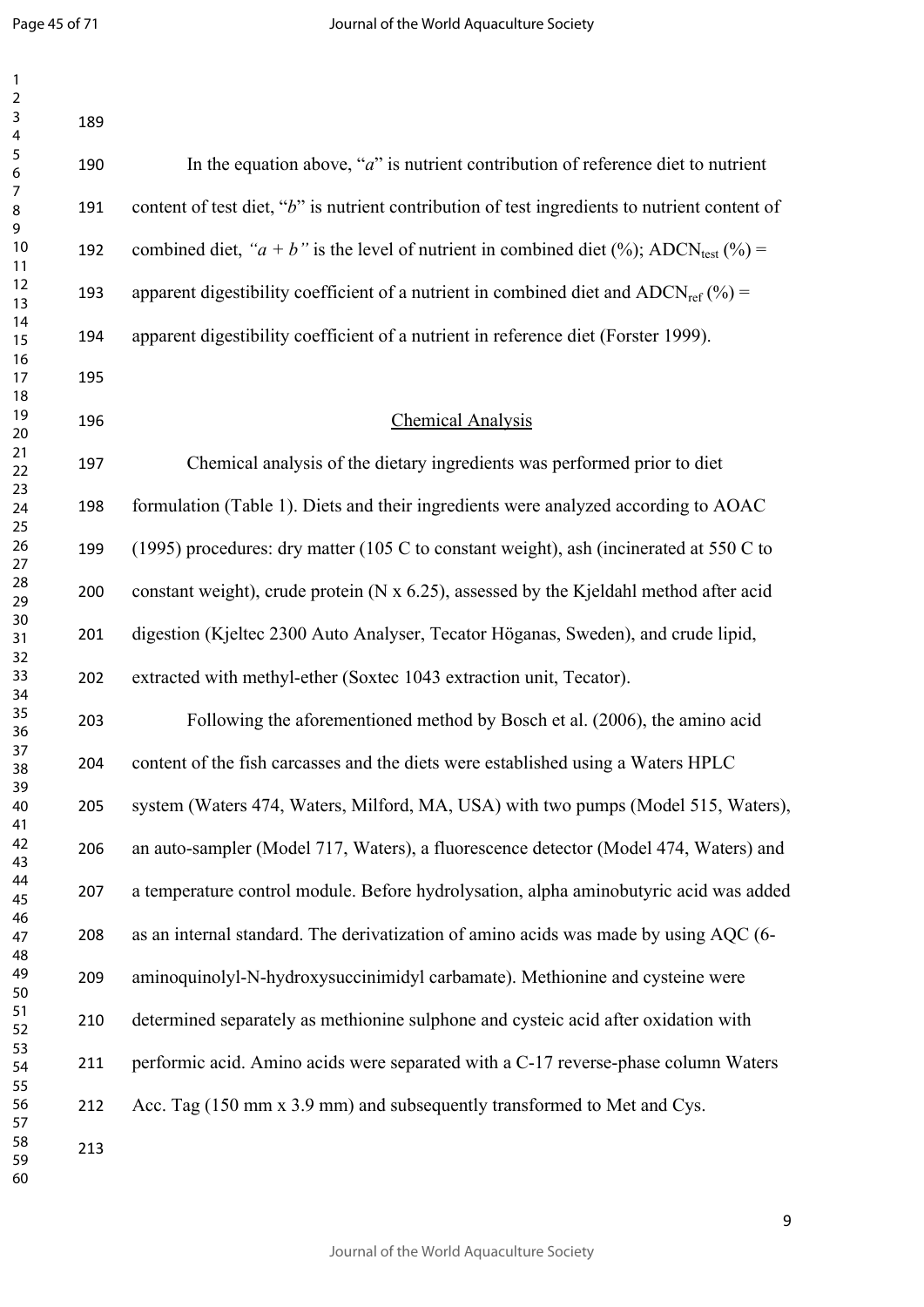In the equation above, "*a*" is nutrient contribution of reference diet to nutrient content of test diet, "*b*" is nutrient contribution of test ingredients to nutrient content of combined diet, *"a + b"* is the level of nutrient in combined diet (%); $ADCN_{test}$ (%) = apparent digestibility coefficient of a nutrient in combined diet and $ADCN_{ref}$ (%) = apparent digestibility coefficient of a nutrient in reference diet (Forster 1999).

## Chemical Analysis

Chemical analysis of the dietary ingredients was performed prior to diet formulation (Table 1). Diets and their ingredients were analyzed according to AOAC (1995) procedures: dry matter (105 C to constant weight), ash (incinerated at 550 C to constant weight), crude protein (N x 6.25), assessed by the Kjeldahl method after acid digestion (Kjeltec 2300 Auto Analyser, Tecator Höganas, Sweden), and crude lipid, extracted with methyl-ether (Soxtec 1043 extraction unit, Tecator).

Following the aforementioned method by Bosch et al. (2006), the amino acid content of the fish carcasses and the diets were established using a Waters HPLC system (Waters 474, Waters, Milford, MA, USA) with two pumps (Model 515, Waters), an auto-sampler (Model 717, Waters), a fluorescence detector (Model 474, Waters) and a temperature control module. Before hydrolysation, alpha aminobutyric acid was added as an internal standard. The derivatization of amino acids was made by using AQC (6-aminoquinolyl-N-hydroxysuccinimidyl carbamate). Methionine and cysteine were determined separately as methionine sulphone and cysteic acid after oxidation with performic acid. Amino acids were separated with a C-17 reverse-phase column Waters Acc. Tag (150 mm x 3.9 mm) and subsequently transformed to Met and Cys.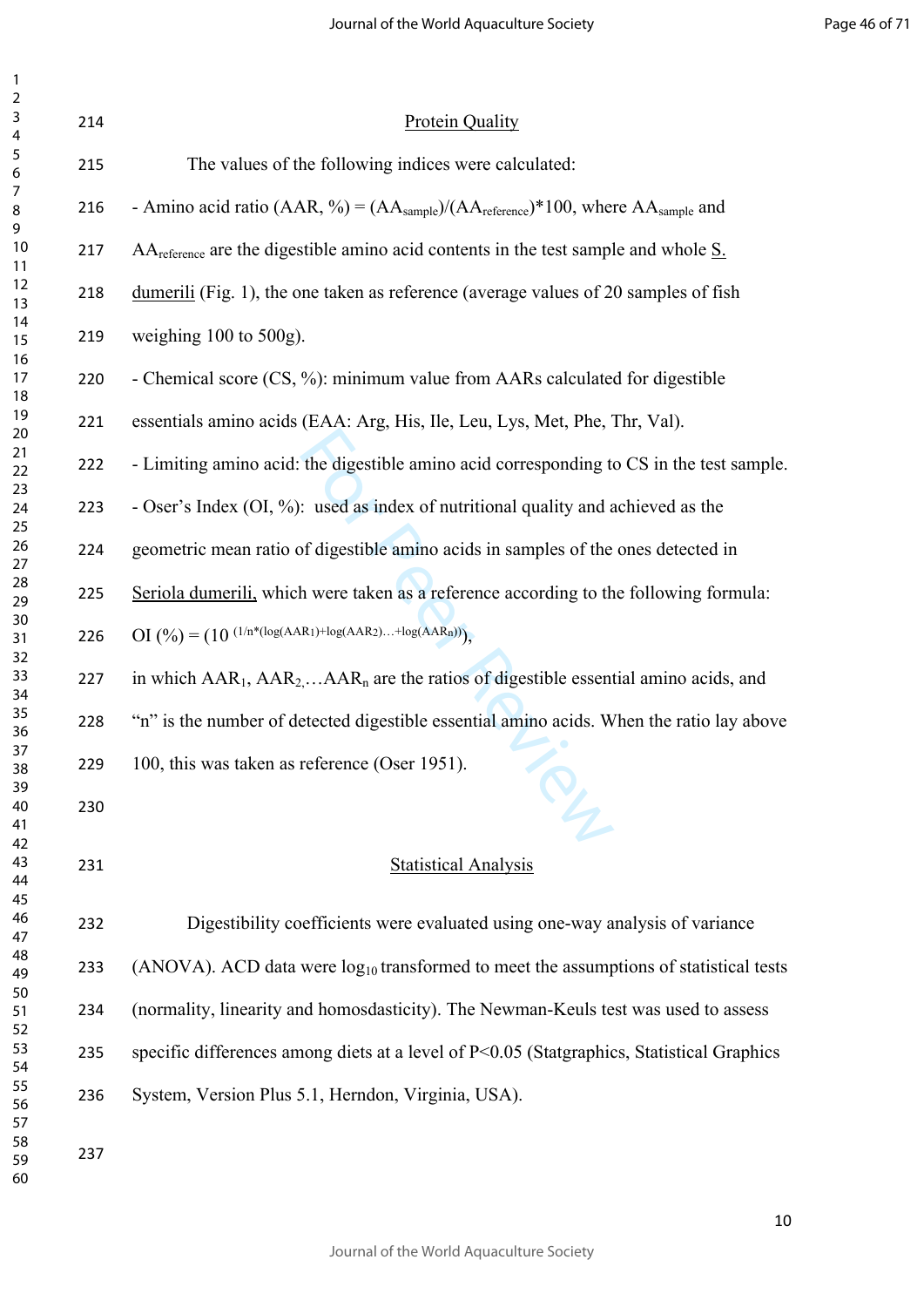## Protein Quality

The values of the following indices were calculated:

- Amino acid ratio (AAR, %) = $(AA_{sample})/(AA_{reference})*100$, where $AA_{sample}$ and $AA_{reference}$ are the digestible amino acid contents in the test sample and whole S. dumerili (Fig. 1), the one taken as reference (average values of 20 samples of fish weighing 100 to 500g).
- Chemical score (CS, %): minimum value from AARs calculated for digestible essentials amino acids (EAA: Arg, His, Ile, Leu, Lys, Met, Phe, Thr, Val).
- Limiting amino acid: the digestible amino acid corresponding to CS in the test sample.
- Oser's Index (OI, %): used as index of nutritional quality and achieved as the geometric mean ratio of digestible amino acids in samples of the ones detected in Seriola dumerili, which were taken as a reference according to the following formula:

$$OI\ (\%) = (10^{(1/n*(\log(AAR_1)+\log(AAR_2)\ldots+\log(AAR_n)))}),$$

in which $AAR_1$, $AAR_2$,…$AAR_n$ are the ratios of digestible essential amino acids, and "n" is the number of detected digestible essential amino acids. When the ratio lay above 100, this was taken as reference (Oser 1951).

## Statistical Analysis

Digestibility coefficients were evaluated using one-way analysis of variance (ANOVA). ACD data were $\log_{10}$ transformed to meet the assumptions of statistical tests (normality, linearity and homosdasticity). The Newman-Keuls test was used to assess specific differences among diets at a level of $P<0.05$ (Statgraphics, Statistical Graphics System, Version Plus 5.1, Herndon, Virginia, USA).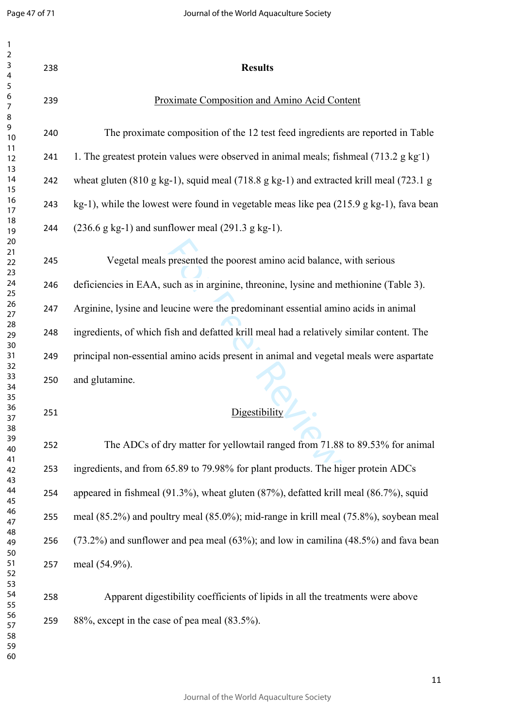## Results

### Proximate Composition and Amino Acid Content

The proximate composition of the 12 test feed ingredients are reported in Table 1. The greatest protein values were observed in animal meals; fishmeal (713.2 g kg$^{-1}$) wheat gluten (810 g kg-1), squid meal (718.8 g kg-1) and extracted krill meal (723.1 g kg-1), while the lowest were found in vegetable meas like pea (215.9 g kg-1), fava bean (236.6 g kg-1) and sunflower meal (291.3 g kg-1).

Vegetal meals presented the poorest amino acid balance, with serious deficiencies in EAA, such as in arginine, threonine, lysine and methionine (Table 3). Arginine, lysine and leucine were the predominant essential amino acids in animal ingredients, of which fish and defatted krill meal had a relatively similar content. The principal non-essential amino acids present in animal and vegetal meals were aspartate and glutamine.

### Digestibility

The ADCs of dry matter for yellowtail ranged from 71.88 to 89.53% for animal ingredients, and from 65.89 to 79.98% for plant products. The higer protein ADCs appeared in fishmeal (91.3%), wheat gluten (87%), defatted krill meal (86.7%), squid meal (85.2%) and poultry meal (85.0%); mid-range in krill meal (75.8%), soybean meal (73.2%) and sunflower and pea meal (63%); and low in camilina (48.5%) and fava bean meal (54.9%).

Apparent digestibility coefficients of lipids in all the treatments were above 88%, except in the case of pea meal (83.5%).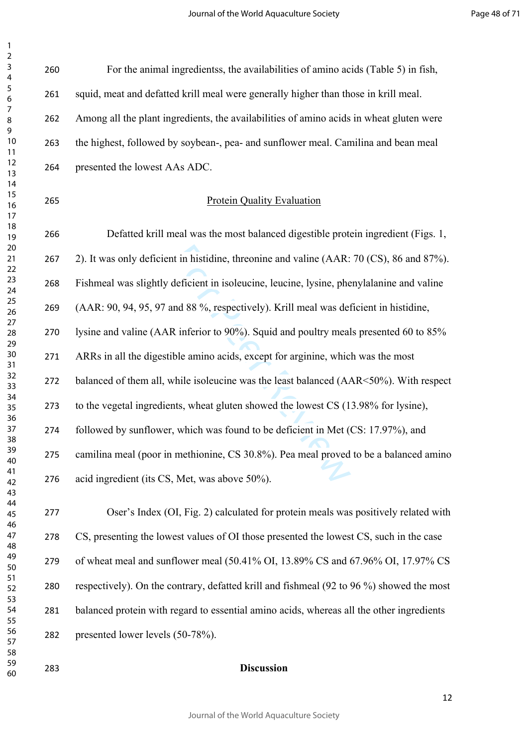For the animal ingredientss, the availabilities of amino acids (Table 5) in fish, squid, meat and defatted krill meal were generally higher than those in krill meal. Among all the plant ingredients, the availabilities of amino acids in wheat gluten were the highest, followed by soybean-, pea- and sunflower meal. Camilina and bean meal presented the lowest AAs ADC.

## Protein Quality Evaluation

Defatted krill meal was the most balanced digestible protein ingredient (Figs. 1, 2). It was only deficient in histidine, threonine and valine (AAR: 70 (CS), 86 and 87%). Fishmeal was slightly deficient in isoleucine, leucine, lysine, phenylalanine and valine (AAR: 90, 94, 95, 97 and 88 %, respectively). Krill meal was deficient in histidine, lysine and valine (AAR inferior to 90%). Squid and poultry meals presented 60 to 85% ARRs in all the digestible amino acids, except for arginine, which was the most balanced of them all, while isoleucine was the least balanced (AAR<50%). With respect to the vegetal ingredients, wheat gluten showed the lowest CS (13.98% for lysine), followed by sunflower, which was found to be deficient in Met (CS: 17.97%), and camilina meal (poor in methionine, CS 30.8%). Pea meal proved to be a balanced amino acid ingredient (its CS, Met, was above 50%).

Oser's Index (OI, Fig. 2) calculated for protein meals was positively related with CS, presenting the lowest values of OI those presented the lowest CS, such in the case of wheat meal and sunflower meal (50.41% OI, 13.89% CS and 67.96% OI, 17.97% CS respectively). On the contrary, defatted krill and fishmeal (92 to 96 %) showed the most balanced protein with regard to essential amino acids, whereas all the other ingredients presented lower levels (50-78%).

# Discussion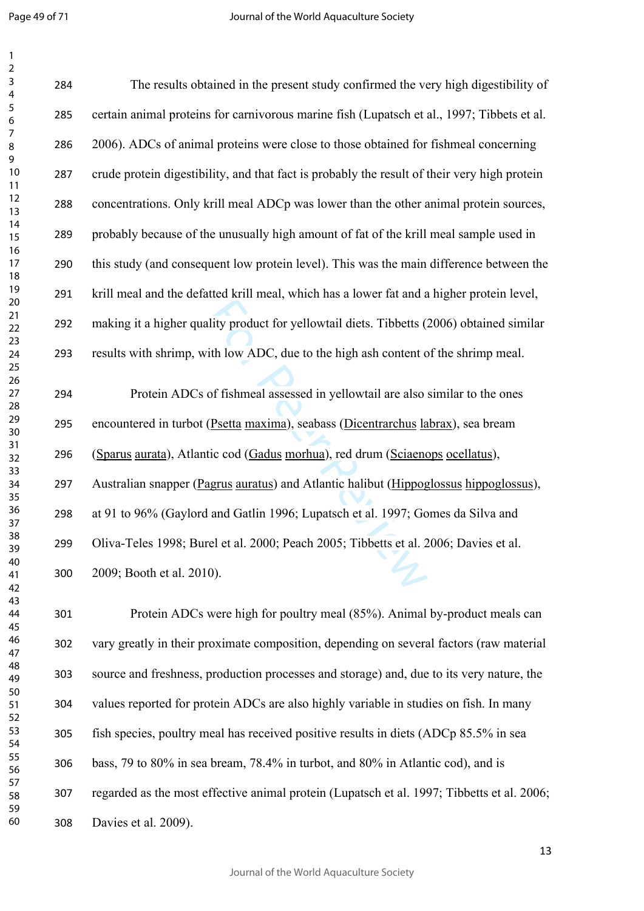The results obtained in the present study confirmed the very high digestibility of certain animal proteins for carnivorous marine fish (Lupatsch et al., 1997; Tibbets et al. 2006). ADCs of animal proteins were close to those obtained for fishmeal concerning crude protein digestibility, and that fact is probably the result of their very high protein concentrations. Only krill meal ADCp was lower than the other animal protein sources, probably because of the unusually high amount of fat of the krill meal sample used in this study (and consequent low protein level). This was the main difference between the krill meal and the defatted krill meal, which has a lower fat and a higher protein level, making it a higher quality product for yellowtail diets. Tibbetts (2006) obtained similar results with shrimp, with low ADC, due to the high ash content of the shrimp meal.

Protein ADCs of fishmeal assessed in yellowtail are also similar to the ones encountered in turbot (Psetta maxima), seabass (Dicentrarchus labrax), sea bream (Sparus aurata), Atlantic cod (Gadus morhua), red drum (Sciaenops ocellatus), Australian snapper (Pagrus auratus) and Atlantic halibut (Hippoglossus hippoglossus), at 91 to 96% (Gaylord and Gatlin 1996; Lupatsch et al. 1997; Gomes da Silva and Oliva-Teles 1998; Burel et al. 2000; Peach 2005; Tibbetts et al. 2006; Davies et al. 2009; Booth et al. 2010).

Protein ADCs were high for poultry meal (85%). Animal by-product meals can vary greatly in their proximate composition, depending on several factors (raw material source and freshness, production processes and storage) and, due to its very nature, the values reported for protein ADCs are also highly variable in studies on fish. In many fish species, poultry meal has received positive results in diets (ADCp 85.5% in sea bass, 79 to 80% in sea bream, 78.4% in turbot, and 80% in Atlantic cod), and is regarded as the most effective animal protein (Lupatsch et al. 1997; Tibbetts et al. 2006; Davies et al. 2009).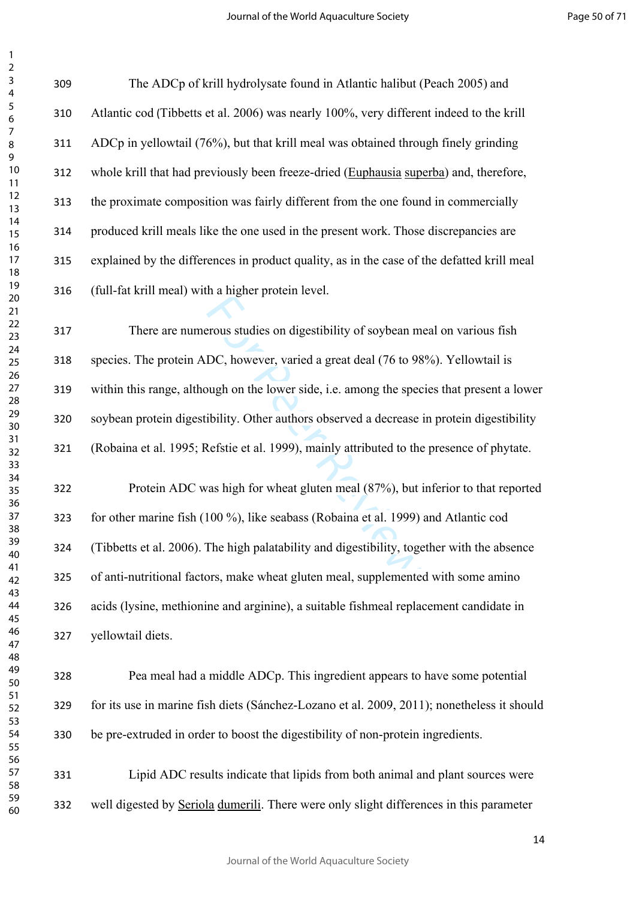The ADCp of krill hydrolysate found in Atlantic halibut (Peach 2005) and Atlantic cod (Tibbetts et al. 2006) was nearly 100%, very different indeed to the krill ADCp in yellowtail (76%), but that krill meal was obtained through finely grinding whole krill that had previously been freeze-dried (*Euphausia superba*) and, therefore, the proximate composition was fairly different from the one found in commercially produced krill meals like the one used in the present work. Those discrepancies are explained by the differences in product quality, as in the case of the defatted krill meal (full-fat krill meal) with a higher protein level.

There are numerous studies on digestibility of soybean meal on various fish species. The protein ADC, however, varied a great deal (76 to 98%). Yellowtail is within this range, although on the lower side, i.e. among the species that present a lower soybean protein digestibility. Other authors observed a decrease in protein digestibility (Robaina et al. 1995; Refstie et al. 1999), mainly attributed to the presence of phytate.

Protein ADC was high for wheat gluten meal (87%), but inferior to that reported for other marine fish (100 %), like seabass (Robaina et al. 1999) and Atlantic cod (Tibbetts et al. 2006). The high palatability and digestibility, together with the absence of anti-nutritional factors, make wheat gluten meal, supplemented with some amino acids (lysine, methionine and arginine), a suitable fishmeal replacement candidate in yellowtail diets.

Pea meal had a middle ADCp. This ingredient appears to have some potential for its use in marine fish diets (Sánchez-Lozano et al. 2009, 2011); nonetheless it should be pre-extruded in order to boost the digestibility of non-protein ingredients.

Lipid ADC results indicate that lipids from both animal and plant sources were well digested by *Seriola dumerili*. There were only slight differences in this parameter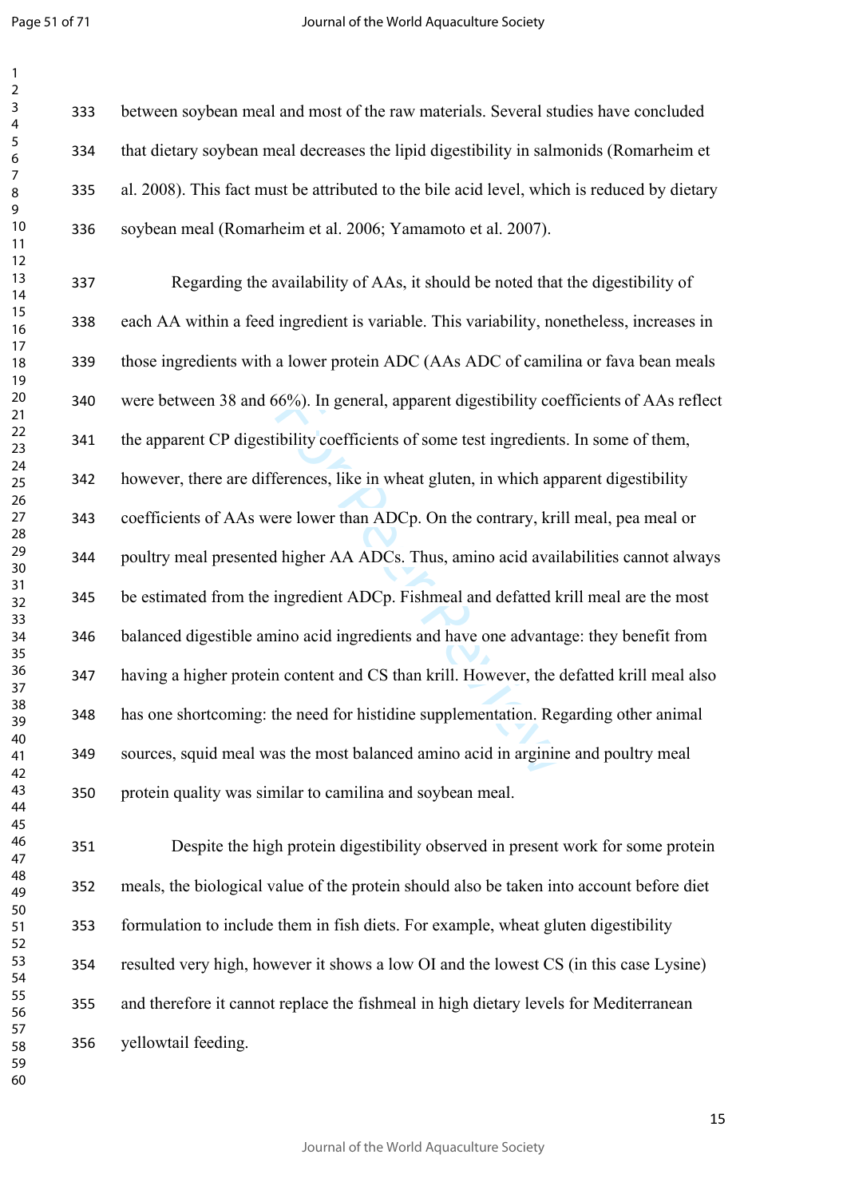between soybean meal and most of the raw materials. Several studies have concluded that dietary soybean meal decreases the lipid digestibility in salmonids (Romarheim et al. 2008). This fact must be attributed to the bile acid level, which is reduced by dietary soybean meal (Romarheim et al. 2006; Yamamoto et al. 2007).

Regarding the availability of AAs, it should be noted that the digestibility of each AA within a feed ingredient is variable. This variability, nonetheless, increases in those ingredients with a lower protein ADC (AAs ADC of camilina or fava bean meals were between 38 and 66%). In general, apparent digestibility coefficients of AAs reflect the apparent CP digestibility coefficients of some test ingredients. In some of them, however, there are differences, like in wheat gluten, in which apparent digestibility coefficients of AAs were lower than ADCp. On the contrary, krill meal, pea meal or poultry meal presented higher AA ADCs. Thus, amino acid availabilities cannot always be estimated from the ingredient ADCp. Fishmeal and defatted krill meal are the most balanced digestible amino acid ingredients and have one advantage: they benefit from having a higher protein content and CS than krill. However, the defatted krill meal also has one shortcoming: the need for histidine supplementation. Regarding other animal sources, squid meal was the most balanced amino acid in arginine and poultry meal protein quality was similar to camilina and soybean meal.

Despite the high protein digestibility observed in present work for some protein meals, the biological value of the protein should also be taken into account before diet formulation to include them in fish diets. For example, wheat gluten digestibility resulted very high, however it shows a low OI and the lowest CS (in this case Lysine) and therefore it cannot replace the fishmeal in high dietary levels for Mediterranean yellowtail feeding.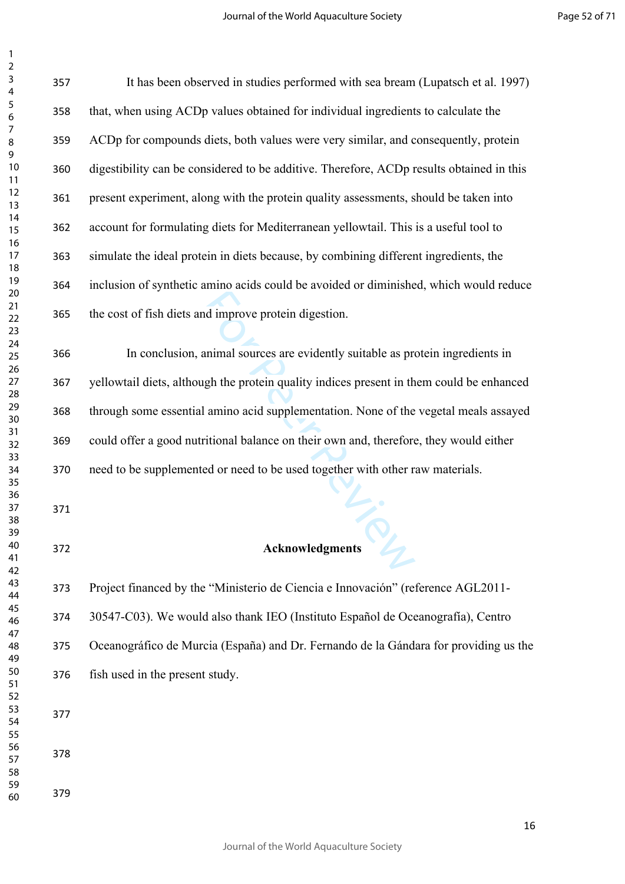It has been observed in studies performed with sea bream (Lupatsch et al. 1997) that, when using ACDp values obtained for individual ingredients to calculate the ACDp for compounds diets, both values were very similar, and consequently, protein digestibility can be considered to be additive. Therefore, ACDp results obtained in this present experiment, along with the protein quality assessments, should be taken into account for formulating diets for Mediterranean yellowtail. This is a useful tool to simulate the ideal protein in diets because, by combining different ingredients, the inclusion of synthetic amino acids could be avoided or diminished, which would reduce the cost of fish diets and improve protein digestion.

In conclusion, animal sources are evidently suitable as protein ingredients in yellowtail diets, although the protein quality indices present in them could be enhanced through some essential amino acid supplementation. None of the vegetal meals assayed could offer a good nutritional balance on their own and, therefore, they would either need to be supplemented or need to be used together with other raw materials.

## Acknowledgments

Project financed by the "Ministerio de Ciencia e Innovación" (reference AGL2011-30547-C03). We would also thank IEO (Instituto Español de Oceanografía), Centro Oceanográfico de Murcia (España) and Dr. Fernando de la Gándara for providing us the fish used in the present study.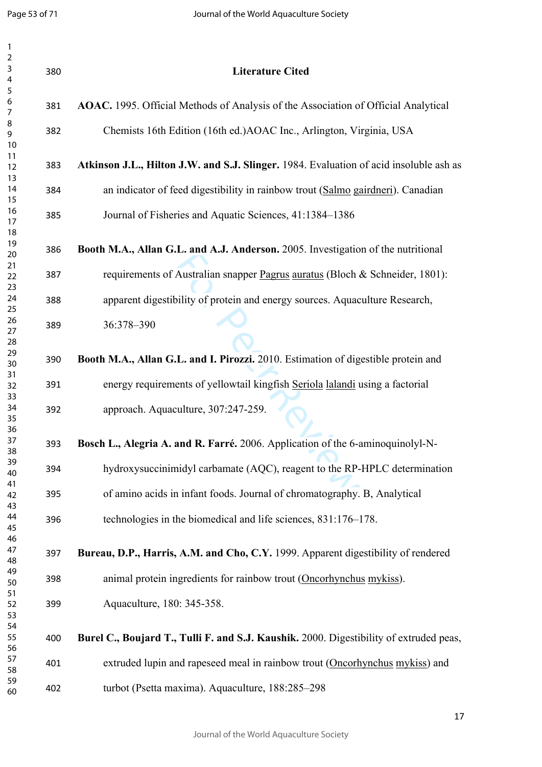## Literature Cited

**AOAC.** 1995. Official Methods of Analysis of the Association of Official Analytical Chemists 16th Edition (16th ed.)AOAC Inc., Arlington, Virginia, USA

**Atkinson J.L., Hilton J.W. and S.J. Slinger.** 1984. Evaluation of acid insoluble ash as an indicator of feed digestibility in rainbow trout (Salmo gairdneri). Canadian Journal of Fisheries and Aquatic Sciences, 41:1384–1386

**Booth M.A., Allan G.L. and A.J. Anderson.** 2005. Investigation of the nutritional requirements of Australian snapper Pagrus auratus (Bloch & Schneider, 1801): apparent digestibility of protein and energy sources. Aquaculture Research, 36:378–390

**Booth M.A., Allan G.L. and I. Pirozzi.** 2010. Estimation of digestible protein and energy requirements of yellowtail kingfish Seriola lalandi using a factorial approach. Aquaculture, 307:247-259.

**Bosch L., Alegria A. and R. Farré.** 2006. Application of the 6-aminoquinolyl-N-hydroxysuccinimidyl carbamate (AQC), reagent to the RP-HPLC determination of amino acids in infant foods. Journal of chromatography. B, Analytical technologies in the biomedical and life sciences, 831:176–178.

**Bureau, D.P., Harris, A.M. and Cho, C.Y.** 1999. Apparent digestibility of rendered animal protein ingredients for rainbow trout (Oncorhynchus mykiss). Aquaculture, 180: 345-358.

**Burel C., Boujard T., Tulli F. and S.J. Kaushik.** 2000. Digestibility of extruded peas, extruded lupin and rapeseed meal in rainbow trout (Oncorhynchus mykiss) and turbot (Psetta maxima). Aquaculture, 188:285–298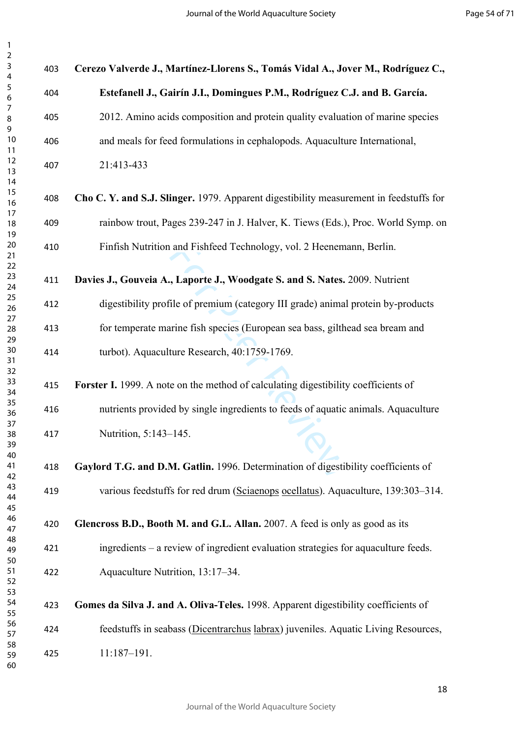**Cerezo Valverde J., Martínez-Llorens S., Tomás Vidal A., Jover M., Rodríguez C., Estefanell J., Gairín J.I., Domingues P.M., Rodríguez C.J. and B. García.** 2012. Amino acids composition and protein quality evaluation of marine species and meals for feed formulations in cephalopods. Aquaculture International, 21:413-433

**Cho C. Y. and S.J. Slinger.** 1979. Apparent digestibility measurement in feedstuffs for rainbow trout, Pages 239-247 in J. Halver, K. Tiews (Eds.), Proc. World Symp. on Finfish Nutrition and Fishfeed Technology, vol. 2 Heenemann, Berlin.

**Davies J., Gouveia A., Laporte J., Woodgate S. and S. Nates.** 2009. Nutrient digestibility profile of premium (category III grade) animal protein by-products for temperate marine fish species (European sea bass, gilthead sea bream and turbot). Aquaculture Research, 40:1759-1769.

**Forster I.** 1999. A note on the method of calculating digestibility coefficients of nutrients provided by single ingredients to feeds of aquatic animals. Aquaculture Nutrition, 5:143–145.

**Gaylord T.G. and D.M. Gatlin.** 1996. Determination of digestibility coefficients of various feedstuffs for red drum (Sciaenops ocellatus). Aquaculture, 139:303–314.

**Glencross B.D., Booth M. and G.L. Allan.** 2007. A feed is only as good as its ingredients – a review of ingredient evaluation strategies for aquaculture feeds. Aquaculture Nutrition, 13:17–34.

**Gomes da Silva J. and A. Oliva-Teles.** 1998. Apparent digestibility coefficients of feedstuffs in seabass (Dicentrarchus labrax) juveniles. Aquatic Living Resources, 11:187–191.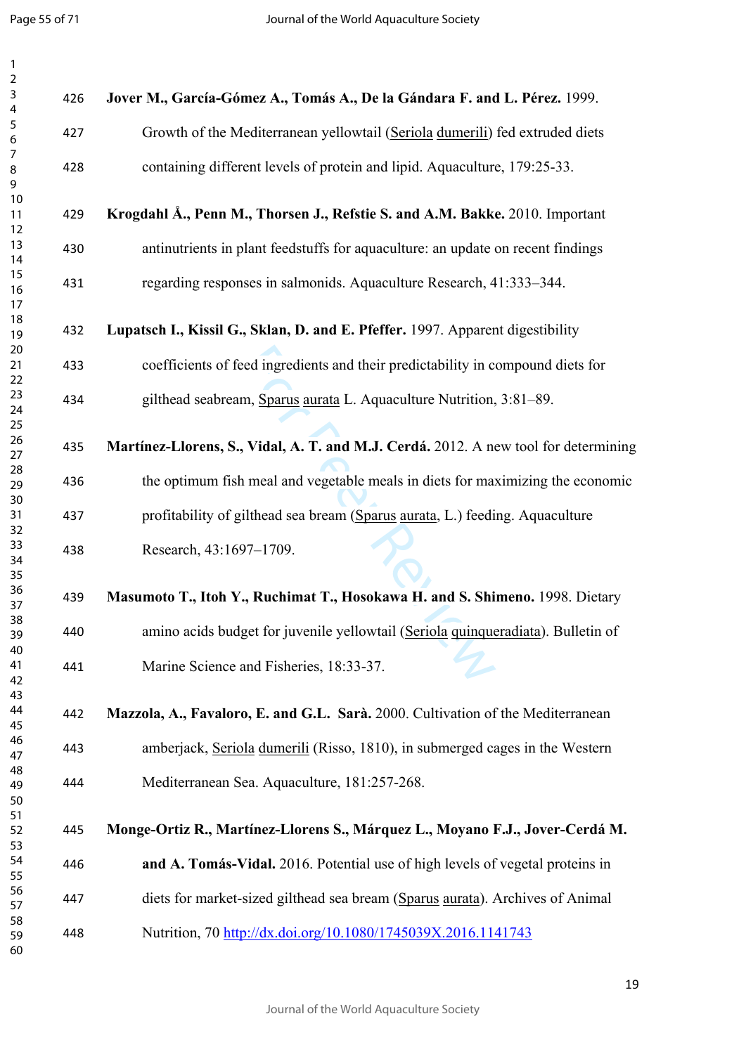**Jover M., García-Gómez A., Tomás A., De la Gándara F. and L. Pérez.** 1999. Growth of the Mediterranean yellowtail (Seriola dumerili) fed extruded diets containing different levels of protein and lipid. Aquaculture, 179:25-33.

**Krogdahl Å., Penn M., Thorsen J., Refstie S. and A.M. Bakke.** 2010. Important antinutrients in plant feedstuffs for aquaculture: an update on recent findings regarding responses in salmonids. Aquaculture Research, 41:333–344.

**Lupatsch I., Kissil G., Sklan, D. and E. Pfeffer.** 1997. Apparent digestibility coefficients of feed ingredients and their predictability in compound diets for gilthead seabream, Sparus aurata L. Aquaculture Nutrition, 3:81–89.

**Martínez-Llorens, S., Vidal, A. T. and M.J. Cerdá.** 2012. A new tool for determining the optimum fish meal and vegetable meals in diets for maximizing the economic profitability of gilthead sea bream (Sparus aurata, L.) feeding. Aquaculture Research, 43:1697–1709.

**Masumoto T., Itoh Y., Ruchimat T., Hosokawa H. and S. Shimeno.** 1998. Dietary amino acids budget for juvenile yellowtail (Seriola quinqueradiata). Bulletin of Marine Science and Fisheries, 18:33-37.

**Mazzola, A., Favaloro, E. and G.L. Sarà.** 2000. Cultivation of the Mediterranean amberjack, Seriola dumerili (Risso, 1810), in submerged cages in the Western Mediterranean Sea. Aquaculture, 181:257-268.

**Monge-Ortiz R., Martínez-Llorens S., Márquez L., Moyano F.J., Jover-Cerdá M. and A. Tomás-Vidal.** 2016. Potential use of high levels of vegetal proteins in diets for market-sized gilthead sea bream (Sparus aurata). Archives of Animal Nutrition, 70 http://dx.doi.org/10.1080/1745039X.2016.1141743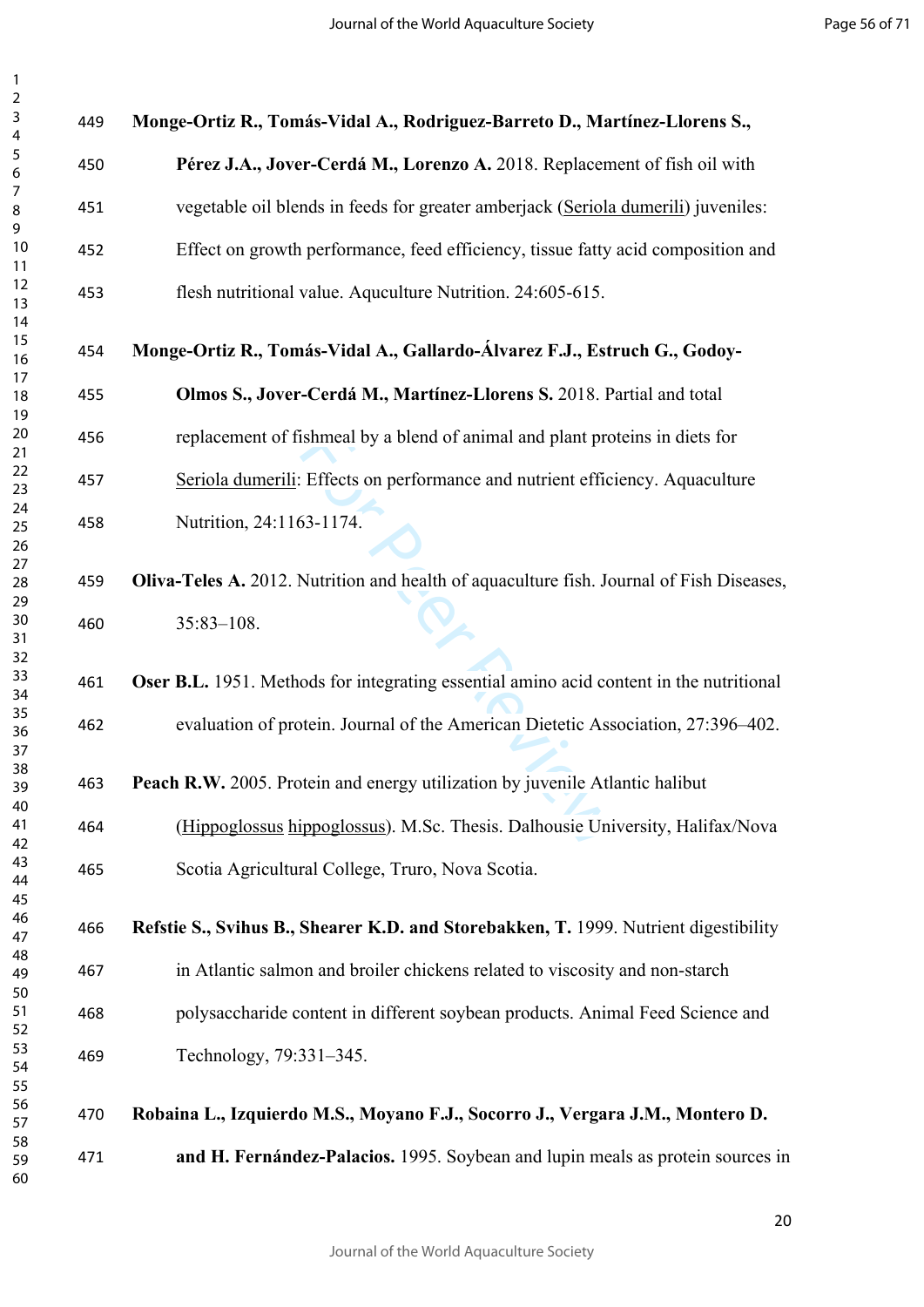**Monge-Ortiz R., Tomás-Vidal A., Rodriguez-Barreto D., Martínez-Llorens S., Pérez J.A., Jover-Cerdá M., Lorenzo A.** 2018. Replacement of fish oil with vegetable oil blends in feeds for greater amberjack (Seriola dumerili) juveniles: Effect on growth performance, feed efficiency, tissue fatty acid composition and flesh nutritional value. Aquculture Nutrition. 24:605-615.

**Monge-Ortiz R., Tomás-Vidal A., Gallardo-Álvarez F.J., Estruch G., Godoy-Olmos S., Jover-Cerdá M., Martínez-Llorens S.** 2018. Partial and total replacement of fishmeal by a blend of animal and plant proteins in diets for Seriola dumerili: Effects on performance and nutrient efficiency. Aquaculture Nutrition, 24:1163-1174.

**Oliva-Teles A.** 2012. Nutrition and health of aquaculture fish. Journal of Fish Diseases, 35:83–108.

**Oser B.L.** 1951. Methods for integrating essential amino acid content in the nutritional evaluation of protein. Journal of the American Dietetic Association, 27:396–402.

**Peach R.W.** 2005. Protein and energy utilization by juvenile Atlantic halibut (Hippoglossus hippoglossus). M.Sc. Thesis. Dalhousie University, Halifax/Nova Scotia Agricultural College, Truro, Nova Scotia.

**Refstie S., Svihus B., Shearer K.D. and Storebakken, T.** 1999. Nutrient digestibility in Atlantic salmon and broiler chickens related to viscosity and non-starch polysaccharide content in different soybean products. Animal Feed Science and Technology, 79:331–345.

**Robaina L., Izquierdo M.S., Moyano F.J., Socorro J., Vergara J.M., Montero D. and H. Fernández-Palacios.** 1995. Soybean and lupin meals as protein sources in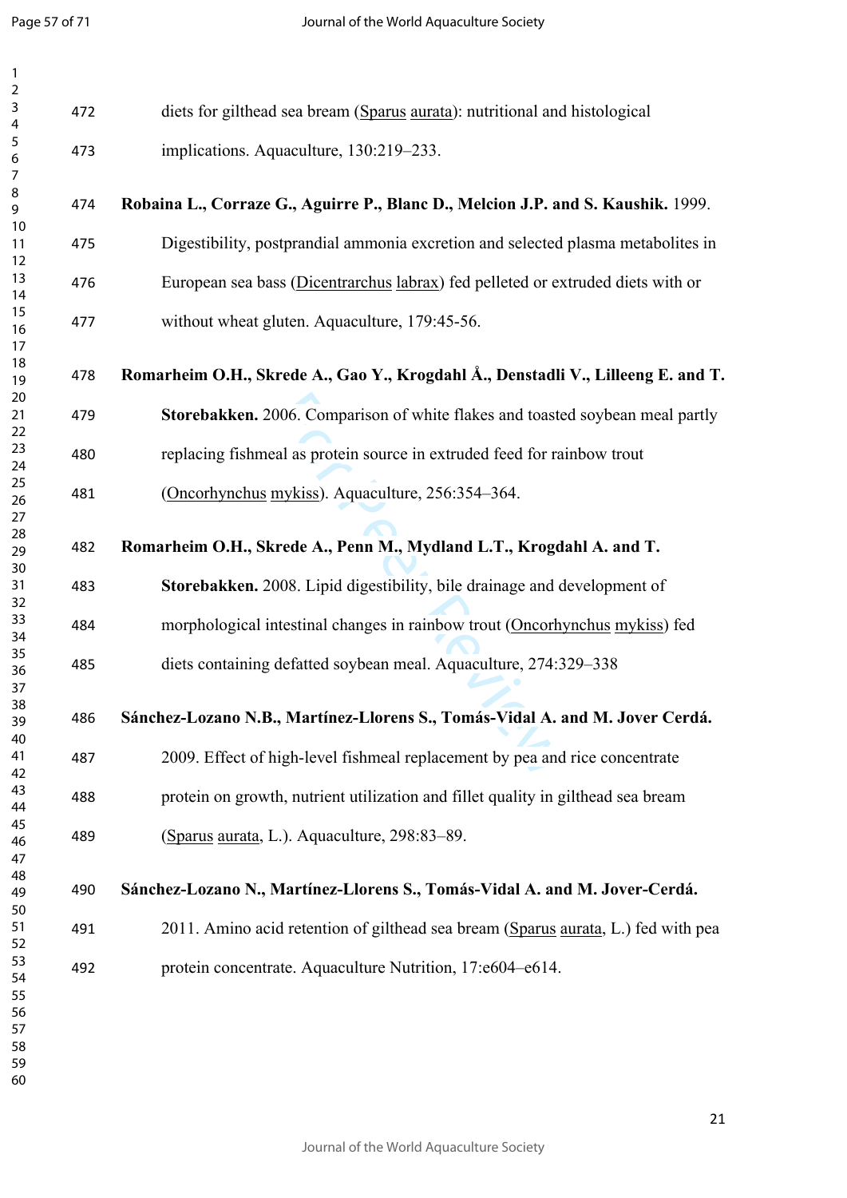diets for gilthead sea bream (Sparus aurata): nutritional and histological implications. Aquaculture, 130:219–233.

**Robaina L., Corraze G., Aguirre P., Blanc D., Melcion J.P. and S. Kaushik.** 1999. Digestibility, postprandial ammonia excretion and selected plasma metabolites in European sea bass (Dicentrarchus labrax) fed pelleted or extruded diets with or without wheat gluten. Aquaculture, 179:45-56.

**Romarheim O.H., Skrede A., Gao Y., Krogdahl Å., Denstadli V., Lilleeng E. and T. Storebakken.** 2006. Comparison of white flakes and toasted soybean meal partly replacing fishmeal as protein source in extruded feed for rainbow trout (Oncorhynchus mykiss). Aquaculture, 256:354–364.

**Romarheim O.H., Skrede A., Penn M., Mydland L.T., Krogdahl A. and T. Storebakken.** 2008. Lipid digestibility, bile drainage and development of morphological intestinal changes in rainbow trout (Oncorhynchus mykiss) fed diets containing defatted soybean meal. Aquaculture, 274:329–338

**Sánchez-Lozano N.B., Martínez-Llorens S., Tomás-Vidal A. and M. Jover Cerdá.** 2009. Effect of high-level fishmeal replacement by pea and rice concentrate protein on growth, nutrient utilization and fillet quality in gilthead sea bream (Sparus aurata, L.). Aquaculture, 298:83–89.

**Sánchez-Lozano N., Martínez-Llorens S., Tomás-Vidal A. and M. Jover-Cerdá.** 2011. Amino acid retention of gilthead sea bream (Sparus aurata, L.) fed with pea protein concentrate. Aquaculture Nutrition, 17:e604–e614.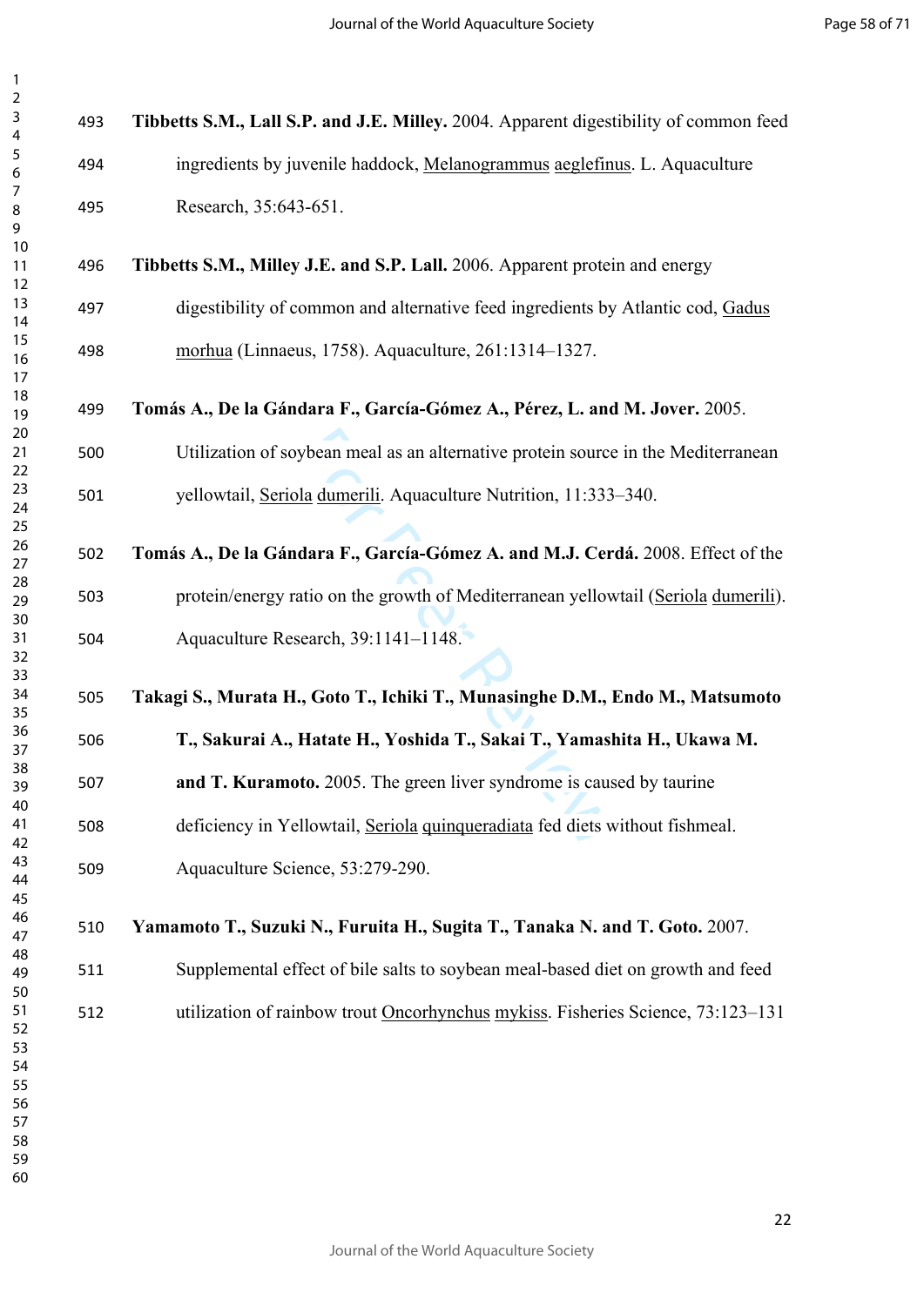**Tibbetts S.M., Lall S.P. and J.E. Milley.** 2004. Apparent digestibility of common feed ingredients by juvenile haddock, Melanogrammus aeglefinus. L. Aquaculture Research, 35:643-651.

**Tibbetts S.M., Milley J.E. and S.P. Lall.** 2006. Apparent protein and energy digestibility of common and alternative feed ingredients by Atlantic cod, Gadus morhua (Linnaeus, 1758). Aquaculture, 261:1314–1327.

**Tomás A., De la Gándara F., García-Gómez A., Pérez, L. and M. Jover.** 2005. Utilization of soybean meal as an alternative protein source in the Mediterranean yellowtail, Seriola dumerili. Aquaculture Nutrition, 11:333–340.

**Tomás A., De la Gándara F., García-Gómez A. and M.J. Cerdá.** 2008. Effect of the protein/energy ratio on the growth of Mediterranean yellowtail (Seriola dumerili). Aquaculture Research, 39:1141–1148.

**Takagi S., Murata H., Goto T., Ichiki T., Munasinghe D.M., Endo M., Matsumoto T., Sakurai A., Hatate H., Yoshida T., Sakai T., Yamashita H., Ukawa M. and T. Kuramoto.** 2005. The green liver syndrome is caused by taurine deficiency in Yellowtail, Seriola quinqueradiata fed diets without fishmeal. Aquaculture Science, 53:279-290.

**Yamamoto T., Suzuki N., Furuita H., Sugita T., Tanaka N. and T. Goto.** 2007. Supplemental effect of bile salts to soybean meal-based diet on growth and feed utilization of rainbow trout Oncorhynchus mykiss. Fisheries Science, 73:123–131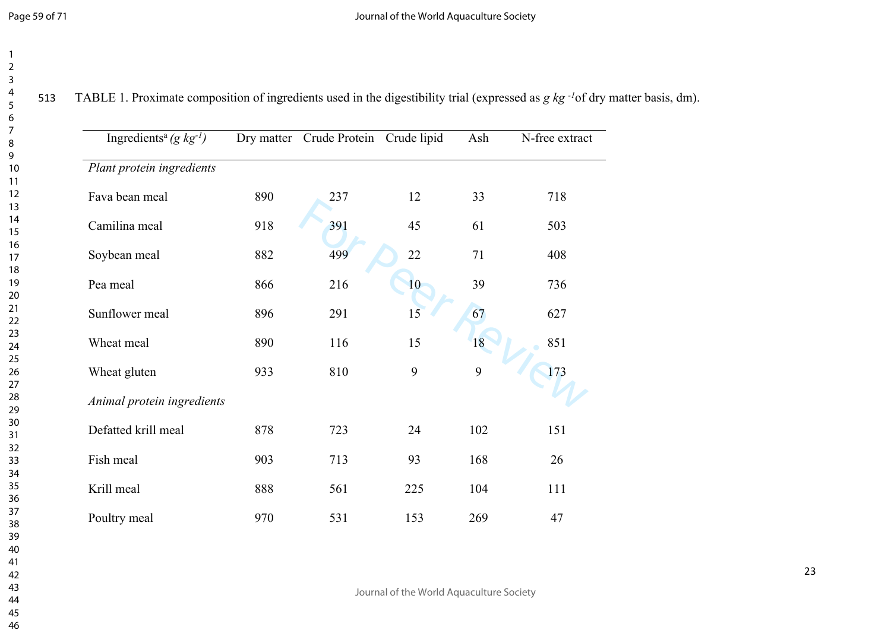TABLE 1. Proximate composition of ingredients used in the digestibility trial (expressed as *g kg* $^{-1}$ of dry matter basis, dm).

| Ingredients[a] *(g kg$^{-1}$)* | Dry matter | Crude Protein | Crude lipid | Ash | N-free extract |
|---|---|---|---|---|---|
| *Plant protein ingredients* | | | | | |
| Fava bean meal | 890 | 237 | 12 | 33 | 718 |
| Camilina meal | 918 | 391 | 45 | 61 | 503 |
| Soybean meal | 882 | 499 | 22 | 71 | 408 |
| Pea meal | 866 | 216 | 10 | 39 | 736 |
| Sunflower meal | 896 | 291 | 15 | 67 | 627 |
| Wheat meal | 890 | 116 | 15 | 18 | 851 |
| Wheat gluten | 933 | 810 | 9 | 9 | 173 |
| *Animal protein ingredients* | | | | | |
| Defatted krill meal | 878 | 723 | 24 | 102 | 151 |
| Fish meal | 903 | 713 | 93 | 168 | 26 |
| Krill meal | 888 | 561 | 225 | 104 | 111 |
| Poultry meal | 970 | 531 | 153 | 269 | 47 |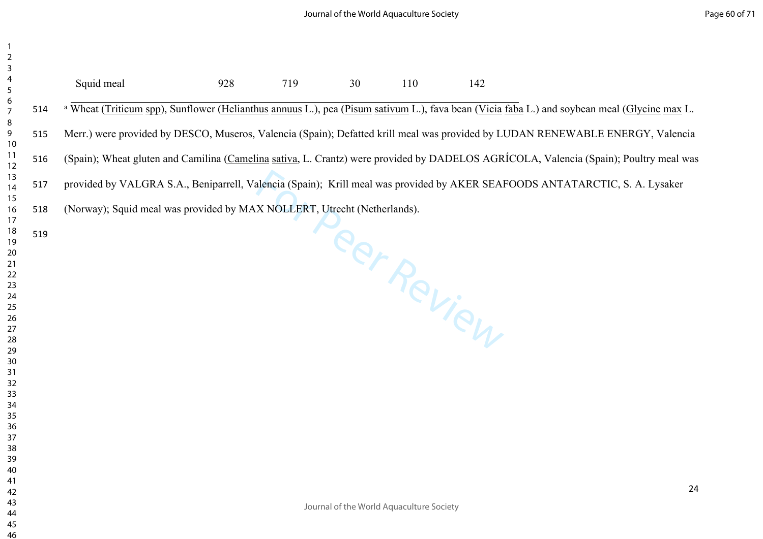| Squid meal | 928 | 719 | 30 | 110 | 142 |
|---|---|---|---|---|---|

[a] Wheat (Triticum spp), Sunflower (Helianthus annuus L.), pea (Pisum sativum L.), fava bean (Vicia faba L.) and soybean meal (Glycine max L. Merr.) were provided by DESCO, Museros, Valencia (Spain); Defatted krill meal was provided by LUDAN RENEWABLE ENERGY, Valencia (Spain); Wheat gluten and Camilina (Camelina sativa, L. Crantz) were provided by DADELOS AGRÍCOLA, Valencia (Spain); Poultry meal was provided by VALGRA S.A., Beniparrell, Valencia (Spain); Krill meal was provided by AKER SEAFOODS ANTATARCTIC, S. A. Lysaker (Norway); Squid meal was provided by MAX NOLLERT, Utrecht (Netherlands).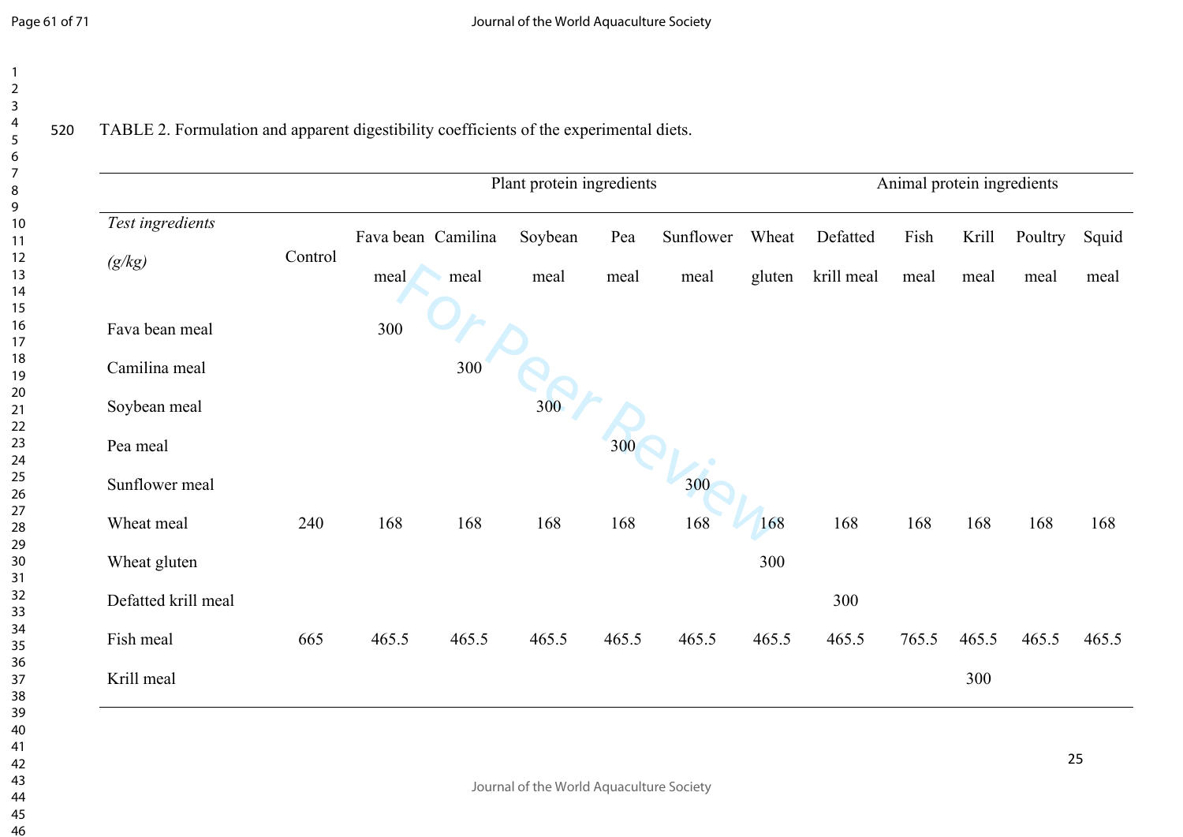TABLE 2. Formulation and apparent digestibility coefficients of the experimental diets.

| | | Plant protein ingredients | | | | | | Animal protein ingredients | | | | |
|---|---|---|---|---|---|---|---|---|---|---|---|---|
| *Test ingredients (g/kg)* | Control | Fava bean meal | Camilina meal | Soybean meal | Pea meal | Sunflower meal | Wheat gluten | Defatted krill meal | Fish meal | Krill meal | Poultry meal | Squid meal |
| Fava bean meal | | 300 | | | | | | | | | | |
| Camilina meal | | | 300 | | | | | | | | | |
| Soybean meal | | | | 300 | | | | | | | | |
| Pea meal | | | | | 300 | | | | | | | |
| Sunflower meal | | | | | | 300 | | | | | | |
| Wheat meal | 240 | 168 | 168 | 168 | 168 | 168 | 168 | 168 | 168 | 168 | 168 | 168 |
| Wheat gluten | | | | | | | 300 | | | | | |
| Defatted krill meal | | | | | | | | 300 | | | | |
| Fish meal | 665 | 465.5 | 465.5 | 465.5 | 465.5 | 465.5 | 465.5 | 465.5 | 765.5 | 465.5 | 465.5 | 465.5 |
| Krill meal | | | | | | | | | | 300 | | |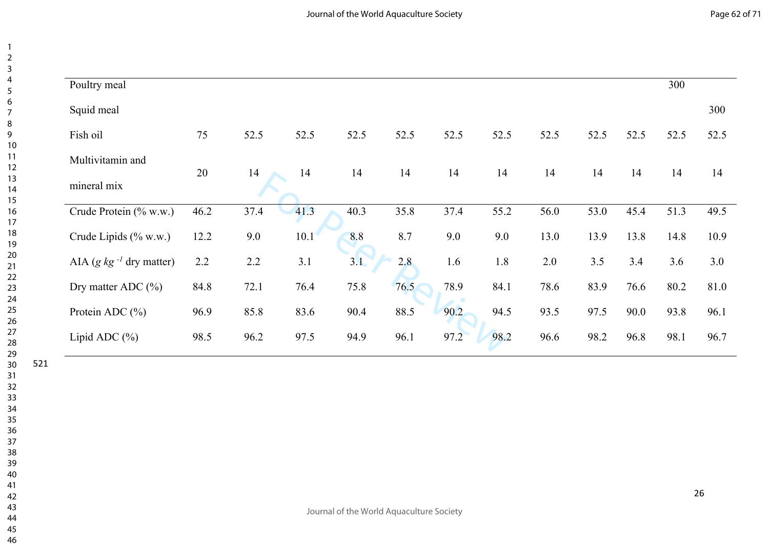| | | | | | | | | | | | | |
|---|---|---|---|---|---|---|---|---|---|---|---|---|
| Poultry meal | | | | | | | | | | | 300 | |
| Squid meal | | | | | | | | | | | | 300 |
| Fish oil | 75 | 52.5 | 52.5 | 52.5 | 52.5 | 52.5 | 52.5 | 52.5 | 52.5 | 52.5 | 52.5 | 52.5 |
| Multivitamin and mineral mix | 20 | 14 | 14 | 14 | 14 | 14 | 14 | 14 | 14 | 14 | 14 | 14 |
| Crude Protein (% w.w.) | 46.2 | 37.4 | 41.3 | 40.3 | 35.8 | 37.4 | 55.2 | 56.0 | 53.0 | 45.4 | 51.3 | 49.5 |
| Crude Lipids (% w.w.) | 12.2 | 9.0 | 10.1 | 8.8 | 8.7 | 9.0 | 9.0 | 13.0 | 13.9 | 13.8 | 14.8 | 10.9 |
| AIA (*g kg $^{-1}$* dry matter) | 2.2 | 2.2 | 3.1 | 3.1 | 2.8 | 1.6 | 1.8 | 2.0 | 3.5 | 3.4 | 3.6 | 3.0 |
| Dry matter ADC (%) | 84.8 | 72.1 | 76.4 | 75.8 | 76.5 | 78.9 | 84.1 | 78.6 | 83.9 | 76.6 | 80.2 | 81.0 |
| Protein ADC (%) | 96.9 | 85.8 | 83.6 | 90.4 | 88.5 | 90.2 | 94.5 | 93.5 | 97.5 | 90.0 | 93.8 | 96.1 |
| Lipid ADC (%) | 98.5 | 96.2 | 97.5 | 94.9 | 96.1 | 97.2 | 98.2 | 96.6 | 98.2 | 96.8 | 98.1 | 96.7 |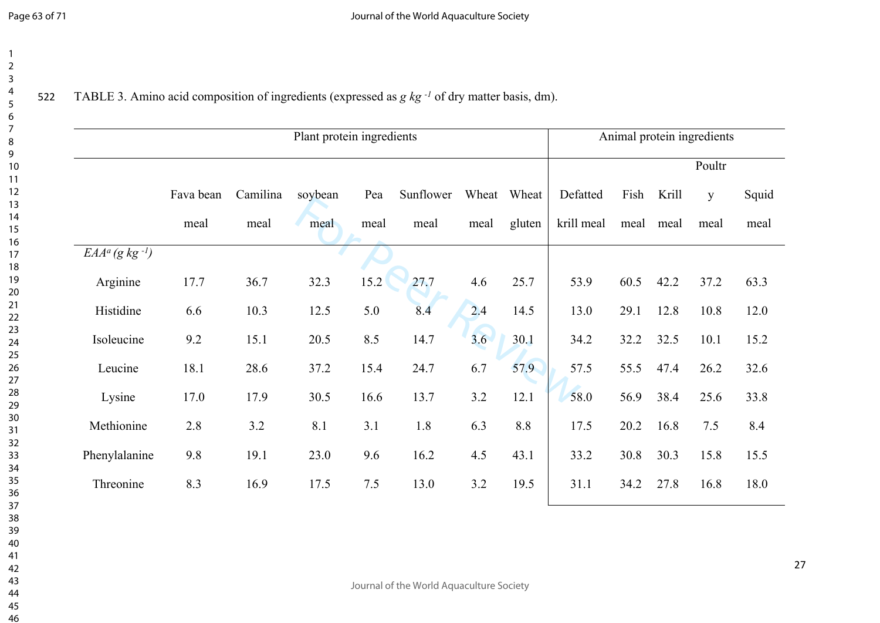TABLE 3. Amino acid composition of ingredients (expressed as *g kg* $^{-1}$ of dry matter basis, dm).

| | Plant protein ingredients | | | | | | | Animal protein ingredients | | | | |
|---|---|---|---|---|---|---|---|---|---|---|---|---|
| | Fava bean meal | Camilina meal | soybean meal | Pea meal | Sunflower meal | Wheat meal | Wheat gluten | Defatted krill meal | Fish meal | Krill meal | Poultry meal | Squid meal |
| *EAA*[a] *(g kg* $^{-1}$*)* | | | | | | | | | | | | |
| Arginine | 17.7 | 36.7 | 32.3 | 15.2 | 27.7 | 4.6 | 25.7 | 53.9 | 60.5 | 42.2 | 37.2 | 63.3 |
| Histidine | 6.6 | 10.3 | 12.5 | 5.0 | 8.4 | 2.4 | 14.5 | 13.0 | 29.1 | 12.8 | 10.8 | 12.0 |
| Isoleucine | 9.2 | 15.1 | 20.5 | 8.5 | 14.7 | 3.6 | 30.1 | 34.2 | 32.2 | 32.5 | 10.1 | 15.2 |
| Leucine | 18.1 | 28.6 | 37.2 | 15.4 | 24.7 | 6.7 | 57.9 | 57.5 | 55.5 | 47.4 | 26.2 | 32.6 |
| Lysine | 17.0 | 17.9 | 30.5 | 16.6 | 13.7 | 3.2 | 12.1 | 58.0 | 56.9 | 38.4 | 25.6 | 33.8 |
| Methionine | 2.8 | 3.2 | 8.1 | 3.1 | 1.8 | 6.3 | 8.8 | 17.5 | 20.2 | 16.8 | 7.5 | 8.4 |
| Phenylalanine | 9.8 | 19.1 | 23.0 | 9.6 | 16.2 | 4.5 | 43.1 | 33.2 | 30.8 | 30.3 | 15.8 | 15.5 |
| Threonine | 8.3 | 16.9 | 17.5 | 7.5 | 13.0 | 3.2 | 19.5 | 31.1 | 34.2 | 27.8 | 16.8 | 18.0 |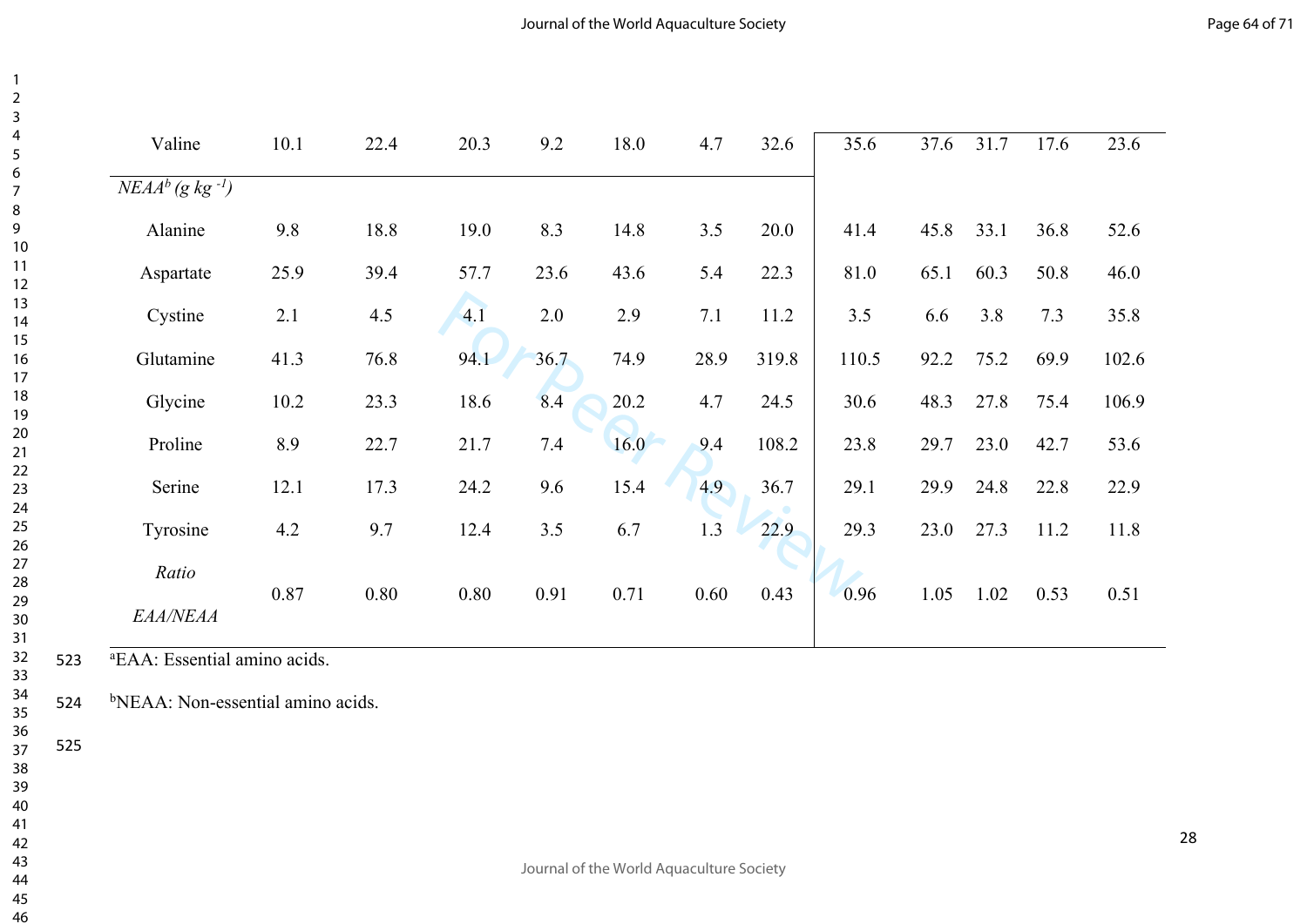| Valine | 10.1 | 22.4 | 20.3 | 9.2 | 18.0 | 4.7 | 32.6 | 35.6 | 37.6 | 31.7 | 17.6 | 23.6 |
|---|---|---|---|---|---|---|---|---|---|---|---|---|
| *NEAA[b] (g kg $^{-1}$)* | | | | | | | | | | | | |
| Alanine | 9.8 | 18.8 | 19.0 | 8.3 | 14.8 | 3.5 | 20.0 | 41.4 | 45.8 | 33.1 | 36.8 | 52.6 |
| Aspartate | 25.9 | 39.4 | 57.7 | 23.6 | 43.6 | 5.4 | 22.3 | 81.0 | 65.1 | 60.3 | 50.8 | 46.0 |
| Cystine | 2.1 | 4.5 | 4.1 | 2.0 | 2.9 | 7.1 | 11.2 | 3.5 | 6.6 | 3.8 | 7.3 | 35.8 |
| Glutamine | 41.3 | 76.8 | 94.1 | 36.7 | 74.9 | 28.9 | 319.8 | 110.5 | 92.2 | 75.2 | 69.9 | 102.6 |
| Glycine | 10.2 | 23.3 | 18.6 | 8.4 | 20.2 | 4.7 | 24.5 | 30.6 | 48.3 | 27.8 | 75.4 | 106.9 |
| Proline | 8.9 | 22.7 | 21.7 | 7.4 | 16.0 | 9.4 | 108.2 | 23.8 | 29.7 | 23.0 | 42.7 | 53.6 |
| Serine | 12.1 | 17.3 | 24.2 | 9.6 | 15.4 | 4.9 | 36.7 | 29.1 | 29.9 | 24.8 | 22.8 | 22.9 |
| Tyrosine | 4.2 | 9.7 | 12.4 | 3.5 | 6.7 | 1.3 | 22.9 | 29.3 | 23.0 | 27.3 | 11.2 | 11.8 |
| *Ratio EAA/NEAA* | 0.87 | 0.80 | 0.80 | 0.91 | 0.71 | 0.60 | 0.43 | 0.96 | 1.05 | 1.02 | 0.53 | 0.51 |

[a]EAA: Essential amino acids.

[b]NEAA: Non-essential amino acids.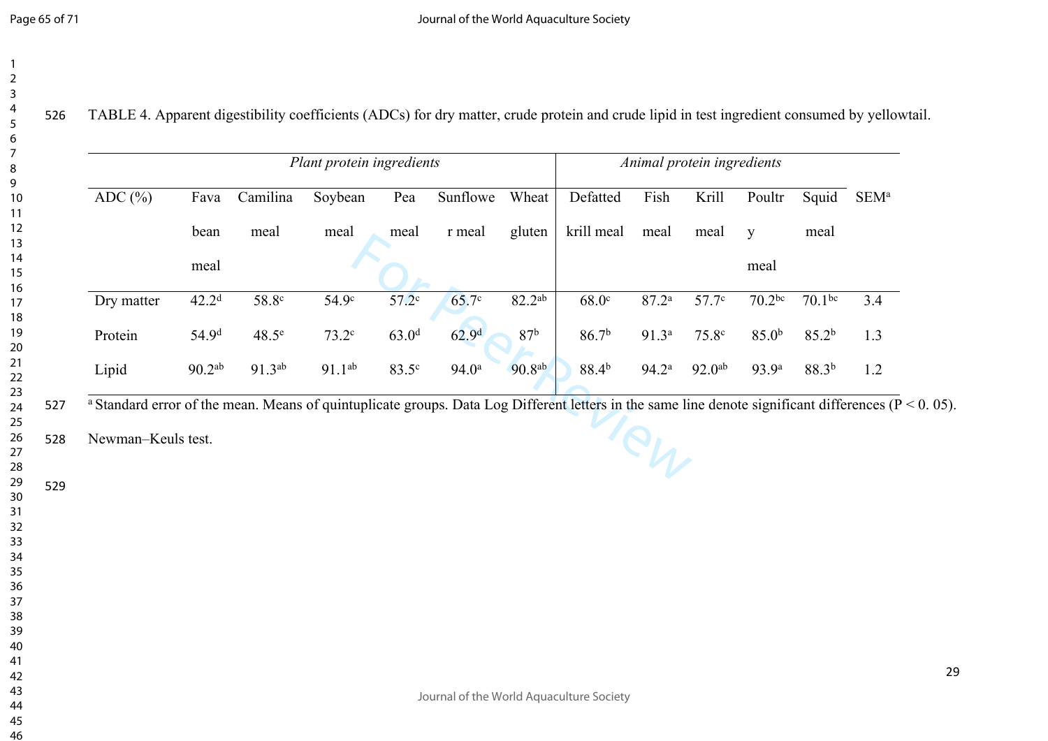TABLE 4. Apparent digestibility coefficients (ADCs) for dry matter, crude protein and crude lipid in test ingredient consumed by yellowtail.

| | *Plant protein ingredients* | | | | | | *Animal protein ingredients* | | | | | |
|---|---|---|---|---|---|---|---|---|---|---|---|---|
| ADC (%) | Fava bean meal | Camilina meal | Soybean meal | Pea meal | Sunflower meal | Wheat gluten | Defatted krill meal | Fish meal | Krill meal | Poultry meal | Squid meal | SEM[a] |
| Dry matter | 42.2[d] | 58.8[c] | 54.9[c] | 57.2[c] | 65.7[c] | 82.2[ab] | 68.0[c] | 87.2[a] | 57.7[c] | 70.2[bc] | 70.1[bc] | 3.4 |
| Protein | 54.9[d] | 48.5[e] | 73.2[c] | 63.0[d] | 62.9[d] | 87[b] | 86.7[b] | 91.3[a] | 75.8[c] | 85.0[b] | 85.2[b] | 1.3 |
| Lipid | 90.2[ab] | 91.3[ab] | 91.1[ab] | 83.5[c] | 94.0[a] | 90.8[ab] | 88.4[b] | 94.2[a] | 92.0[ab] | 93.9[a] | 88.3[b] | 1.2 |

[a] Standard error of the mean. Means of quintuplicate groups. Data Log Different letters in the same line denote significant differences ($P < 0.05$). Newman–Keuls test.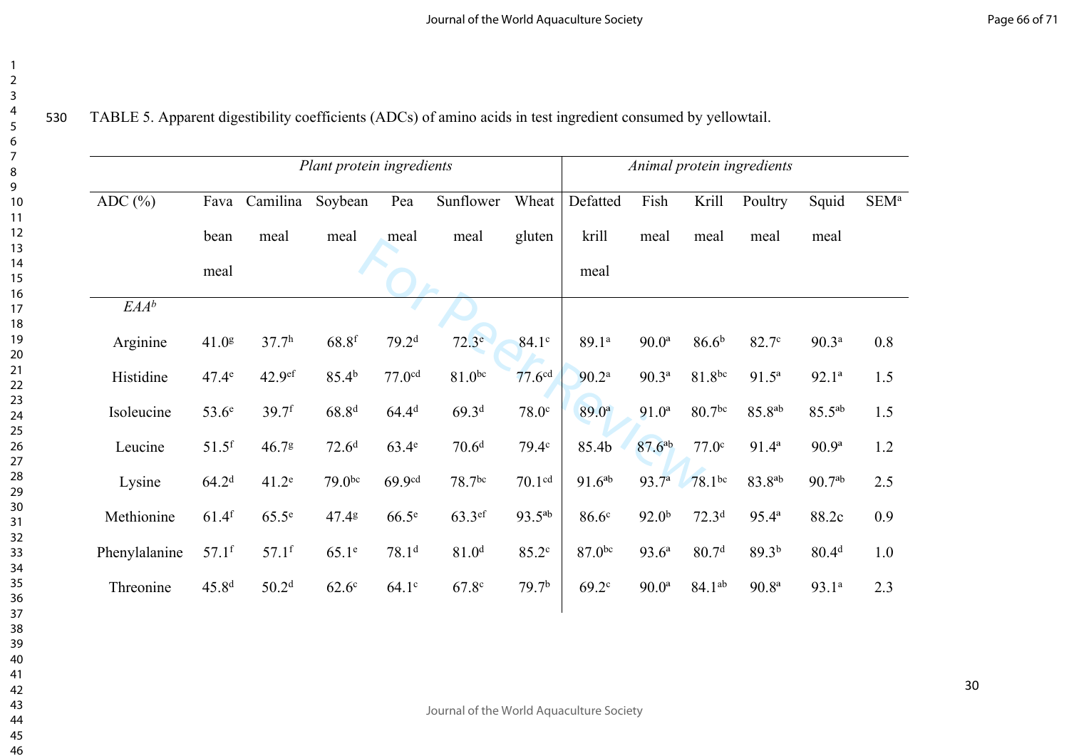TABLE 5. Apparent digestibility coefficients (ADCs) of amino acids in test ingredient consumed by yellowtail.

| | Plant protein ingredients | | | | | | Animal protein ingredients | | | | | |
|---|---|---|---|---|---|---|---|---|---|---|---|---|
| ADC (%) | Fava bean meal | Camilina meal | Soybean meal | Pea meal | Sunflower meal | Wheat gluten | Defatted krill meal | Fish meal | Krill meal | Poultry meal | Squid meal | SEM[a] |
| *EAA*[b] | | | | | | | | | | | | |
| Arginine | 41.0[g] | 37.7[h] | 68.8[f] | 79.2[d] | 72.3[e] | 84.1[c] | 89.1[a] | 90.0[a] | 86.6[b] | 82.7[c] | 90.3[a] | 0.8 |
| Histidine | 47.4[e] | 42.9[ef] | 85.4[b] | 77.0[cd] | 81.0[bc] | 77.6[cd] | 90.2[a] | 90.3[a] | 81.8[bc] | 91.5[a] | 92.1[a] | 1.5 |
| Isoleucine | 53.6[e] | 39.7[f] | 68.8[d] | 64.4[d] | 69.3[d] | 78.0[c] | 89.0[a] | 91.0[a] | 80.7[bc] | 85.8[ab] | 85.5[ab] | 1.5 |
| Leucine | 51.5[f] | 46.7[g] | 72.6[d] | 63.4[e] | 70.6[d] | 79.4[c] | 85.4b | 87.6[ab] | 77.0[c] | 91.4[a] | 90.9[a] | 1.2 |
| Lysine | 64.2[d] | 41.2[e] | 79.0[bc] | 69.9[cd] | 78.7[bc] | 70.1[cd] | 91.6[ab] | 93.7[a] | 78.1[bc] | 83.8[ab] | 90.7[ab] | 2.5 |
| Methionine | 61.4[f] | 65.5[e] | 47.4[g] | 66.5[e] | 63.3[ef] | 93.5[ab] | 86.6[c] | 92.0[b] | 72.3[d] | 95.4[a] | 88.2c | 0.9 |
| Phenylalanine | 57.1[f] | 57.1[f] | 65.1[e] | 78.1[d] | 81.0[d] | 85.2[c] | 87.0[bc] | 93.6[a] | 80.7[d] | 89.3[b] | 80.4[d] | 1.0 |
| Threonine | 45.8[d] | 50.2[d] | 62.6[c] | 64.1[c] | 67.8[c] | 79.7[b] | 69.2[c] | 90.0[a] | 84.1[ab] | 90.8[a] | 93.1[a] | 2.3 |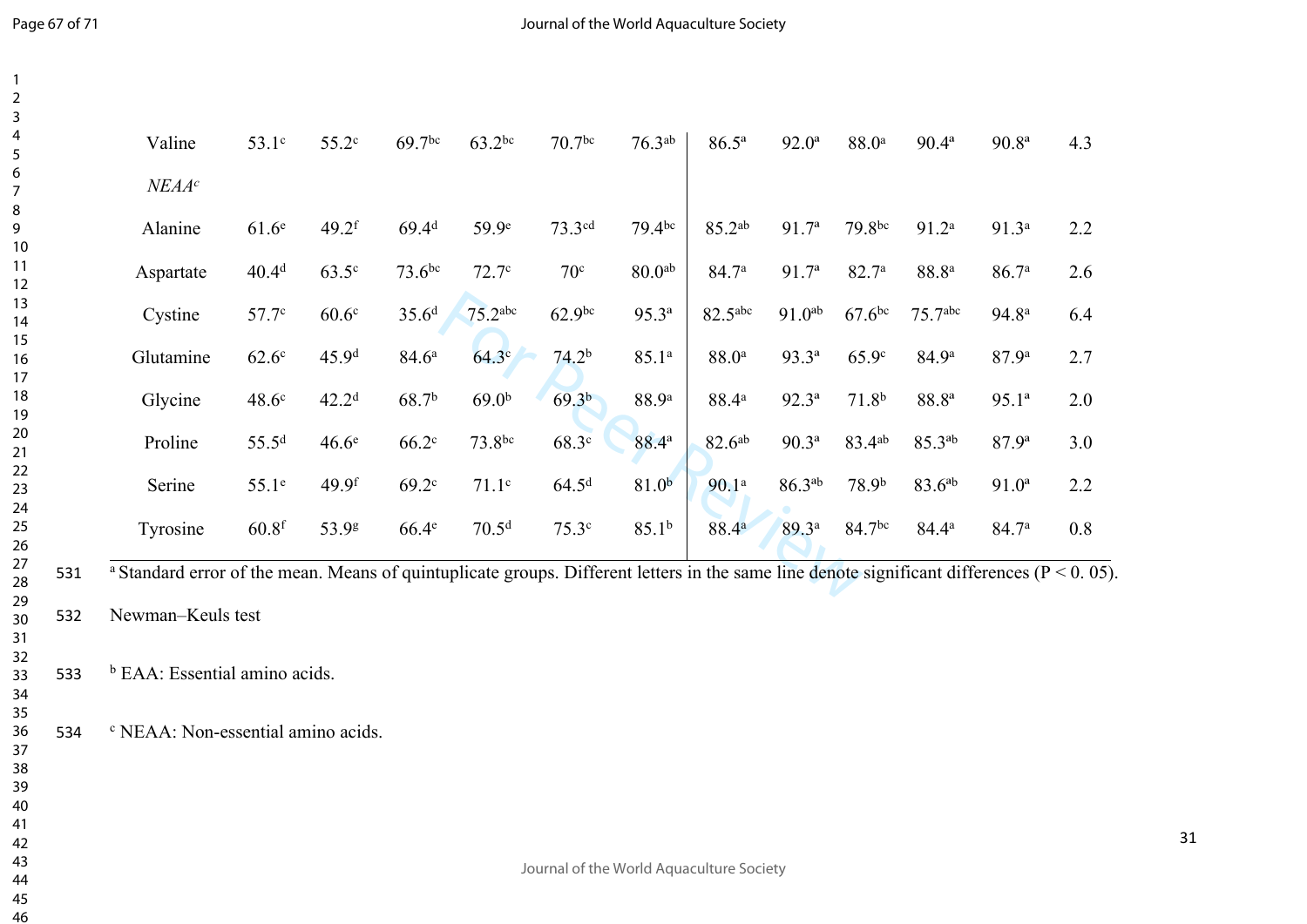| | | | | | | | | | | | |
|---|---|---|---|---|---|---|---|---|---|---|---|
| Valine | 53.1[c] | 55.2[c] | 69.7[bc] | 63.2[bc] | 70.7[bc] | 76.3[ab] | 86.5[a] | 92.0[a] | 88.0[a] | 90.4[a] | 90.8[a] | 4.3 |
| *NEAA*[c] | | | | | | | | | | | | |
| Alanine | 61.6[e] | 49.2[f] | 69.4[d] | 59.9[e] | 73.3[cd] | 79.4[bc] | 85.2[ab] | 91.7[a] | 79.8[bc] | 91.2[a] | 91.3[a] | 2.2 |
| Aspartate | 40.4[d] | 63.5[c] | 73.6[bc] | 72.7[c] | 70[c] | 80.0[ab] | 84.7[a] | 91.7[a] | 82.7[a] | 88.8[a] | 86.7[a] | 2.6 |
| Cystine | 57.7[c] | 60.6[c] | 35.6[d] | 75.2[abc] | 62.9[bc] | 95.3[a] | 82.5[abc] | 91.0[ab] | 67.6[bc] | 75.7[abc] | 94.8[a] | 6.4 |
| Glutamine | 62.6[c] | 45.9[d] | 84.6[a] | 64.3[c] | 74.2[b] | 85.1[a] | 88.0[a] | 93.3[a] | 65.9[c] | 84.9[a] | 87.9[a] | 2.7 |
| Glycine | 48.6[c] | 42.2[d] | 68.7[b] | 69.0[b] | 69.3[b] | 88.9[a] | 88.4[a] | 92.3[a] | 71.8[b] | 88.8[a] | 95.1[a] | 2.0 |
| Proline | 55.5[d] | 46.6[e] | 66.2[c] | 73.8[bc] | 68.3[c] | 88.4[a] | 82.6[ab] | 90.3[a] | 83.4[ab] | 85.3[ab] | 87.9[a] | 3.0 |
| Serine | 55.1[e] | 49.9[f] | 69.2[c] | 71.1[c] | 64.5[d] | 81.0[b] | 90.1[a] | 86.3[ab] | 78.9[b] | 83.6[ab] | 91.0[a] | 2.2 |
| Tyrosine | 60.8[f] | 53.9[g] | 66.4[e] | 70.5[d] | 75.3[c] | 85.1[b] | 88.4[a] | 89.3[a] | 84.7[bc] | 84.4[a] | 84.7[a] | 0.8 |

[a] Standard error of the mean. Means of quintuplicate groups. Different letters in the same line denote significant differences ($P < 0.05$).

Newman–Keuls test

[b] EAA: Essential amino acids.

[c] NEAA: Non-essential amino acids.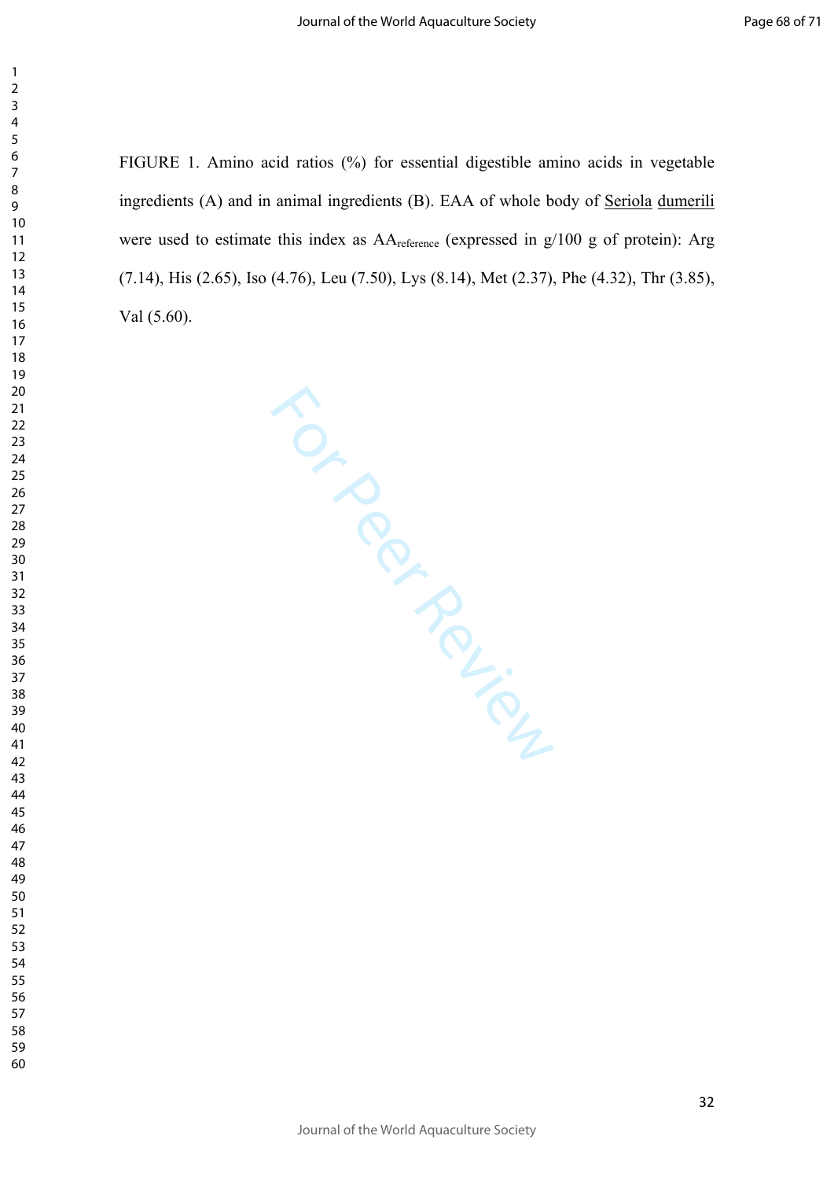FIGURE 1. Amino acid ratios (%) for essential digestible amino acids in vegetable ingredients (A) and in animal ingredients (B). EAA of whole body of Seriola dumerili were used to estimate this index as $AA_{reference}$ (expressed in g/100 g of protein): Arg (7.14), His (2.65), Iso (4.76), Leu (7.50), Lys (8.14), Met (2.37), Phe (4.32), Thr (3.85), Val (5.60).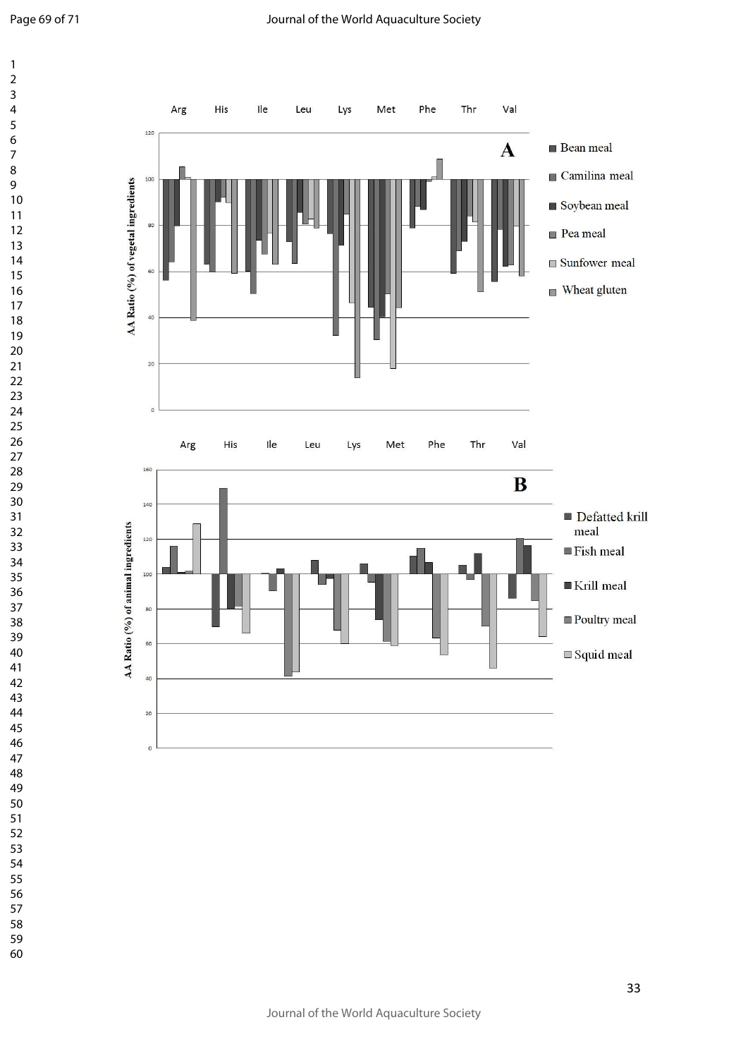Arg His Ile Leu Lys Met Phe Thr Val

**A**

AA Ratio (%) of vegetal ingredients

120
100
80
60
40
20
0

- Bean meal
- Camilina meal
- Soybean meal
- Pea meal
- Sunfower meal
- Wheat gluten

Arg His Ile Leu Lys Met Phe Thr Val

**B**

AA Ratio (%) of animal ingredients

160
140
120
100
80
60
40
20
0

- Defatted krill meal
- Fish meal
- Krill meal
- Poultry meal
- Squid meal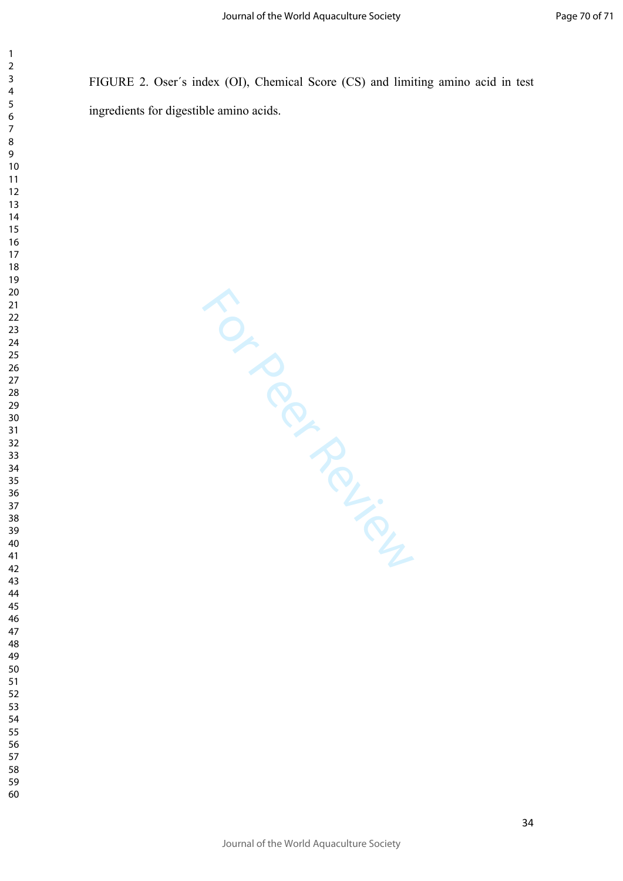FIGURE 2. Oser´s index (OI), Chemical Score (CS) and limiting amino acid in test ingredients for digestible amino acids.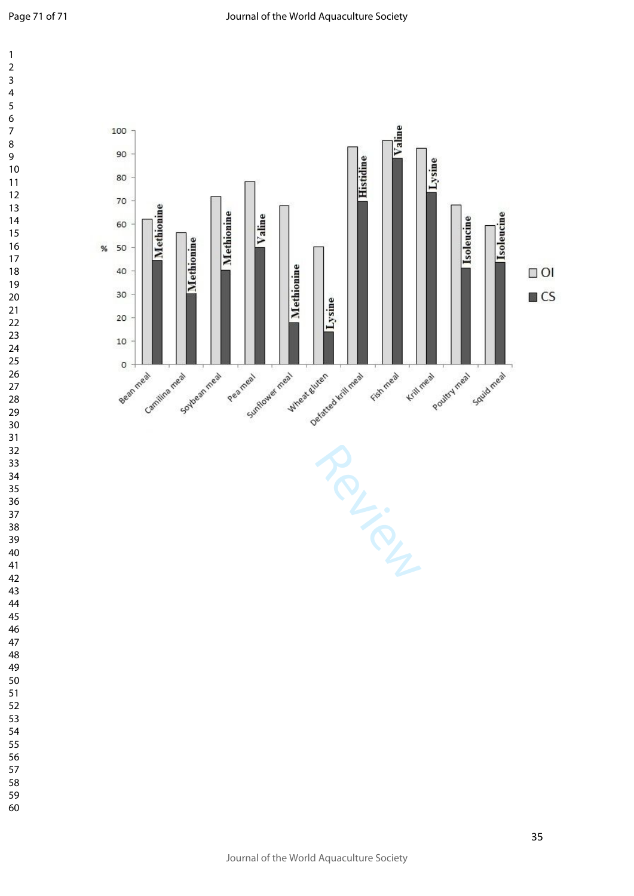100
90
80
70
60
50
40
30
20
10
0

%

Methionine
Methionine
Methionine
Valine
Methionine
Lysine
Histidine
Valine
Lysine
Isoleucine
Isoleucine

Bean meal
Camilina meal
Soybean meal
Pea meal
Sunflower meal
Wheat gluten
Defatted krill meal
Fish meal
Krill meal
Poultry meal
Squid meal

OI
CS